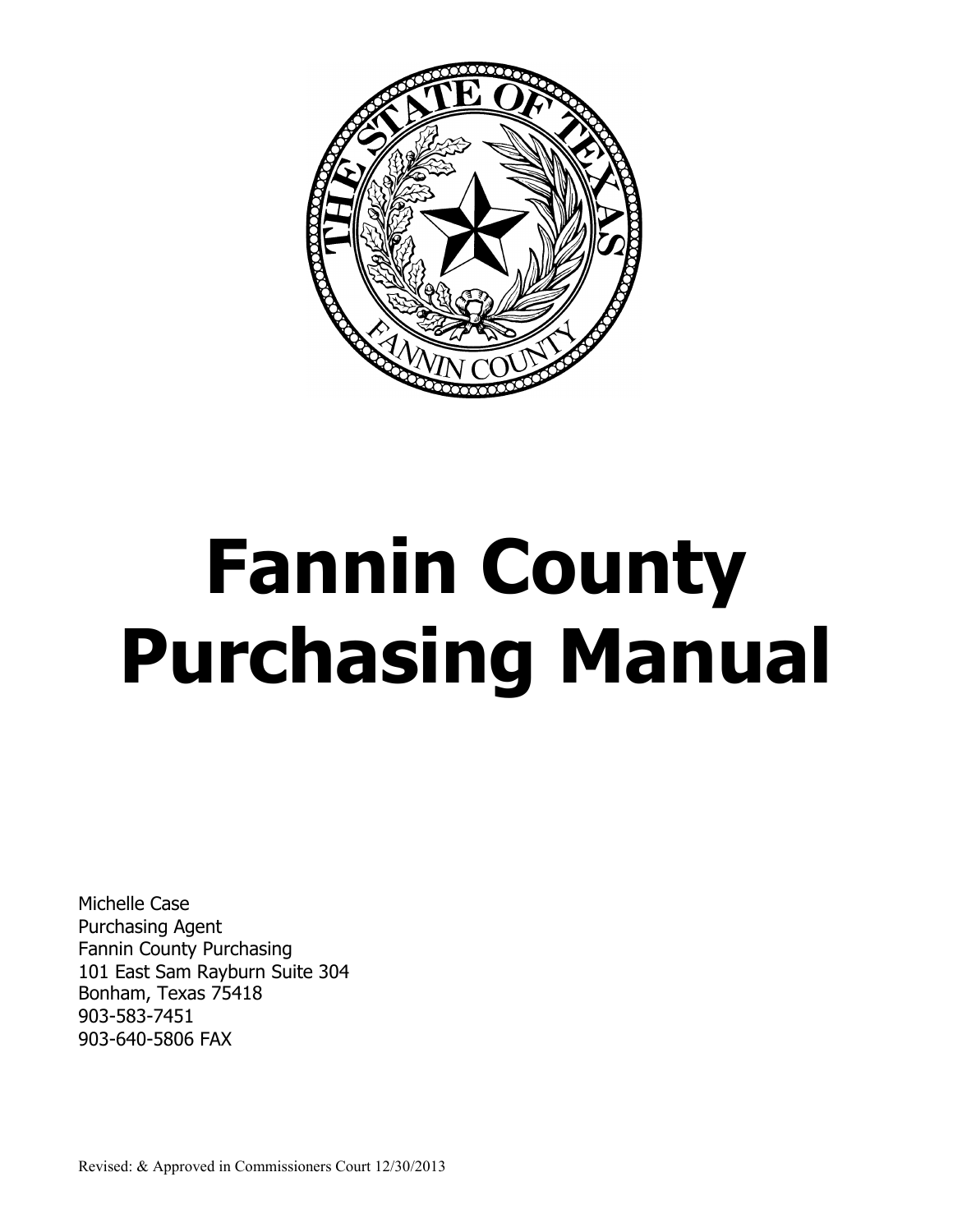# Fannin County Purchasing Manual

Michelle Case
Purchasing Agent
Fannin County Purchasing
101 East Sam Rayburn Suite 304
Bonham, Texas 75418
903-583-7451
903-640-5806 FAX

Revised: & Approved in Commissioners Court 12/30/2013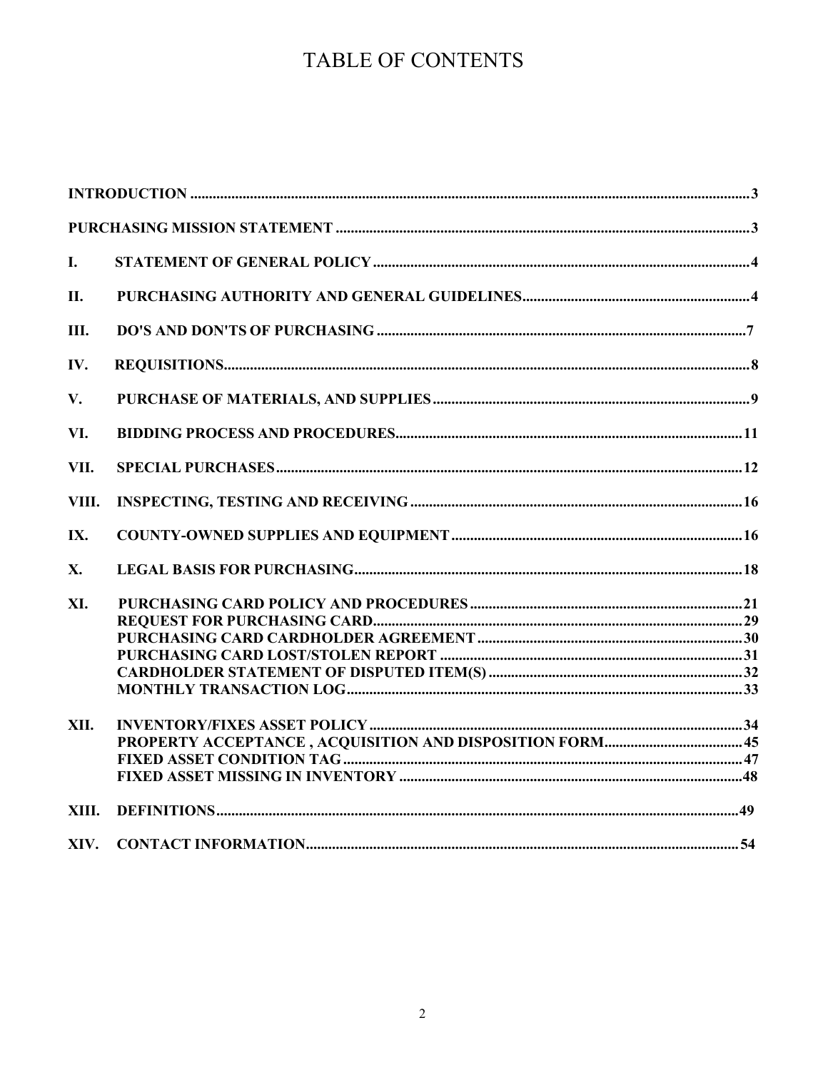# TABLE OF CONTENTS

| | | |
|---|---|---|
| **INTRODUCTION** | | **3** |
| **PURCHASING MISSION STATEMENT** | | **3** |
| **I.** | **STATEMENT OF GENERAL POLICY** | **4** |
| **II.** | **PURCHASING AUTHORITY AND GENERAL GUIDELINES** | **4** |
| **III.** | **DO'S AND DON'TS OF PURCHASING** | **7** |
| **IV.** | **REQUISITIONS** | **8** |
| **V.** | **PURCHASE OF MATERIALS, AND SUPPLIES** | **9** |
| **VI.** | **BIDDING PROCESS AND PROCEDURES** | **11** |
| **VII.** | **SPECIAL PURCHASES** | **12** |
| **VIII.** | **INSPECTING, TESTING AND RECEIVING** | **16** |
| **IX.** | **COUNTY-OWNED SUPPLIES AND EQUIPMENT** | **16** |
| **X.** | **LEGAL BASIS FOR PURCHASING** | **18** |
| **XI.** | **PURCHASING CARD POLICY AND PROCEDURES** | **21** |
| | **REQUEST FOR PURCHASING CARD** | **29** |
| | **PURCHASING CARD CARDHOLDER AGREEMENT** | **30** |
| | **PURCHASING CARD LOST/STOLEN REPORT** | **31** |
| | **CARDHOLDER STATEMENT OF DISPUTED ITEM(S)** | **32** |
| | **MONTHLY TRANSACTION LOG** | **33** |
| **XII.** | **INVENTORY/FIXES ASSET POLICY** | **34** |
| | **PROPERTY ACCEPTANCE , ACQUISITION AND DISPOSITION FORM** | **45** |
| | **FIXED ASSET CONDITION TAG** | **47** |
| | **FIXED ASSET MISSING IN INVENTORY** | **48** |
| **XIII.** | **DEFINITIONS** | **49** |
| **XIV.** | **CONTACT INFORMATION** | **54** |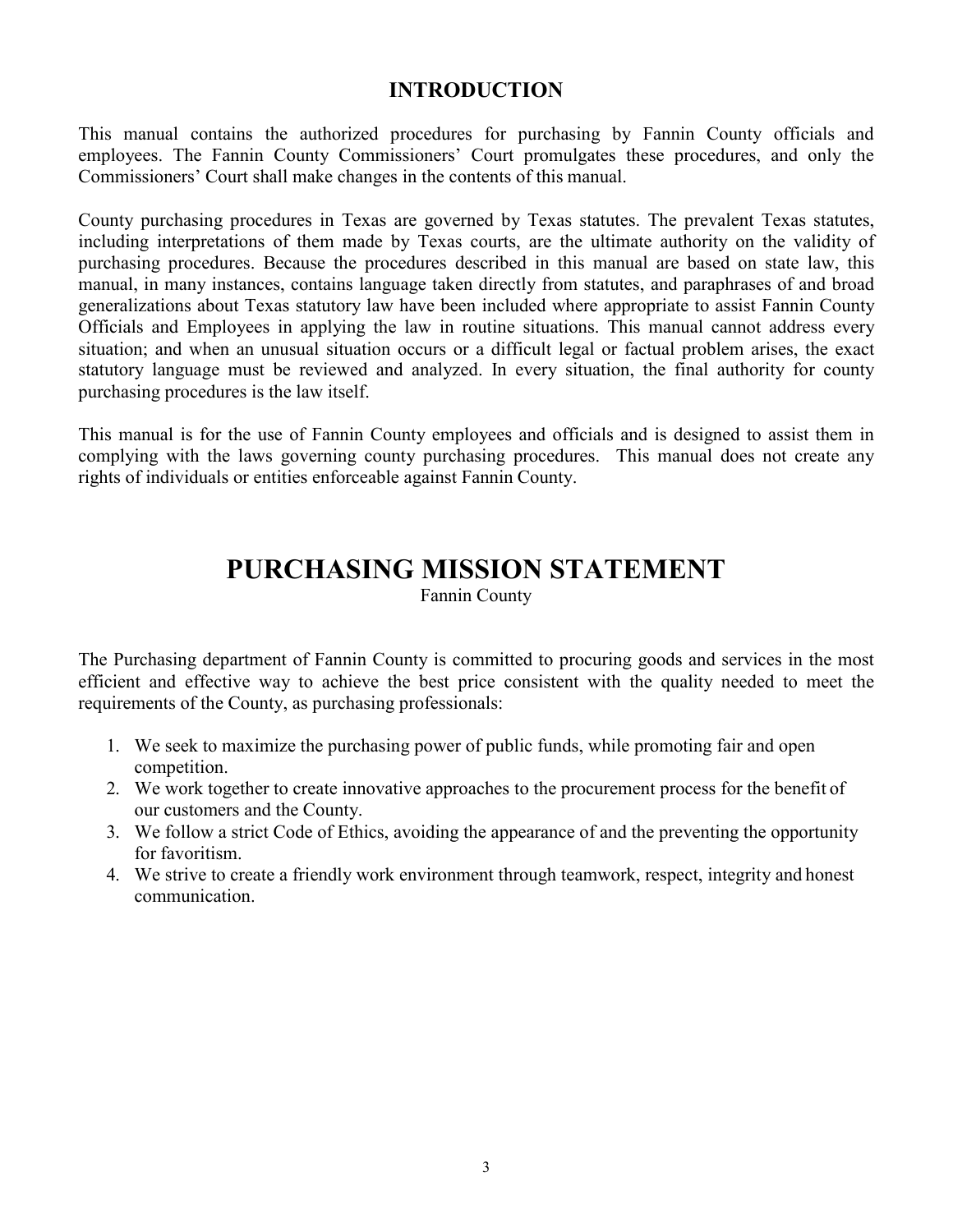## INTRODUCTION

This manual contains the authorized procedures for purchasing by Fannin County officials and employees. The Fannin County Commissioners' Court promulgates these procedures, and only the Commissioners' Court shall make changes in the contents of this manual.

County purchasing procedures in Texas are governed by Texas statutes. The prevalent Texas statutes, including interpretations of them made by Texas courts, are the ultimate authority on the validity of purchasing procedures. Because the procedures described in this manual are based on state law, this manual, in many instances, contains language taken directly from statutes, and paraphrases of and broad generalizations about Texas statutory law have been included where appropriate to assist Fannin County Officials and Employees in applying the law in routine situations. This manual cannot address every situation; and when an unusual situation occurs or a difficult legal or factual problem arises, the exact statutory language must be reviewed and analyzed. In every situation, the final authority for county purchasing procedures is the law itself.

This manual is for the use of Fannin County employees and officials and is designed to assist them in complying with the laws governing county purchasing procedures. This manual does not create any rights of individuals or entities enforceable against Fannin County.

# PURCHASING MISSION STATEMENT

Fannin County

The Purchasing department of Fannin County is committed to procuring goods and services in the most efficient and effective way to achieve the best price consistent with the quality needed to meet the requirements of the County, as purchasing professionals:

1. We seek to maximize the purchasing power of public funds, while promoting fair and open competition.
2. We work together to create innovative approaches to the procurement process for the benefit of our customers and the County.
3. We follow a strict Code of Ethics, avoiding the appearance of and the preventing the opportunity for favoritism.
4. We strive to create a friendly work environment through teamwork, respect, integrity and honest communication.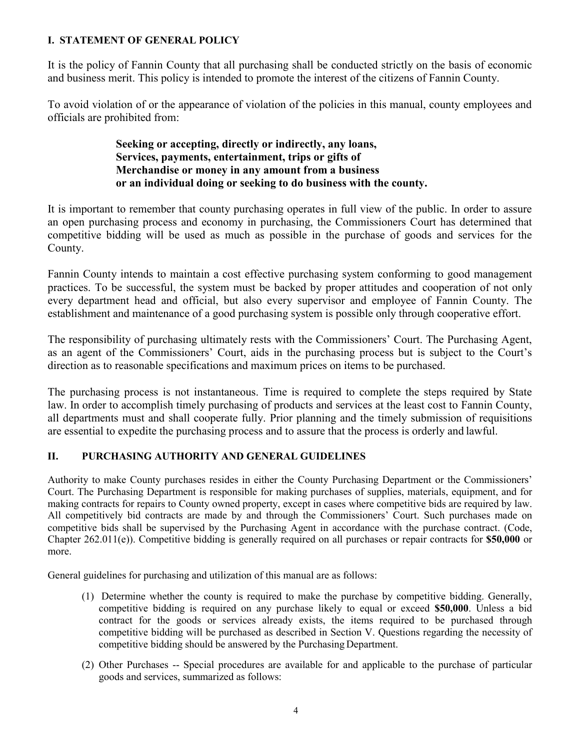## I. STATEMENT OF GENERAL POLICY

It is the policy of Fannin County that all purchasing shall be conducted strictly on the basis of economic and business merit. This policy is intended to promote the interest of the citizens of Fannin County.

To avoid violation of or the appearance of violation of the policies in this manual, county employees and officials are prohibited from:

> **Seeking or accepting, directly or indirectly, any loans, Services, payments, entertainment, trips or gifts of Merchandise or money in any amount from a business or an individual doing or seeking to do business with the county.**

It is important to remember that county purchasing operates in full view of the public. In order to assure an open purchasing process and economy in purchasing, the Commissioners Court has determined that competitive bidding will be used as much as possible in the purchase of goods and services for the County.

Fannin County intends to maintain a cost effective purchasing system conforming to good management practices. To be successful, the system must be backed by proper attitudes and cooperation of not only every department head and official, but also every supervisor and employee of Fannin County. The establishment and maintenance of a good purchasing system is possible only through cooperative effort.

The responsibility of purchasing ultimately rests with the Commissioners' Court. The Purchasing Agent, as an agent of the Commissioners' Court, aids in the purchasing process but is subject to the Court's direction as to reasonable specifications and maximum prices on items to be purchased.

The purchasing process is not instantaneous. Time is required to complete the steps required by State law. In order to accomplish timely purchasing of products and services at the least cost to Fannin County, all departments must and shall cooperate fully. Prior planning and the timely submission of requisitions are essential to expedite the purchasing process and to assure that the process is orderly and lawful.

## II. PURCHASING AUTHORITY AND GENERAL GUIDELINES

Authority to make County purchases resides in either the County Purchasing Department or the Commissioners' Court. The Purchasing Department is responsible for making purchases of supplies, materials, equipment, and for making contracts for repairs to County owned property, except in cases where competitive bids are required by law. All competitively bid contracts are made by and through the Commissioners' Court. Such purchases made on competitive bids shall be supervised by the Purchasing Agent in accordance with the purchase contract. (Code, Chapter 262.011(e)). Competitive bidding is generally required on all purchases or repair contracts for **$50,000** or more.

General guidelines for purchasing and utilization of this manual are as follows:

(1) Determine whether the county is required to make the purchase by competitive bidding. Generally, competitive bidding is required on any purchase likely to equal or exceed **$50,000**. Unless a bid contract for the goods or services already exists, the items required to be purchased through competitive bidding will be purchased as described in Section V. Questions regarding the necessity of competitive bidding should be answered by the Purchasing Department.

(2) Other Purchases -- Special procedures are available for and applicable to the purchase of particular goods and services, summarized as follows: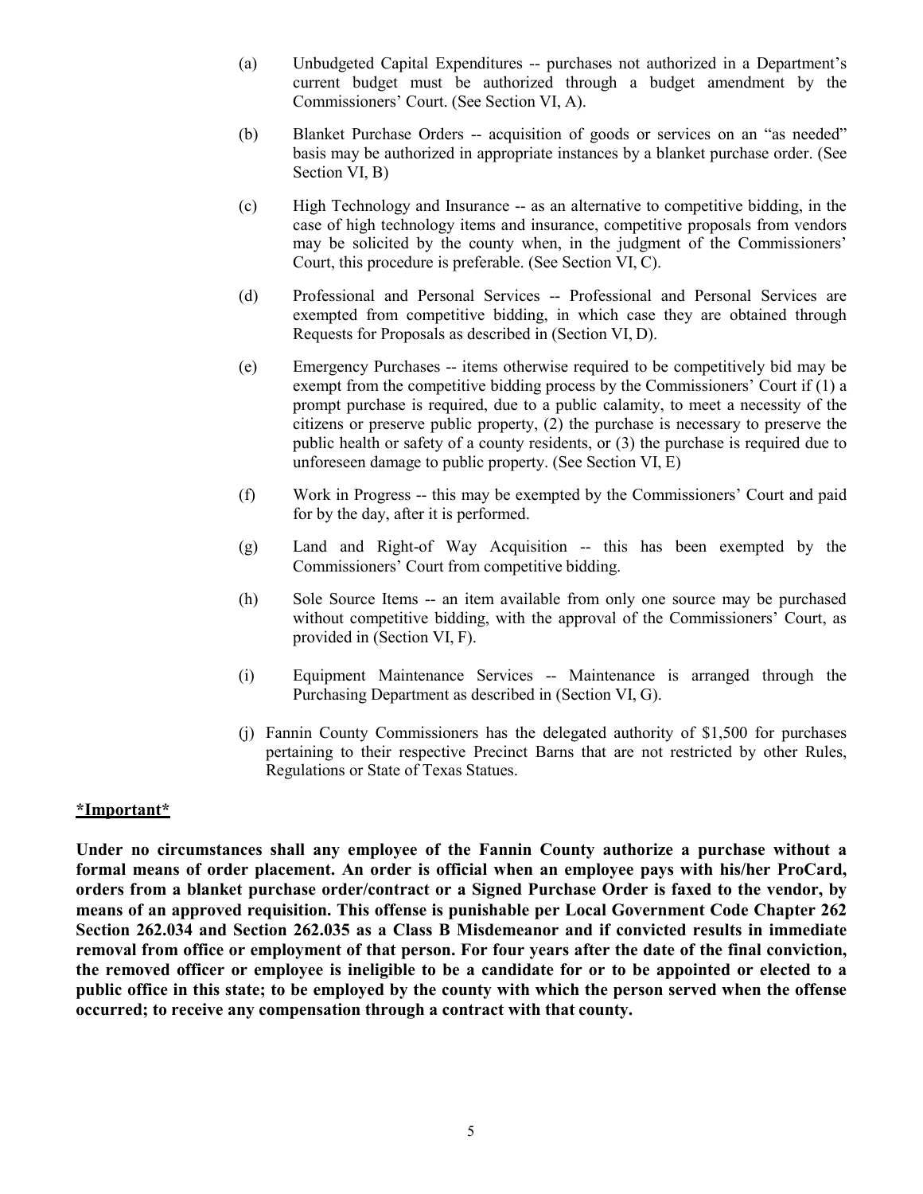(a) Unbudgeted Capital Expenditures -- purchases not authorized in a Department's current budget must be authorized through a budget amendment by the Commissioners' Court. (See Section VI, A).

(b) Blanket Purchase Orders -- acquisition of goods or services on an "as needed" basis may be authorized in appropriate instances by a blanket purchase order. (See Section VI, B)

(c) High Technology and Insurance -- as an alternative to competitive bidding, in the case of high technology items and insurance, competitive proposals from vendors may be solicited by the county when, in the judgment of the Commissioners' Court, this procedure is preferable. (See Section VI, C).

(d) Professional and Personal Services -- Professional and Personal Services are exempted from competitive bidding, in which case they are obtained through Requests for Proposals as described in (Section VI, D).

(e) Emergency Purchases -- items otherwise required to be competitively bid may be exempt from the competitive bidding process by the Commissioners' Court if (1) a prompt purchase is required, due to a public calamity, to meet a necessity of the citizens or preserve public property, (2) the purchase is necessary to preserve the public health or safety of a county residents, or (3) the purchase is required due to unforeseen damage to public property. (See Section VI, E)

(f) Work in Progress -- this may be exempted by the Commissioners' Court and paid for by the day, after it is performed.

(g) Land and Right-of Way Acquisition -- this has been exempted by the Commissioners' Court from competitive bidding.

(h) Sole Source Items -- an item available from only one source may be purchased without competitive bidding, with the approval of the Commissioners' Court, as provided in (Section VI, F).

(i) Equipment Maintenance Services -- Maintenance is arranged through the Purchasing Department as described in (Section VI, G).

(j) Fannin County Commissioners has the delegated authority of $1,500 for purchases pertaining to their respective Precinct Barns that are not restricted by other Rules, Regulations or State of Texas Statues.

**<u>*Important*</u>**

**Under no circumstances shall any employee of the Fannin County authorize a purchase without a formal means of order placement. An order is official when an employee pays with his/her ProCard, orders from a blanket purchase order/contract or a Signed Purchase Order is faxed to the vendor, by means of an approved requisition. This offense is punishable per Local Government Code Chapter 262 Section 262.034 and Section 262.035 as a Class B Misdemeanor and if convicted results in immediate removal from office or employment of that person. For four years after the date of the final conviction, the removed officer or employee is ineligible to be a candidate for or to be appointed or elected to a public office in this state; to be employed by the county with which the person served when the offense occurred; to receive any compensation through a contract with that county.**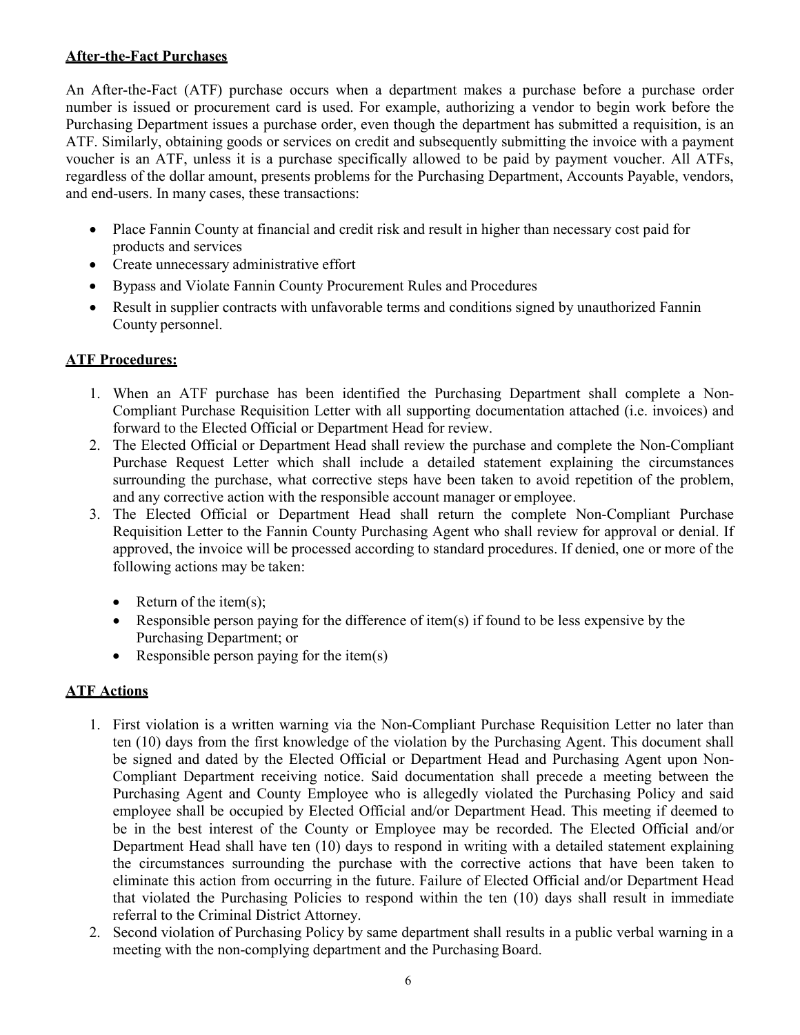**After-the-Fact Purchases**

An After-the-Fact (ATF) purchase occurs when a department makes a purchase before a purchase order number is issued or procurement card is used. For example, authorizing a vendor to begin work before the Purchasing Department issues a purchase order, even though the department has submitted a requisition, is an ATF. Similarly, obtaining goods or services on credit and subsequently submitting the invoice with a payment voucher is an ATF, unless it is a purchase specifically allowed to be paid by payment voucher. All ATFs, regardless of the dollar amount, presents problems for the Purchasing Department, Accounts Payable, vendors, and end-users. In many cases, these transactions:

- Place Fannin County at financial and credit risk and result in higher than necessary cost paid for products and services
- Create unnecessary administrative effort
- Bypass and Violate Fannin County Procurement Rules and Procedures
- Result in supplier contracts with unfavorable terms and conditions signed by unauthorized Fannin County personnel.

**ATF Procedures:**

1. When an ATF purchase has been identified the Purchasing Department shall complete a Non-Compliant Purchase Requisition Letter with all supporting documentation attached (i.e. invoices) and forward to the Elected Official or Department Head for review.
2. The Elected Official or Department Head shall review the purchase and complete the Non-Compliant Purchase Request Letter which shall include a detailed statement explaining the circumstances surrounding the purchase, what corrective steps have been taken to avoid repetition of the problem, and any corrective action with the responsible account manager or employee.
3. The Elected Official or Department Head shall return the complete Non-Compliant Purchase Requisition Letter to the Fannin County Purchasing Agent who shall review for approval or denial. If approved, the invoice will be processed according to standard procedures. If denied, one or more of the following actions may be taken:
   - Return of the item(s);
   - Responsible person paying for the difference of item(s) if found to be less expensive by the Purchasing Department; or
   - Responsible person paying for the item(s)

**ATF Actions**

1. First violation is a written warning via the Non-Compliant Purchase Requisition Letter no later than ten (10) days from the first knowledge of the violation by the Purchasing Agent. This document shall be signed and dated by the Elected Official or Department Head and Purchasing Agent upon Non-Compliant Department receiving notice. Said documentation shall precede a meeting between the Purchasing Agent and County Employee who is allegedly violated the Purchasing Policy and said employee shall be occupied by Elected Official and/or Department Head. This meeting if deemed to be in the best interest of the County or Employee may be recorded. The Elected Official and/or Department Head shall have ten (10) days to respond in writing with a detailed statement explaining the circumstances surrounding the purchase with the corrective actions that have been taken to eliminate this action from occurring in the future. Failure of Elected Official and/or Department Head that violated the Purchasing Policies to respond within the ten (10) days shall result in immediate referral to the Criminal District Attorney.
2. Second violation of Purchasing Policy by same department shall results in a public verbal warning in a meeting with the non-complying department and the Purchasing Board.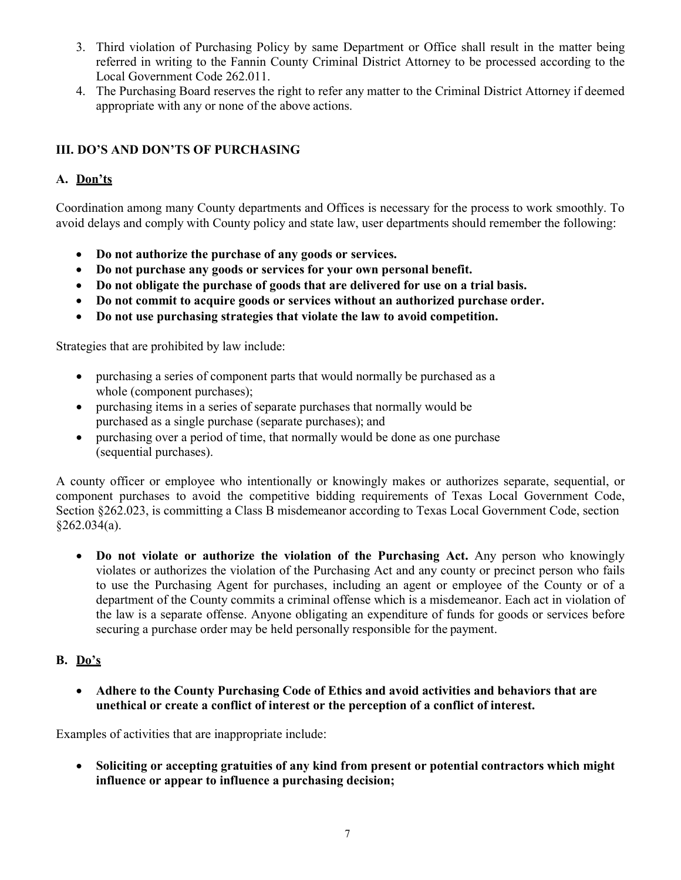3. Third violation of Purchasing Policy by same Department or Office shall result in the matter being referred in writing to the Fannin County Criminal District Attorney to be processed according to the Local Government Code 262.011.
4. The Purchasing Board reserves the right to refer any matter to the Criminal District Attorney if deemed appropriate with any or none of the above actions.

## III. DO'S AND DON'TS OF PURCHASING

### A. Don'ts

Coordination among many County departments and Offices is necessary for the process to work smoothly. To avoid delays and comply with County policy and state law, user departments should remember the following:

- **Do not authorize the purchase of any goods or services.**
- **Do not purchase any goods or services for your own personal benefit.**
- **Do not obligate the purchase of goods that are delivered for use on a trial basis.**
- **Do not commit to acquire goods or services without an authorized purchase order.**
- **Do not use purchasing strategies that violate the law to avoid competition.**

Strategies that are prohibited by law include:

- purchasing a series of component parts that would normally be purchased as a whole (component purchases);
- purchasing items in a series of separate purchases that normally would be purchased as a single purchase (separate purchases); and
- purchasing over a period of time, that normally would be done as one purchase (sequential purchases).

A county officer or employee who intentionally or knowingly makes or authorizes separate, sequential, or component purchases to avoid the competitive bidding requirements of Texas Local Government Code, Section §262.023, is committing a Class B misdemeanor according to Texas Local Government Code, section §262.034(a).

- **Do not violate or authorize the violation of the Purchasing Act.** Any person who knowingly violates or authorizes the violation of the Purchasing Act and any county or precinct person who fails to use the Purchasing Agent for purchases, including an agent or employee of the County or of a department of the County commits a criminal offense which is a misdemeanor. Each act in violation of the law is a separate offense. Anyone obligating an expenditure of funds for goods or services before securing a purchase order may be held personally responsible for the payment.

### B. Do's

- **Adhere to the County Purchasing Code of Ethics and avoid activities and behaviors that are unethical or create a conflict of interest or the perception of a conflict of interest.**

Examples of activities that are inappropriate include:

- **Soliciting or accepting gratuities of any kind from present or potential contractors which might influence or appear to influence a purchasing decision;**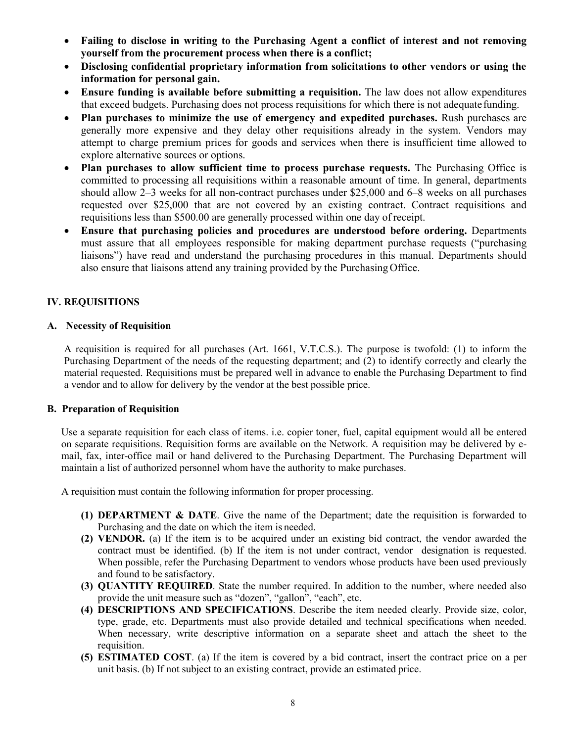- **Failing to disclose in writing to the Purchasing Agent a conflict of interest and not removing yourself from the procurement process when there is a conflict;**
- **Disclosing confidential proprietary information from solicitations to other vendors or using the information for personal gain.**
- **Ensure funding is available before submitting a requisition.** The law does not allow expenditures that exceed budgets. Purchasing does not process requisitions for which there is not adequate funding.
- **Plan purchases to minimize the use of emergency and expedited purchases.** Rush purchases are generally more expensive and they delay other requisitions already in the system. Vendors may attempt to charge premium prices for goods and services when there is insufficient time allowed to explore alternative sources or options.
- **Plan purchases to allow sufficient time to process purchase requests.** The Purchasing Office is committed to processing all requisitions within a reasonable amount of time. In general, departments should allow 2–3 weeks for all non-contract purchases under $25,000 and 6–8 weeks on all purchases requested over $25,000 that are not covered by an existing contract. Contract requisitions and requisitions less than $500.00 are generally processed within one day of receipt.
- **Ensure that purchasing policies and procedures are understood before ordering.** Departments must assure that all employees responsible for making department purchase requests ("purchasing liaisons") have read and understand the purchasing procedures in this manual. Departments should also ensure that liaisons attend any training provided by the Purchasing Office.

## IV. REQUISITIONS

### A. Necessity of Requisition

A requisition is required for all purchases (Art. 1661, V.T.C.S.). The purpose is twofold: (1) to inform the Purchasing Department of the needs of the requesting department; and (2) to identify correctly and clearly the material requested. Requisitions must be prepared well in advance to enable the Purchasing Department to find a vendor and to allow for delivery by the vendor at the best possible price.

### B. Preparation of Requisition

Use a separate requisition for each class of items. i.e. copier toner, fuel, capital equipment would all be entered on separate requisitions. Requisition forms are available on the Network. A requisition may be delivered by e-mail, fax, inter-office mail or hand delivered to the Purchasing Department. The Purchasing Department will maintain a list of authorized personnel whom have the authority to make purchases.

A requisition must contain the following information for proper processing.

**(1) DEPARTMENT & DATE**. Give the name of the Department; date the requisition is forwarded to Purchasing and the date on which the item is needed.

**(2) VENDOR.** (a) If the item is to be acquired under an existing bid contract, the vendor awarded the contract must be identified. (b) If the item is not under contract, vendor designation is requested. When possible, refer the Purchasing Department to vendors whose products have been used previously and found to be satisfactory.

**(3) QUANTITY REQUIRED**. State the number required. In addition to the number, where needed also provide the unit measure such as "dozen", "gallon", "each", etc.

**(4) DESCRIPTIONS AND SPECIFICATIONS**. Describe the item needed clearly. Provide size, color, type, grade, etc. Departments must also provide detailed and technical specifications when needed. When necessary, write descriptive information on a separate sheet and attach the sheet to the requisition.

**(5) ESTIMATED COST**. (a) If the item is covered by a bid contract, insert the contract price on a per unit basis. (b) If not subject to an existing contract, provide an estimated price.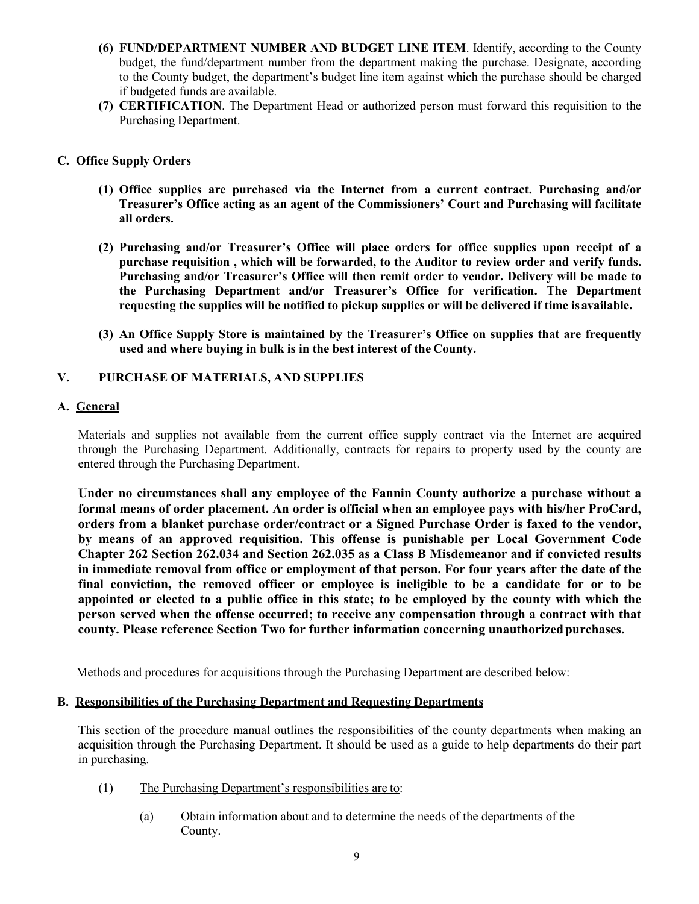**(6) FUND/DEPARTMENT NUMBER AND BUDGET LINE ITEM**. Identify, according to the County budget, the fund/department number from the department making the purchase. Designate, according to the County budget, the department's budget line item against which the purchase should be charged if budgeted funds are available.

**(7) CERTIFICATION**. The Department Head or authorized person must forward this requisition to the Purchasing Department.

## C. Office Supply Orders

**(1) Office supplies are purchased via the Internet from a current contract. Purchasing and/or Treasurer's Office acting as an agent of the Commissioners' Court and Purchasing will facilitate all orders.**

**(2) Purchasing and/or Treasurer's Office will place orders for office supplies upon receipt of a purchase requisition , which will be forwarded, to the Auditor to review order and verify funds. Purchasing and/or Treasurer's Office will then remit order to vendor. Delivery will be made to the Purchasing Department and/or Treasurer's Office for verification. The Department requesting the supplies will be notified to pickup supplies or will be delivered if time is available.**

**(3) An Office Supply Store is maintained by the Treasurer's Office on supplies that are frequently used and where buying in bulk is in the best interest of the County.**

# V. PURCHASE OF MATERIALS, AND SUPPLIES

## A. General

Materials and supplies not available from the current office supply contract via the Internet are acquired through the Purchasing Department. Additionally, contracts for repairs to property used by the county are entered through the Purchasing Department.

**Under no circumstances shall any employee of the Fannin County authorize a purchase without a formal means of order placement. An order is official when an employee pays with his/her ProCard, orders from a blanket purchase order/contract or a Signed Purchase Order is faxed to the vendor, by means of an approved requisition. This offense is punishable per Local Government Code Chapter 262 Section 262.034 and Section 262.035 as a Class B Misdemeanor and if convicted results in immediate removal from office or employment of that person. For four years after the date of the final conviction, the removed officer or employee is ineligible to be a candidate for or to be appointed or elected to a public office in this state; to be employed by the county with which the person served when the offense occurred; to receive any compensation through a contract with that county. Please reference Section Two for further information concerning unauthorized purchases.**

Methods and procedures for acquisitions through the Purchasing Department are described below:

## B. Responsibilities of the Purchasing Department and Requesting Departments

This section of the procedure manual outlines the responsibilities of the county departments when making an acquisition through the Purchasing Department. It should be used as a guide to help departments do their part in purchasing.

(1) The Purchasing Department's responsibilities are to:

(a) Obtain information about and to determine the needs of the departments of the County.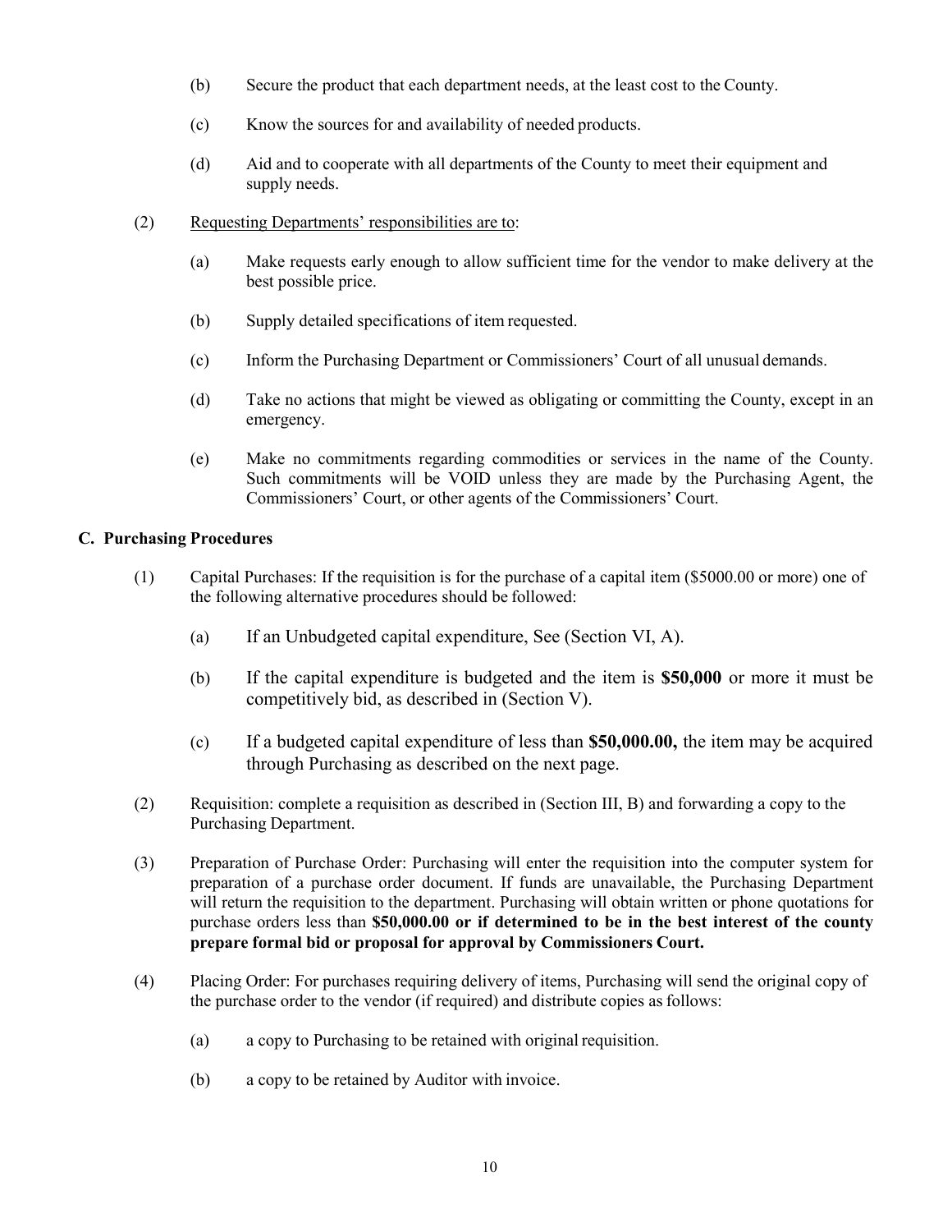(b) Secure the product that each department needs, at the least cost to the County.

(c) Know the sources for and availability of needed products.

(d) Aid and to cooperate with all departments of the County to meet their equipment and supply needs.

(2) <u>Requesting Departments' responsibilities are to</u>:

(a) Make requests early enough to allow sufficient time for the vendor to make delivery at the best possible price.

(b) Supply detailed specifications of item requested.

(c) Inform the Purchasing Department or Commissioners' Court of all unusual demands.

(d) Take no actions that might be viewed as obligating or committing the County, except in an emergency.

(e) Make no commitments regarding commodities or services in the name of the County. Such commitments will be VOID unless they are made by the Purchasing Agent, the Commissioners' Court, or other agents of the Commissioners' Court.

**C. Purchasing Procedures**

(1) Capital Purchases: If the requisition is for the purchase of a capital item ($5000.00 or more) one of the following alternative procedures should be followed:

(a) If an Unbudgeted capital expenditure, See (Section VI, A).

(b) If the capital expenditure is budgeted and the item is **$50,000** or more it must be competitively bid, as described in (Section V).

(c) If a budgeted capital expenditure of less than **$50,000.00,** the item may be acquired through Purchasing as described on the next page.

(2) Requisition: complete a requisition as described in (Section III, B) and forwarding a copy to the Purchasing Department.

(3) Preparation of Purchase Order: Purchasing will enter the requisition into the computer system for preparation of a purchase order document. If funds are unavailable, the Purchasing Department will return the requisition to the department. Purchasing will obtain written or phone quotations for purchase orders less than **$50,000.00 or if determined to be in the best interest of the county prepare formal bid or proposal for approval by Commissioners Court.**

(4) Placing Order: For purchases requiring delivery of items, Purchasing will send the original copy of the purchase order to the vendor (if required) and distribute copies as follows:

(a) a copy to Purchasing to be retained with original requisition.

(b) a copy to be retained by Auditor with invoice.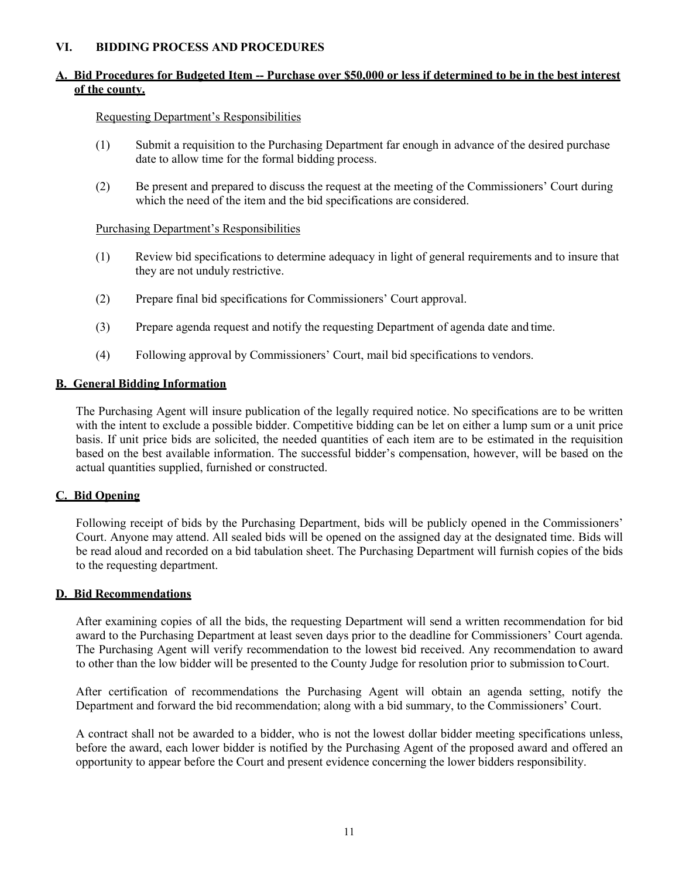## VI. BIDDING PROCESS AND PROCEDURES

### A. Bid Procedures for Budgeted Item -- Purchase over $50,000 or less if determined to be in the best interest of the county.

Requesting Department's Responsibilities

(1) Submit a requisition to the Purchasing Department far enough in advance of the desired purchase date to allow time for the formal bidding process.

(2) Be present and prepared to discuss the request at the meeting of the Commissioners' Court during which the need of the item and the bid specifications are considered.

Purchasing Department's Responsibilities

(1) Review bid specifications to determine adequacy in light of general requirements and to insure that they are not unduly restrictive.

(2) Prepare final bid specifications for Commissioners' Court approval.

(3) Prepare agenda request and notify the requesting Department of agenda date and time.

(4) Following approval by Commissioners' Court, mail bid specifications to vendors.

### B. General Bidding Information

The Purchasing Agent will insure publication of the legally required notice. No specifications are to be written with the intent to exclude a possible bidder. Competitive bidding can be let on either a lump sum or a unit price basis. If unit price bids are solicited, the needed quantities of each item are to be estimated in the requisition based on the best available information. The successful bidder's compensation, however, will be based on the actual quantities supplied, furnished or constructed.

### C. Bid Opening

Following receipt of bids by the Purchasing Department, bids will be publicly opened in the Commissioners' Court. Anyone may attend. All sealed bids will be opened on the assigned day at the designated time. Bids will be read aloud and recorded on a bid tabulation sheet. The Purchasing Department will furnish copies of the bids to the requesting department.

### D. Bid Recommendations

After examining copies of all the bids, the requesting Department will send a written recommendation for bid award to the Purchasing Department at least seven days prior to the deadline for Commissioners' Court agenda. The Purchasing Agent will verify recommendation to the lowest bid received. Any recommendation to award to other than the low bidder will be presented to the County Judge for resolution prior to submission to Court.

After certification of recommendations the Purchasing Agent will obtain an agenda setting, notify the Department and forward the bid recommendation; along with a bid summary, to the Commissioners' Court.

A contract shall not be awarded to a bidder, who is not the lowest dollar bidder meeting specifications unless, before the award, each lower bidder is notified by the Purchasing Agent of the proposed award and offered an opportunity to appear before the Court and present evidence concerning the lower bidders responsibility.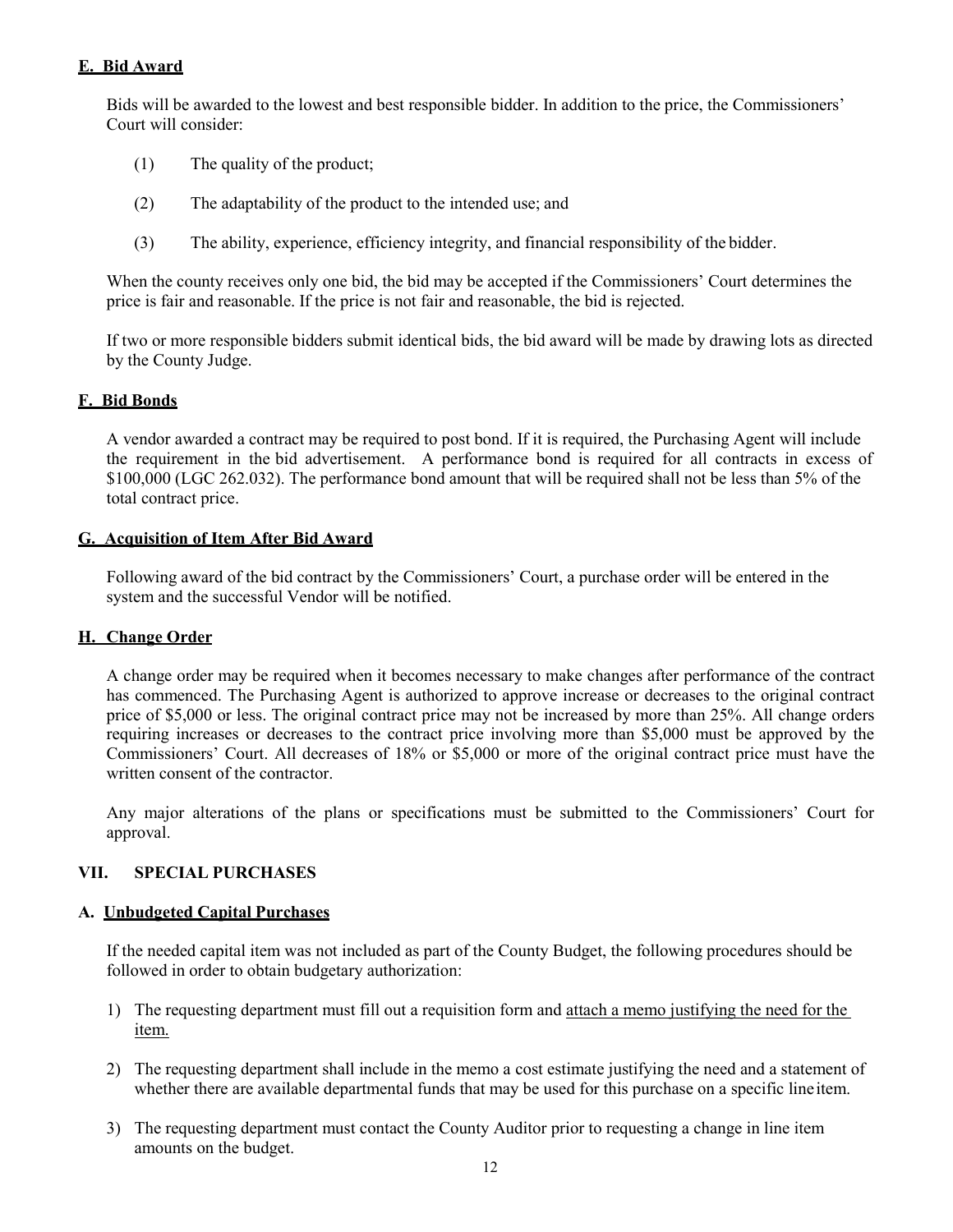### E. Bid Award

Bids will be awarded to the lowest and best responsible bidder. In addition to the price, the Commissioners' Court will consider:

(1) The quality of the product;

(2) The adaptability of the product to the intended use; and

(3) The ability, experience, efficiency integrity, and financial responsibility of the bidder.

When the county receives only one bid, the bid may be accepted if the Commissioners' Court determines the price is fair and reasonable. If the price is not fair and reasonable, the bid is rejected.

If two or more responsible bidders submit identical bids, the bid award will be made by drawing lots as directed by the County Judge.

### F. Bid Bonds

A vendor awarded a contract may be required to post bond. If it is required, the Purchasing Agent will include the requirement in the bid advertisement. A performance bond is required for all contracts in excess of $100,000 (LGC 262.032). The performance bond amount that will be required shall not be less than 5% of the total contract price.

### G. Acquisition of Item After Bid Award

Following award of the bid contract by the Commissioners' Court, a purchase order will be entered in the system and the successful Vendor will be notified.

### H. Change Order

A change order may be required when it becomes necessary to make changes after performance of the contract has commenced. The Purchasing Agent is authorized to approve increase or decreases to the original contract price of $5,000 or less. The original contract price may not be increased by more than 25%. All change orders requiring increases or decreases to the contract price involving more than $5,000 must be approved by the Commissioners' Court. All decreases of 18% or $5,000 or more of the original contract price must have the written consent of the contractor.

Any major alterations of the plans or specifications must be submitted to the Commissioners' Court for approval.

## VII. SPECIAL PURCHASES

### A. Unbudgeted Capital Purchases

If the needed capital item was not included as part of the County Budget, the following procedures should be followed in order to obtain budgetary authorization:

1) The requesting department must fill out a requisition form and attach a memo justifying the need for the item.

2) The requesting department shall include in the memo a cost estimate justifying the need and a statement of whether there are available departmental funds that may be used for this purchase on a specific line item.

3) The requesting department must contact the County Auditor prior to requesting a change in line item amounts on the budget.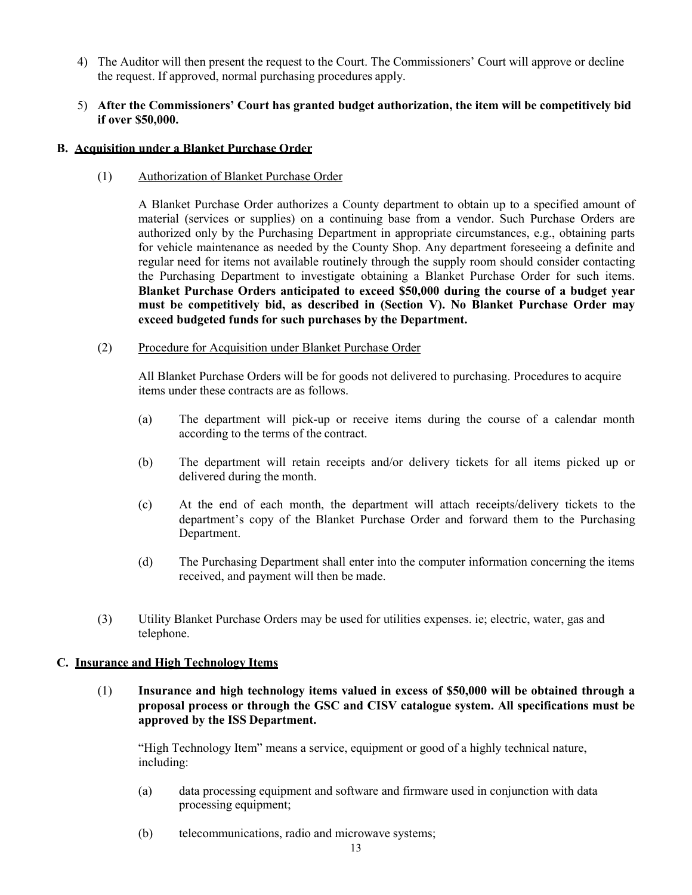4) The Auditor will then present the request to the Court. The Commissioners' Court will approve or decline the request. If approved, normal purchasing procedures apply.

5) **After the Commissioners' Court has granted budget authorization, the item will be competitively bid if over $50,000.**

## B. Acquisition under a Blanket Purchase Order

(1) Authorization of Blanket Purchase Order

A Blanket Purchase Order authorizes a County department to obtain up to a specified amount of material (services or supplies) on a continuing base from a vendor. Such Purchase Orders are authorized only by the Purchasing Department in appropriate circumstances, e.g., obtaining parts for vehicle maintenance as needed by the County Shop. Any department foreseeing a definite and regular need for items not available routinely through the supply room should consider contacting the Purchasing Department to investigate obtaining a Blanket Purchase Order for such items. **Blanket Purchase Orders anticipated to exceed $50,000 during the course of a budget year must be competitively bid, as described in (Section V). No Blanket Purchase Order may exceed budgeted funds for such purchases by the Department.**

(2) Procedure for Acquisition under Blanket Purchase Order

All Blanket Purchase Orders will be for goods not delivered to purchasing. Procedures to acquire items under these contracts are as follows.

(a) The department will pick-up or receive items during the course of a calendar month according to the terms of the contract.

(b) The department will retain receipts and/or delivery tickets for all items picked up or delivered during the month.

(c) At the end of each month, the department will attach receipts/delivery tickets to the department's copy of the Blanket Purchase Order and forward them to the Purchasing Department.

(d) The Purchasing Department shall enter into the computer information concerning the items received, and payment will then be made.

(3) Utility Blanket Purchase Orders may be used for utilities expenses. ie; electric, water, gas and telephone.

## C. Insurance and High Technology Items

(1) **Insurance and high technology items valued in excess of $50,000 will be obtained through a proposal process or through the GSC and CISV catalogue system. All specifications must be approved by the ISS Department.**

"High Technology Item" means a service, equipment or good of a highly technical nature, including:

(a) data processing equipment and software and firmware used in conjunction with data processing equipment;

(b) telecommunications, radio and microwave systems;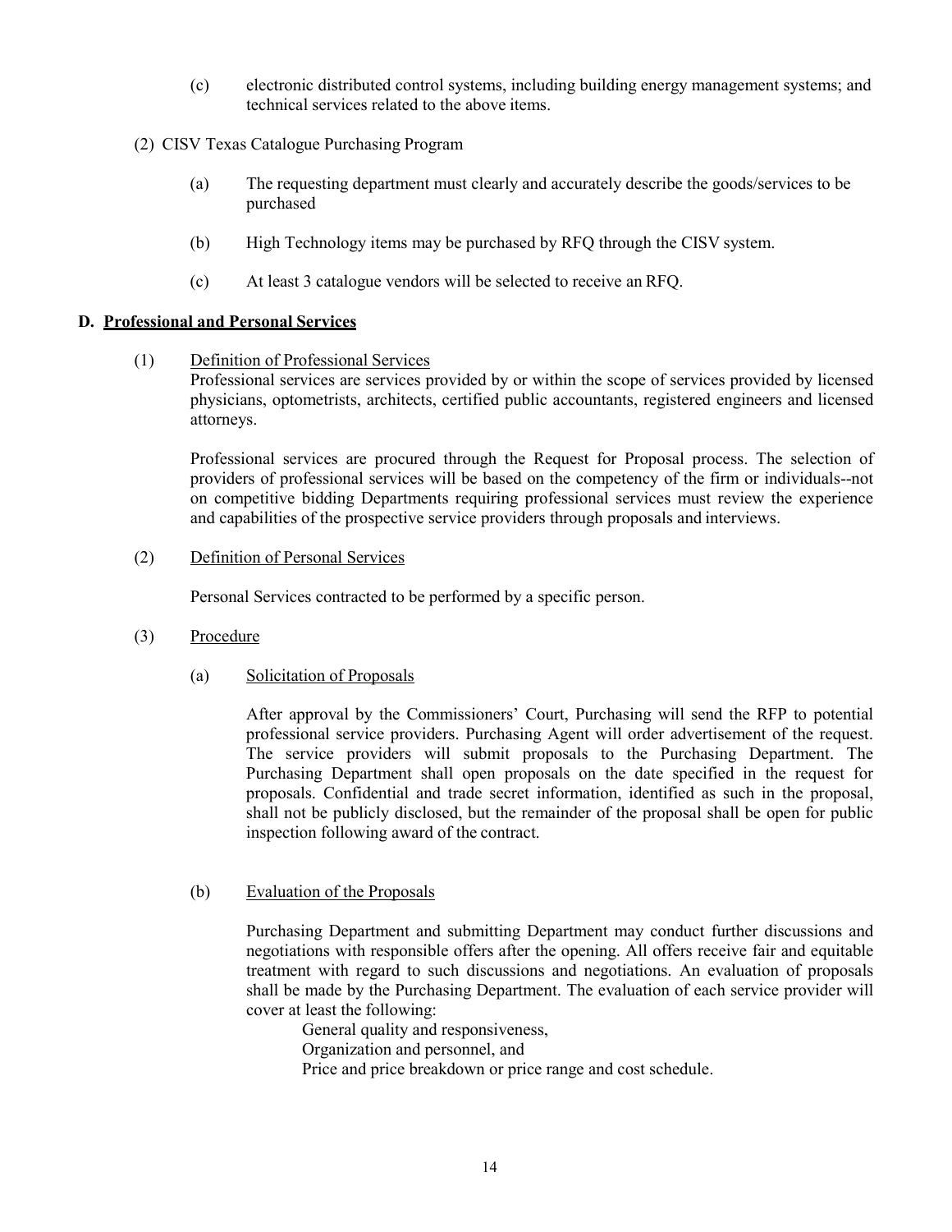(c) electronic distributed control systems, including building energy management systems; and technical services related to the above items.

(2) CISV Texas Catalogue Purchasing Program

(a) The requesting department must clearly and accurately describe the goods/services to be purchased

(b) High Technology items may be purchased by RFQ through the CISV system.

(c) At least 3 catalogue vendors will be selected to receive an RFQ.

## D. Professional and Personal Services

(1) Definition of Professional Services

Professional services are services provided by or within the scope of services provided by licensed physicians, optometrists, architects, certified public accountants, registered engineers and licensed attorneys.

Professional services are procured through the Request for Proposal process. The selection of providers of professional services will be based on the competency of the firm or individuals--not on competitive bidding Departments requiring professional services must review the experience and capabilities of the prospective service providers through proposals and interviews.

(2) Definition of Personal Services

Personal Services contracted to be performed by a specific person.

(3) Procedure

(a) Solicitation of Proposals

After approval by the Commissioners' Court, Purchasing will send the RFP to potential professional service providers. Purchasing Agent will order advertisement of the request. The service providers will submit proposals to the Purchasing Department. The Purchasing Department shall open proposals on the date specified in the request for proposals. Confidential and trade secret information, identified as such in the proposal, shall not be publicly disclosed, but the remainder of the proposal shall be open for public inspection following award of the contract.

(b) Evaluation of the Proposals

Purchasing Department and submitting Department may conduct further discussions and negotiations with responsible offers after the opening. All offers receive fair and equitable treatment with regard to such discussions and negotiations. An evaluation of proposals shall be made by the Purchasing Department. The evaluation of each service provider will cover at least the following:

General quality and responsiveness,
Organization and personnel, and
Price and price breakdown or price range and cost schedule.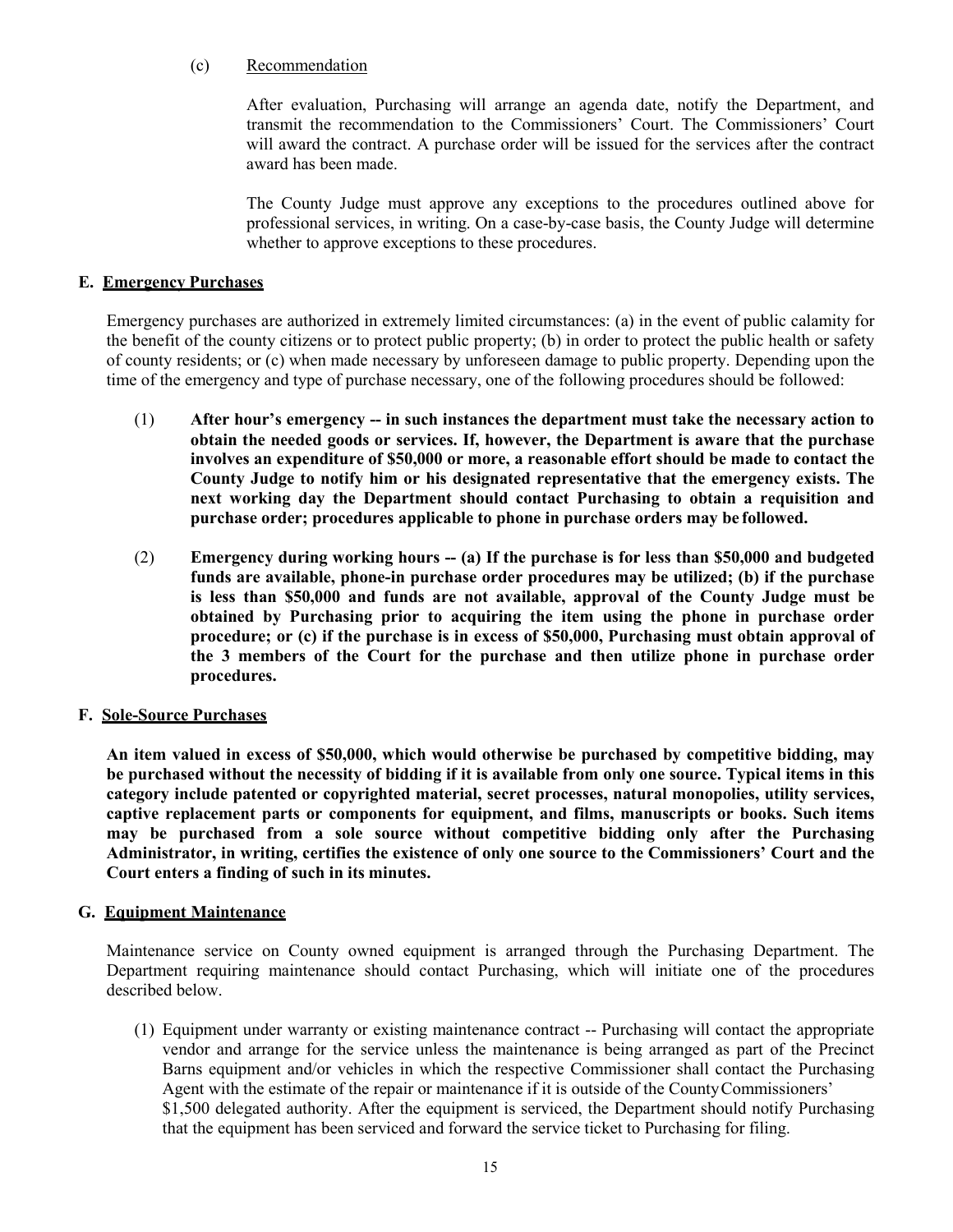(c) Recommendation

After evaluation, Purchasing will arrange an agenda date, notify the Department, and transmit the recommendation to the Commissioners' Court. The Commissioners' Court will award the contract. A purchase order will be issued for the services after the contract award has been made.

The County Judge must approve any exceptions to the procedures outlined above for professional services, in writing. On a case-by-case basis, the County Judge will determine whether to approve exceptions to these procedures.

**E. Emergency Purchases**

Emergency purchases are authorized in extremely limited circumstances: (a) in the event of public calamity for the benefit of the county citizens or to protect public property; (b) in order to protect the public health or safety of county residents; or (c) when made necessary by unforeseen damage to public property. Depending upon the time of the emergency and type of purchase necessary, one of the following procedures should be followed:

(1) **After hour's emergency -- in such instances the department must take the necessary action to obtain the needed goods or services. If, however, the Department is aware that the purchase involves an expenditure of $50,000 or more, a reasonable effort should be made to contact the County Judge to notify him or his designated representative that the emergency exists. The next working day the Department should contact Purchasing to obtain a requisition and purchase order; procedures applicable to phone in purchase orders may be followed.**

(2) **Emergency during working hours -- (a) If the purchase is for less than $50,000 and budgeted funds are available, phone-in purchase order procedures may be utilized; (b) if the purchase is less than $50,000 and funds are not available, approval of the County Judge must be obtained by Purchasing prior to acquiring the item using the phone in purchase order procedure; or (c) if the purchase is in excess of $50,000, Purchasing must obtain approval of the 3 members of the Court for the purchase and then utilize phone in purchase order procedures.**

**F. Sole-Source Purchases**

**An item valued in excess of $50,000, which would otherwise be purchased by competitive bidding, may be purchased without the necessity of bidding if it is available from only one source. Typical items in this category include patented or copyrighted material, secret processes, natural monopolies, utility services, captive replacement parts or components for equipment, and films, manuscripts or books. Such items may be purchased from a sole source without competitive bidding only after the Purchasing Administrator, in writing, certifies the existence of only one source to the Commissioners' Court and the Court enters a finding of such in its minutes.**

**G. Equipment Maintenance**

Maintenance service on County owned equipment is arranged through the Purchasing Department. The Department requiring maintenance should contact Purchasing, which will initiate one of the procedures described below.

(1) Equipment under warranty or existing maintenance contract -- Purchasing will contact the appropriate vendor and arrange for the service unless the maintenance is being arranged as part of the Precinct Barns equipment and/or vehicles in which the respective Commissioner shall contact the Purchasing Agent with the estimate of the repair or maintenance if it is outside of the County Commissioners' $1,500 delegated authority. After the equipment is serviced, the Department should notify Purchasing that the equipment has been serviced and forward the service ticket to Purchasing for filing.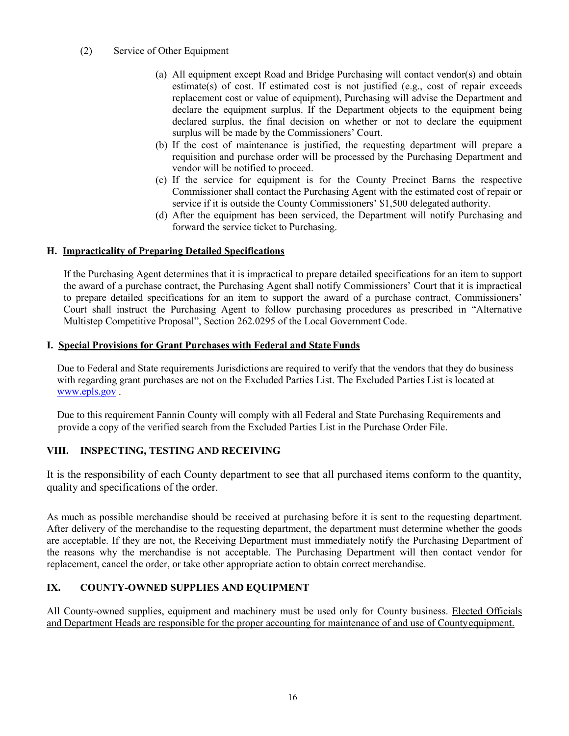(2) Service of Other Equipment

(a) All equipment except Road and Bridge Purchasing will contact vendor(s) and obtain estimate(s) of cost. If estimated cost is not justified (e.g., cost of repair exceeds replacement cost or value of equipment), Purchasing will advise the Department and declare the equipment surplus. If the Department objects to the equipment being declared surplus, the final decision on whether or not to declare the equipment surplus will be made by the Commissioners' Court.

(b) If the cost of maintenance is justified, the requesting department will prepare a requisition and purchase order will be processed by the Purchasing Department and vendor will be notified to proceed.

(c) If the service for equipment is for the County Precinct Barns the respective Commissioner shall contact the Purchasing Agent with the estimated cost of repair or service if it is outside the County Commissioners' $1,500 delegated authority.

(d) After the equipment has been serviced, the Department will notify Purchasing and forward the service ticket to Purchasing.

### H. Impracticality of Preparing Detailed Specifications

If the Purchasing Agent determines that it is impractical to prepare detailed specifications for an item to support the award of a purchase contract, the Purchasing Agent shall notify Commissioners' Court that it is impractical to prepare detailed specifications for an item to support the award of a purchase contract, Commissioners' Court shall instruct the Purchasing Agent to follow purchasing procedures as prescribed in "Alternative Multistep Competitive Proposal", Section 262.0295 of the Local Government Code.

### I. Special Provisions for Grant Purchases with Federal and State Funds

Due to Federal and State requirements Jurisdictions are required to verify that the vendors that they do business with regarding grant purchases are not on the Excluded Parties List. The Excluded Parties List is located at www.epls.gov .

Due to this requirement Fannin County will comply with all Federal and State Purchasing Requirements and provide a copy of the verified search from the Excluded Parties List in the Purchase Order File.

## VIII. INSPECTING, TESTING AND RECEIVING

It is the responsibility of each County department to see that all purchased items conform to the quantity, quality and specifications of the order.

As much as possible merchandise should be received at purchasing before it is sent to the requesting department. After delivery of the merchandise to the requesting department, the department must determine whether the goods are acceptable. If they are not, the Receiving Department must immediately notify the Purchasing Department of the reasons why the merchandise is not acceptable. The Purchasing Department will then contact vendor for replacement, cancel the order, or take other appropriate action to obtain correct merchandise.

## IX. COUNTY-OWNED SUPPLIES AND EQUIPMENT

All County-owned supplies, equipment and machinery must be used only for County business. Elected Officials and Department Heads are responsible for the proper accounting for maintenance of and use of County equipment.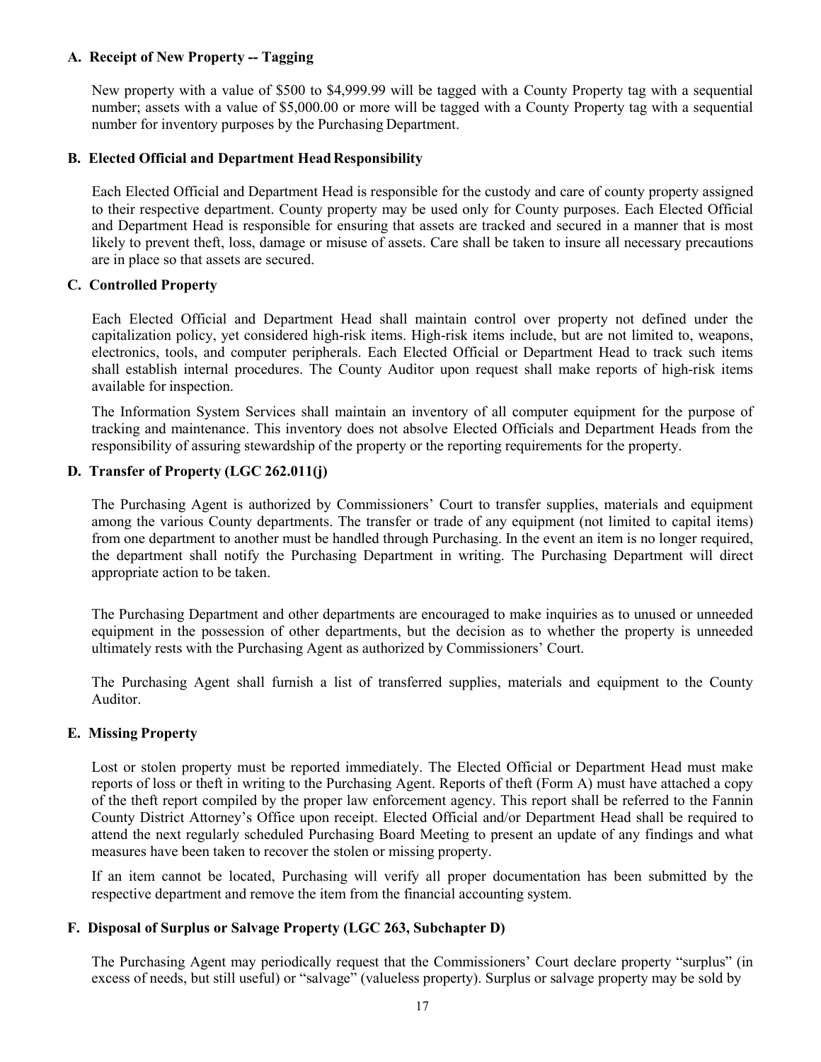### A. Receipt of New Property -- Tagging

New property with a value of $500 to $4,999.99 will be tagged with a County Property tag with a sequential number; assets with a value of $5,000.00 or more will be tagged with a County Property tag with a sequential number for inventory purposes by the Purchasing Department.

### B. Elected Official and Department Head Responsibility

Each Elected Official and Department Head is responsible for the custody and care of county property assigned to their respective department. County property may be used only for County purposes. Each Elected Official and Department Head is responsible for ensuring that assets are tracked and secured in a manner that is most likely to prevent theft, loss, damage or misuse of assets. Care shall be taken to insure all necessary precautions are in place so that assets are secured.

### C. Controlled Property

Each Elected Official and Department Head shall maintain control over property not defined under the capitalization policy, yet considered high-risk items. High-risk items include, but are not limited to, weapons, electronics, tools, and computer peripherals. Each Elected Official or Department Head to track such items shall establish internal procedures. The County Auditor upon request shall make reports of high-risk items available for inspection.

The Information System Services shall maintain an inventory of all computer equipment for the purpose of tracking and maintenance. This inventory does not absolve Elected Officials and Department Heads from the responsibility of assuring stewardship of the property or the reporting requirements for the property.

### D. Transfer of Property (LGC 262.011(j)

The Purchasing Agent is authorized by Commissioners' Court to transfer supplies, materials and equipment among the various County departments. The transfer or trade of any equipment (not limited to capital items) from one department to another must be handled through Purchasing. In the event an item is no longer required, the department shall notify the Purchasing Department in writing. The Purchasing Department will direct appropriate action to be taken.

The Purchasing Department and other departments are encouraged to make inquiries as to unused or unneeded equipment in the possession of other departments, but the decision as to whether the property is unneeded ultimately rests with the Purchasing Agent as authorized by Commissioners' Court.

The Purchasing Agent shall furnish a list of transferred supplies, materials and equipment to the County Auditor.

### E. Missing Property

Lost or stolen property must be reported immediately. The Elected Official or Department Head must make reports of loss or theft in writing to the Purchasing Agent. Reports of theft (Form A) must have attached a copy of the theft report compiled by the proper law enforcement agency. This report shall be referred to the Fannin County District Attorney's Office upon receipt. Elected Official and/or Department Head shall be required to attend the next regularly scheduled Purchasing Board Meeting to present an update of any findings and what measures have been taken to recover the stolen or missing property.

If an item cannot be located, Purchasing will verify all proper documentation has been submitted by the respective department and remove the item from the financial accounting system.

### F. Disposal of Surplus or Salvage Property (LGC 263, Subchapter D)

The Purchasing Agent may periodically request that the Commissioners' Court declare property "surplus" (in excess of needs, but still useful) or "salvage" (valueless property). Surplus or salvage property may be sold by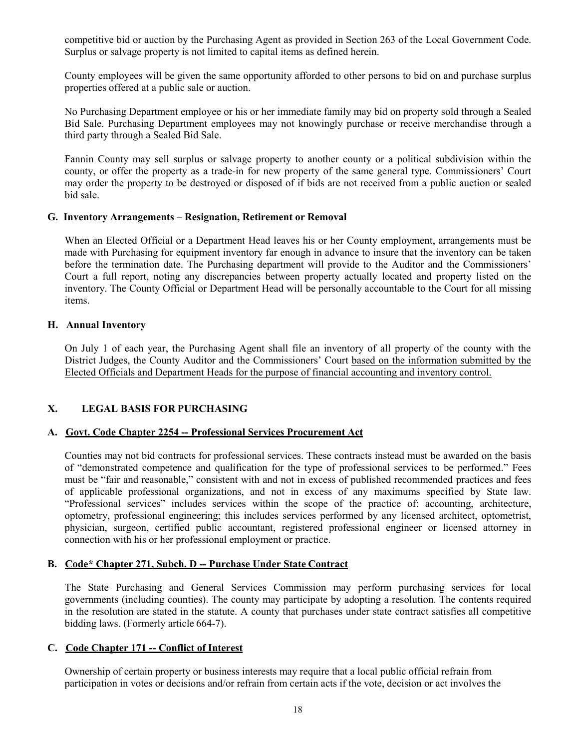competitive bid or auction by the Purchasing Agent as provided in Section 263 of the Local Government Code. Surplus or salvage property is not limited to capital items as defined herein.

County employees will be given the same opportunity afforded to other persons to bid on and purchase surplus properties offered at a public sale or auction.

No Purchasing Department employee or his or her immediate family may bid on property sold through a Sealed Bid Sale. Purchasing Department employees may not knowingly purchase or receive merchandise through a third party through a Sealed Bid Sale.

Fannin County may sell surplus or salvage property to another county or a political subdivision within the county, or offer the property as a trade-in for new property of the same general type. Commissioners' Court may order the property to be destroyed or disposed of if bids are not received from a public auction or sealed bid sale.

### G. Inventory Arrangements – Resignation, Retirement or Removal

When an Elected Official or a Department Head leaves his or her County employment, arrangements must be made with Purchasing for equipment inventory far enough in advance to insure that the inventory can be taken before the termination date. The Purchasing department will provide to the Auditor and the Commissioners' Court a full report, noting any discrepancies between property actually located and property listed on the inventory. The County Official or Department Head will be personally accountable to the Court for all missing items.

### H. Annual Inventory

On July 1 of each year, the Purchasing Agent shall file an inventory of all property of the county with the District Judges, the County Auditor and the Commissioners' Court <u>based on the information submitted by the Elected Officials and Department Heads for the purpose of financial accounting and inventory control.</u>

## X. LEGAL BASIS FOR PURCHASING

### A. <u>Govt. Code Chapter 2254 -- Professional Services Procurement Act</u>

Counties may not bid contracts for professional services. These contracts instead must be awarded on the basis of "demonstrated competence and qualification for the type of professional services to be performed." Fees must be "fair and reasonable," consistent with and not in excess of published recommended practices and fees of applicable professional organizations, and not in excess of any maximums specified by State law. "Professional services" includes services within the scope of the practice of: accounting, architecture, optometry, professional engineering; this includes services performed by any licensed architect, optometrist, physician, surgeon, certified public accountant, registered professional engineer or licensed attorney in connection with his or her professional employment or practice.

### B. <u>Code* Chapter 271, Subch. D -- Purchase Under State Contract</u>

The State Purchasing and General Services Commission may perform purchasing services for local governments (including counties). The county may participate by adopting a resolution. The contents required in the resolution are stated in the statute. A county that purchases under state contract satisfies all competitive bidding laws. (Formerly article 664-7).

### C. <u>Code Chapter 171 -- Conflict of Interest</u>

Ownership of certain property or business interests may require that a local public official refrain from participation in votes or decisions and/or refrain from certain acts if the vote, decision or act involves the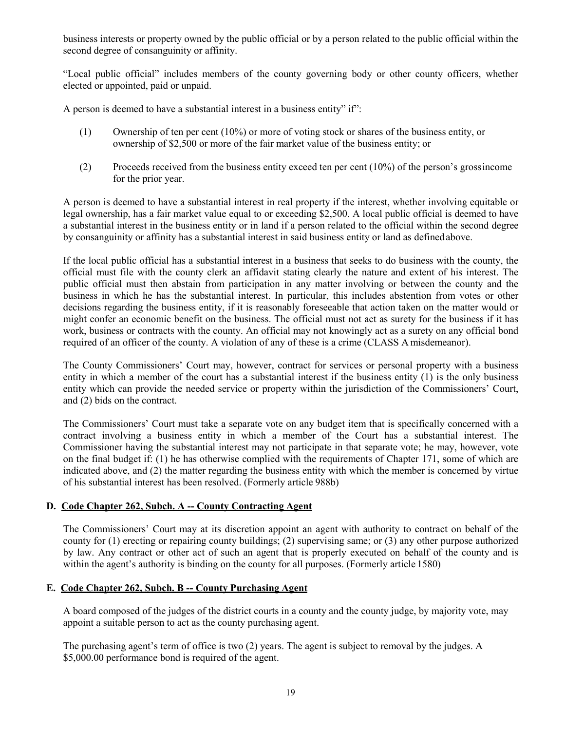business interests or property owned by the public official or by a person related to the public official within the second degree of consanguinity or affinity.

"Local public official" includes members of the county governing body or other county officers, whether elected or appointed, paid or unpaid.

A person is deemed to have a substantial interest in a business entity" if":

(1) Ownership of ten per cent (10%) or more of voting stock or shares of the business entity, or ownership of $2,500 or more of the fair market value of the business entity; or

(2) Proceeds received from the business entity exceed ten per cent (10%) of the person's gross income for the prior year.

A person is deemed to have a substantial interest in real property if the interest, whether involving equitable or legal ownership, has a fair market value equal to or exceeding $2,500. A local public official is deemed to have a substantial interest in the business entity or in land if a person related to the official within the second degree by consanguinity or affinity has a substantial interest in said business entity or land as defined above.

If the local public official has a substantial interest in a business that seeks to do business with the county, the official must file with the county clerk an affidavit stating clearly the nature and extent of his interest. The public official must then abstain from participation in any matter involving or between the county and the business in which he has the substantial interest. In particular, this includes abstention from votes or other decisions regarding the business entity, if it is reasonably foreseeable that action taken on the matter would or might confer an economic benefit on the business. The official must not act as surety for the business if it has work, business or contracts with the county. An official may not knowingly act as a surety on any official bond required of an officer of the county. A violation of any of these is a crime (CLASS A misdemeanor).

The County Commissioners' Court may, however, contract for services or personal property with a business entity in which a member of the court has a substantial interest if the business entity (1) is the only business entity which can provide the needed service or property within the jurisdiction of the Commissioners' Court, and (2) bids on the contract.

The Commissioners' Court must take a separate vote on any budget item that is specifically concerned with a contract involving a business entity in which a member of the Court has a substantial interest. The Commissioner having the substantial interest may not participate in that separate vote; he may, however, vote on the final budget if: (1) he has otherwise complied with the requirements of Chapter 171, some of which are indicated above, and (2) the matter regarding the business entity with which the member is concerned by virtue of his substantial interest has been resolved. (Formerly article 988b)

## D. Code Chapter 262, Subch. A -- County Contracting Agent

The Commissioners' Court may at its discretion appoint an agent with authority to contract on behalf of the county for (1) erecting or repairing county buildings; (2) supervising same; or (3) any other purpose authorized by law. Any contract or other act of such an agent that is properly executed on behalf of the county and is within the agent's authority is binding on the county for all purposes. (Formerly article 1580)

## E. Code Chapter 262, Subch. B -- County Purchasing Agent

A board composed of the judges of the district courts in a county and the county judge, by majority vote, may appoint a suitable person to act as the county purchasing agent.

The purchasing agent's term of office is two (2) years. The agent is subject to removal by the judges. A $5,000.00 performance bond is required of the agent.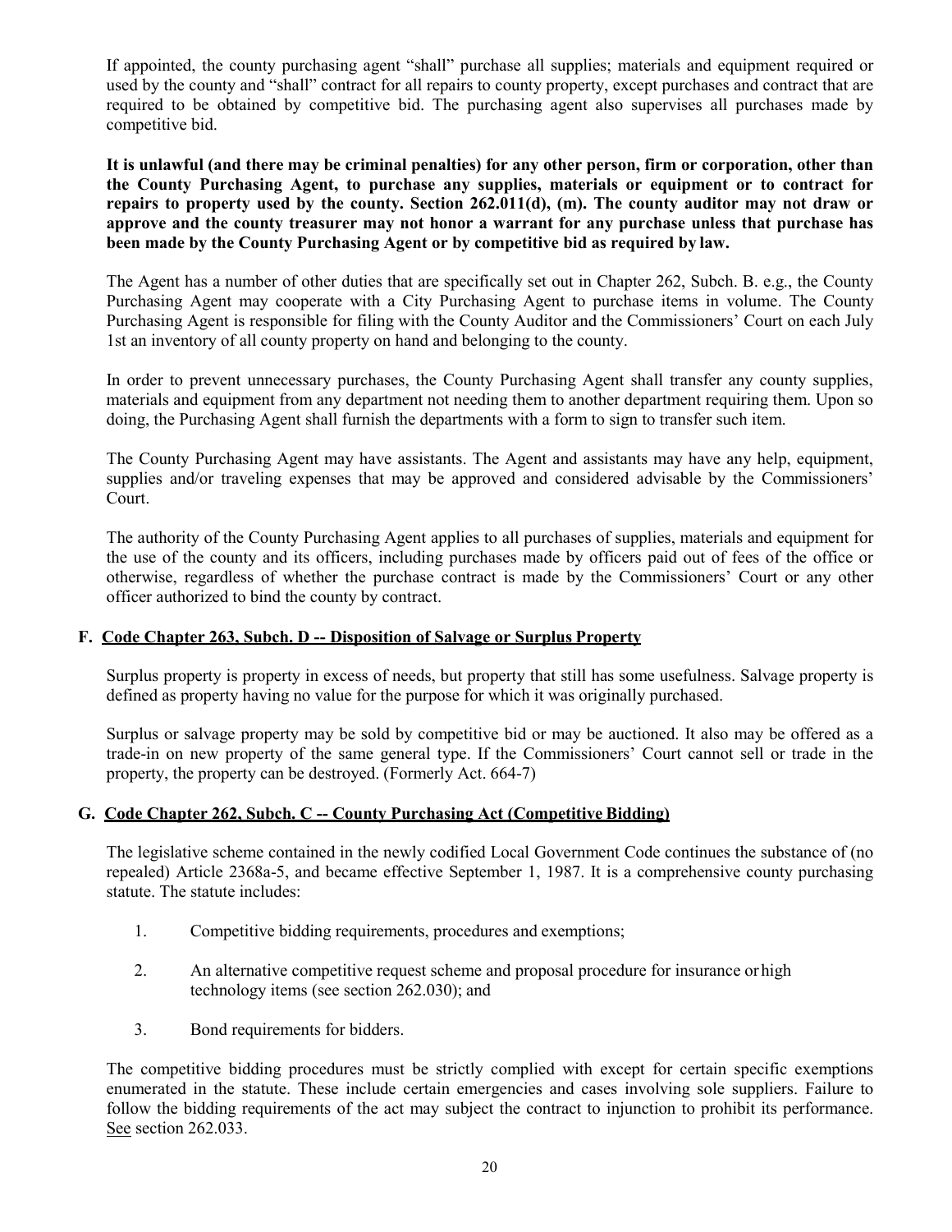If appointed, the county purchasing agent "shall" purchase all supplies; materials and equipment required or used by the county and "shall" contract for all repairs to county property, except purchases and contract that are required to be obtained by competitive bid. The purchasing agent also supervises all purchases made by competitive bid.

**It is unlawful (and there may be criminal penalties) for any other person, firm or corporation, other than the County Purchasing Agent, to purchase any supplies, materials or equipment or to contract for repairs to property used by the county. Section 262.011(d), (m). The county auditor may not draw or approve and the county treasurer may not honor a warrant for any purchase unless that purchase has been made by the County Purchasing Agent or by competitive bid as required by law.**

The Agent has a number of other duties that are specifically set out in Chapter 262, Subch. B. e.g., the County Purchasing Agent may cooperate with a City Purchasing Agent to purchase items in volume. The County Purchasing Agent is responsible for filing with the County Auditor and the Commissioners' Court on each July 1st an inventory of all county property on hand and belonging to the county.

In order to prevent unnecessary purchases, the County Purchasing Agent shall transfer any county supplies, materials and equipment from any department not needing them to another department requiring them. Upon so doing, the Purchasing Agent shall furnish the departments with a form to sign to transfer such item.

The County Purchasing Agent may have assistants. The Agent and assistants may have any help, equipment, supplies and/or traveling expenses that may be approved and considered advisable by the Commissioners' Court.

The authority of the County Purchasing Agent applies to all purchases of supplies, materials and equipment for the use of the county and its officers, including purchases made by officers paid out of fees of the office or otherwise, regardless of whether the purchase contract is made by the Commissioners' Court or any other officer authorized to bind the county by contract.

### F. Code Chapter 263, Subch. D -- Disposition of Salvage or Surplus Property

Surplus property is property in excess of needs, but property that still has some usefulness. Salvage property is defined as property having no value for the purpose for which it was originally purchased.

Surplus or salvage property may be sold by competitive bid or may be auctioned. It also may be offered as a trade-in on new property of the same general type. If the Commissioners' Court cannot sell or trade in the property, the property can be destroyed. (Formerly Act. 664-7)

### G. Code Chapter 262, Subch. C -- County Purchasing Act (Competitive Bidding)

The legislative scheme contained in the newly codified Local Government Code continues the substance of (no repealed) Article 2368a-5, and became effective September 1, 1987. It is a comprehensive county purchasing statute. The statute includes:

1. Competitive bidding requirements, procedures and exemptions;
2. An alternative competitive request scheme and proposal procedure for insurance or high technology items (see section 262.030); and
3. Bond requirements for bidders.

The competitive bidding procedures must be strictly complied with except for certain specific exemptions enumerated in the statute. These include certain emergencies and cases involving sole suppliers. Failure to follow the bidding requirements of the act may subject the contract to injunction to prohibit its performance. See section 262.033.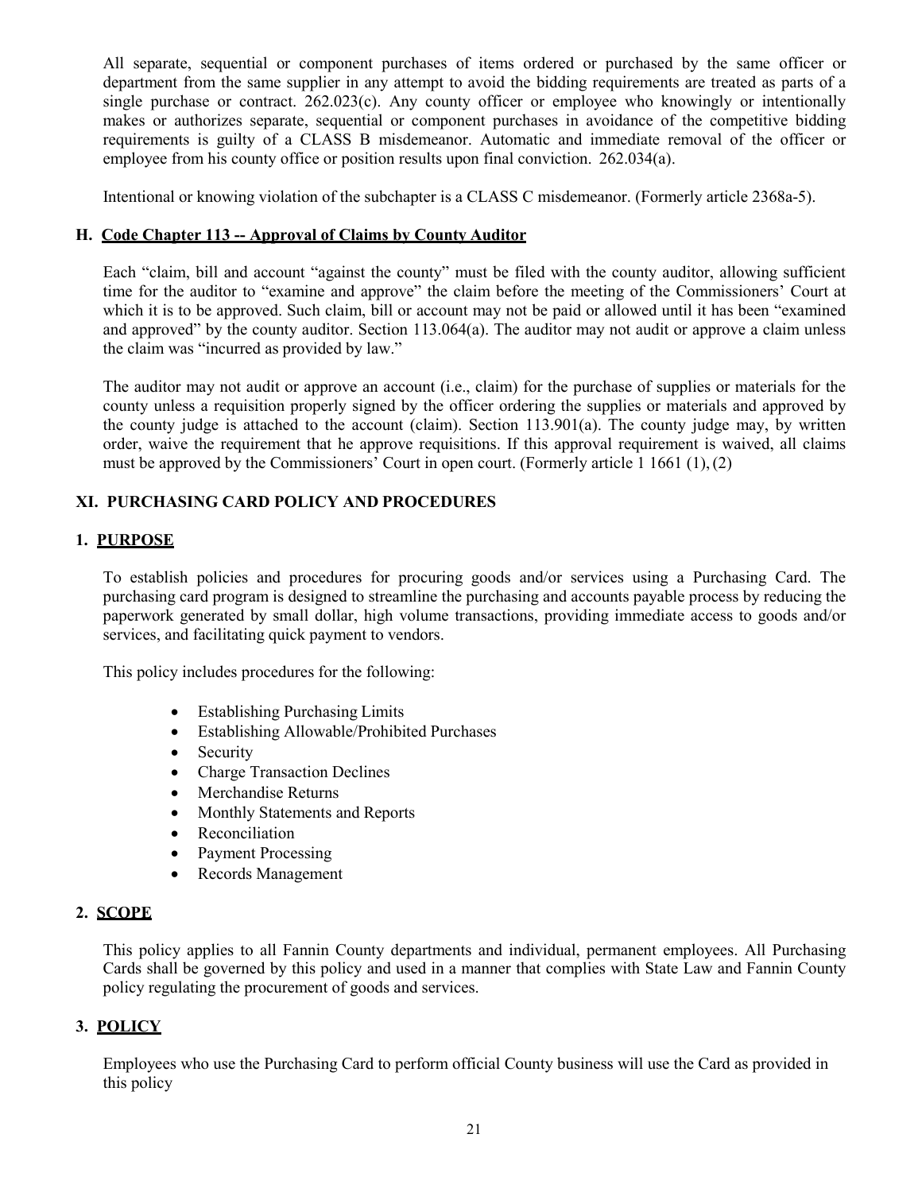All separate, sequential or component purchases of items ordered or purchased by the same officer or department from the same supplier in any attempt to avoid the bidding requirements are treated as parts of a single purchase or contract. 262.023(c). Any county officer or employee who knowingly or intentionally makes or authorizes separate, sequential or component purchases in avoidance of the competitive bidding requirements is guilty of a CLASS B misdemeanor. Automatic and immediate removal of the officer or employee from his county office or position results upon final conviction. 262.034(a).

Intentional or knowing violation of the subchapter is a CLASS C misdemeanor. (Formerly article 2368a-5).

### H. <u>Code Chapter 113 -- Approval of Claims by County Auditor</u>

Each "claim, bill and account "against the county" must be filed with the county auditor, allowing sufficient time for the auditor to "examine and approve" the claim before the meeting of the Commissioners' Court at which it is to be approved. Such claim, bill or account may not be paid or allowed until it has been "examined and approved" by the county auditor. Section 113.064(a). The auditor may not audit or approve a claim unless the claim was "incurred as provided by law."

The auditor may not audit or approve an account (i.e., claim) for the purchase of supplies or materials for the county unless a requisition properly signed by the officer ordering the supplies or materials and approved by the county judge is attached to the account (claim). Section 113.901(a). The county judge may, by written order, waive the requirement that he approve requisitions. If this approval requirement is waived, all claims must be approved by the Commissioners' Court in open court. (Formerly article 1 1661 (1), (2)

## XI. PURCHASING CARD POLICY AND PROCEDURES

### 1. <u>PURPOSE</u>

To establish policies and procedures for procuring goods and/or services using a Purchasing Card. The purchasing card program is designed to streamline the purchasing and accounts payable process by reducing the paperwork generated by small dollar, high volume transactions, providing immediate access to goods and/or services, and facilitating quick payment to vendors.

This policy includes procedures for the following:

- Establishing Purchasing Limits
- Establishing Allowable/Prohibited Purchases
- Security
- Charge Transaction Declines
- Merchandise Returns
- Monthly Statements and Reports
- Reconciliation
- Payment Processing
- Records Management

### 2. <u>SCOPE</u>

This policy applies to all Fannin County departments and individual, permanent employees. All Purchasing Cards shall be governed by this policy and used in a manner that complies with State Law and Fannin County policy regulating the procurement of goods and services.

### 3. <u>POLICY</u>

Employees who use the Purchasing Card to perform official County business will use the Card as provided in this policy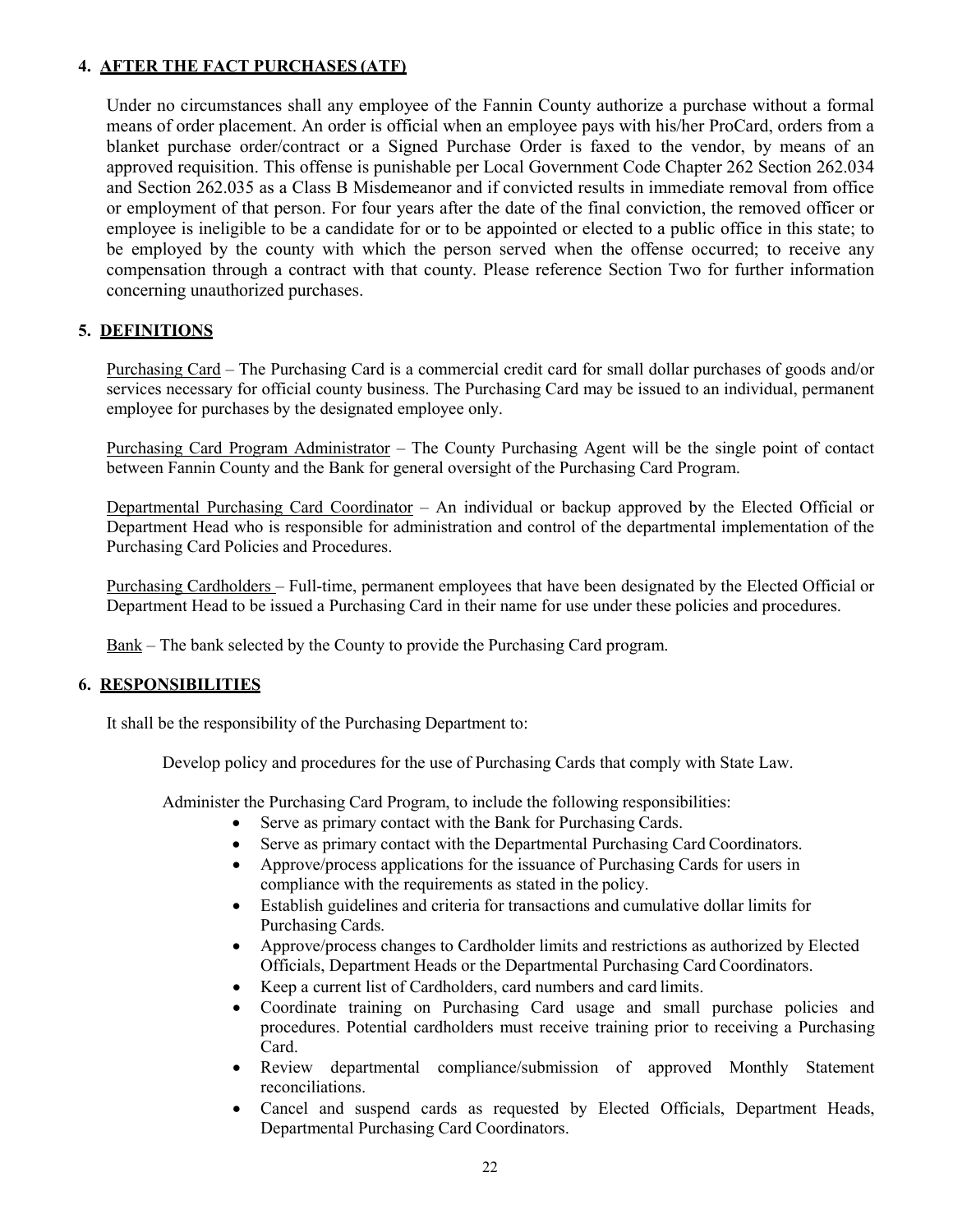## 4. AFTER THE FACT PURCHASES (ATF)

Under no circumstances shall any employee of the Fannin County authorize a purchase without a formal means of order placement. An order is official when an employee pays with his/her ProCard, orders from a blanket purchase order/contract or a Signed Purchase Order is faxed to the vendor, by means of an approved requisition. This offense is punishable per Local Government Code Chapter 262 Section 262.034 and Section 262.035 as a Class B Misdemeanor and if convicted results in immediate removal from office or employment of that person. For four years after the date of the final conviction, the removed officer or employee is ineligible to be a candidate for or to be appointed or elected to a public office in this state; to be employed by the county with which the person served when the offense occurred; to receive any compensation through a contract with that county. Please reference Section Two for further information concerning unauthorized purchases.

## 5. DEFINITIONS

Purchasing Card – The Purchasing Card is a commercial credit card for small dollar purchases of goods and/or services necessary for official county business. The Purchasing Card may be issued to an individual, permanent employee for purchases by the designated employee only.

Purchasing Card Program Administrator – The County Purchasing Agent will be the single point of contact between Fannin County and the Bank for general oversight of the Purchasing Card Program.

Departmental Purchasing Card Coordinator – An individual or backup approved by the Elected Official or Department Head who is responsible for administration and control of the departmental implementation of the Purchasing Card Policies and Procedures.

Purchasing Cardholders – Full-time, permanent employees that have been designated by the Elected Official or Department Head to be issued a Purchasing Card in their name for use under these policies and procedures.

Bank – The bank selected by the County to provide the Purchasing Card program.

## 6. RESPONSIBILITIES

It shall be the responsibility of the Purchasing Department to:

Develop policy and procedures for the use of Purchasing Cards that comply with State Law.

Administer the Purchasing Card Program, to include the following responsibilities:

- Serve as primary contact with the Bank for Purchasing Cards.
- Serve as primary contact with the Departmental Purchasing Card Coordinators.
- Approve/process applications for the issuance of Purchasing Cards for users in compliance with the requirements as stated in the policy.
- Establish guidelines and criteria for transactions and cumulative dollar limits for Purchasing Cards.
- Approve/process changes to Cardholder limits and restrictions as authorized by Elected Officials, Department Heads or the Departmental Purchasing Card Coordinators.
- Keep a current list of Cardholders, card numbers and card limits.
- Coordinate training on Purchasing Card usage and small purchase policies and procedures. Potential cardholders must receive training prior to receiving a Purchasing Card.
- Review departmental compliance/submission of approved Monthly Statement reconciliations.
- Cancel and suspend cards as requested by Elected Officials, Department Heads, Departmental Purchasing Card Coordinators.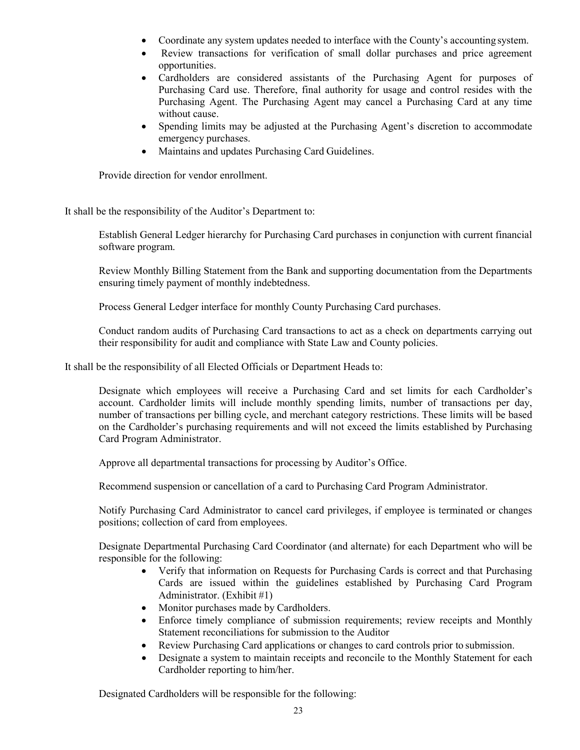- Coordinate any system updates needed to interface with the County's accounting system.
- Review transactions for verification of small dollar purchases and price agreement opportunities.
- Cardholders are considered assistants of the Purchasing Agent for purposes of Purchasing Card use. Therefore, final authority for usage and control resides with the Purchasing Agent. The Purchasing Agent may cancel a Purchasing Card at any time without cause.
- Spending limits may be adjusted at the Purchasing Agent's discretion to accommodate emergency purchases.
- Maintains and updates Purchasing Card Guidelines.

Provide direction for vendor enrollment.

It shall be the responsibility of the Auditor's Department to:

Establish General Ledger hierarchy for Purchasing Card purchases in conjunction with current financial software program.

Review Monthly Billing Statement from the Bank and supporting documentation from the Departments ensuring timely payment of monthly indebtedness.

Process General Ledger interface for monthly County Purchasing Card purchases.

Conduct random audits of Purchasing Card transactions to act as a check on departments carrying out their responsibility for audit and compliance with State Law and County policies.

It shall be the responsibility of all Elected Officials or Department Heads to:

Designate which employees will receive a Purchasing Card and set limits for each Cardholder's account. Cardholder limits will include monthly spending limits, number of transactions per day, number of transactions per billing cycle, and merchant category restrictions. These limits will be based on the Cardholder's purchasing requirements and will not exceed the limits established by Purchasing Card Program Administrator.

Approve all departmental transactions for processing by Auditor's Office.

Recommend suspension or cancellation of a card to Purchasing Card Program Administrator.

Notify Purchasing Card Administrator to cancel card privileges, if employee is terminated or changes positions; collection of card from employees.

Designate Departmental Purchasing Card Coordinator (and alternate) for each Department who will be responsible for the following:

- Verify that information on Requests for Purchasing Cards is correct and that Purchasing Cards are issued within the guidelines established by Purchasing Card Program Administrator. (Exhibit #1)
- Monitor purchases made by Cardholders.
- Enforce timely compliance of submission requirements; review receipts and Monthly Statement reconciliations for submission to the Auditor
- Review Purchasing Card applications or changes to card controls prior to submission.
- Designate a system to maintain receipts and reconcile to the Monthly Statement for each Cardholder reporting to him/her.

Designated Cardholders will be responsible for the following: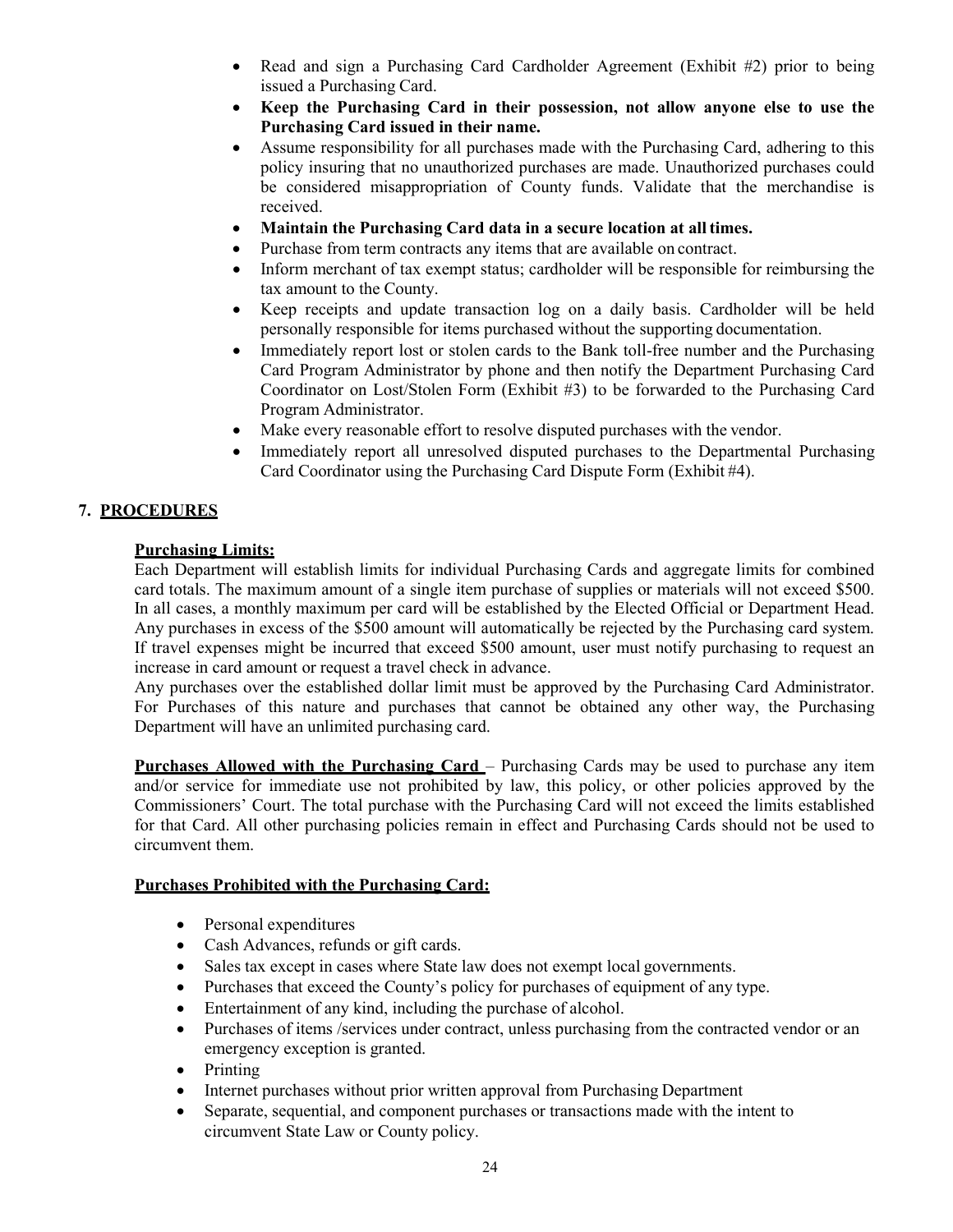- Read and sign a Purchasing Card Cardholder Agreement (Exhibit #2) prior to being issued a Purchasing Card.
- **Keep the Purchasing Card in their possession, not allow anyone else to use the Purchasing Card issued in their name.**
- Assume responsibility for all purchases made with the Purchasing Card, adhering to this policy insuring that no unauthorized purchases are made. Unauthorized purchases could be considered misappropriation of County funds. Validate that the merchandise is received.
- **Maintain the Purchasing Card data in a secure location at all times.**
- Purchase from term contracts any items that are available on contract.
- Inform merchant of tax exempt status; cardholder will be responsible for reimbursing the tax amount to the County.
- Keep receipts and update transaction log on a daily basis. Cardholder will be held personally responsible for items purchased without the supporting documentation.
- Immediately report lost or stolen cards to the Bank toll-free number and the Purchasing Card Program Administrator by phone and then notify the Department Purchasing Card Coordinator on Lost/Stolen Form (Exhibit #3) to be forwarded to the Purchasing Card Program Administrator.
- Make every reasonable effort to resolve disputed purchases with the vendor.
- Immediately report all unresolved disputed purchases to the Departmental Purchasing Card Coordinator using the Purchasing Card Dispute Form (Exhibit #4).

## 7. PROCEDURES

**Purchasing Limits:**
Each Department will establish limits for individual Purchasing Cards and aggregate limits for combined card totals. The maximum amount of a single item purchase of supplies or materials will not exceed $500. In all cases, a monthly maximum per card will be established by the Elected Official or Department Head. Any purchases in excess of the $500 amount will automatically be rejected by the Purchasing card system. If travel expenses might be incurred that exceed $500 amount, user must notify purchasing to request an increase in card amount or request a travel check in advance.
Any purchases over the established dollar limit must be approved by the Purchasing Card Administrator. For Purchases of this nature and purchases that cannot be obtained any other way, the Purchasing Department will have an unlimited purchasing card.

**Purchases Allowed with the Purchasing Card** – Purchasing Cards may be used to purchase any item and/or service for immediate use not prohibited by law, this policy, or other policies approved by the Commissioners' Court. The total purchase with the Purchasing Card will not exceed the limits established for that Card. All other purchasing policies remain in effect and Purchasing Cards should not be used to circumvent them.

**Purchases Prohibited with the Purchasing Card:**

- Personal expenditures
- Cash Advances, refunds or gift cards.
- Sales tax except in cases where State law does not exempt local governments.
- Purchases that exceed the County's policy for purchases of equipment of any type.
- Entertainment of any kind, including the purchase of alcohol.
- Purchases of items /services under contract, unless purchasing from the contracted vendor or an emergency exception is granted.
- Printing
- Internet purchases without prior written approval from Purchasing Department
- Separate, sequential, and component purchases or transactions made with the intent to circumvent State Law or County policy.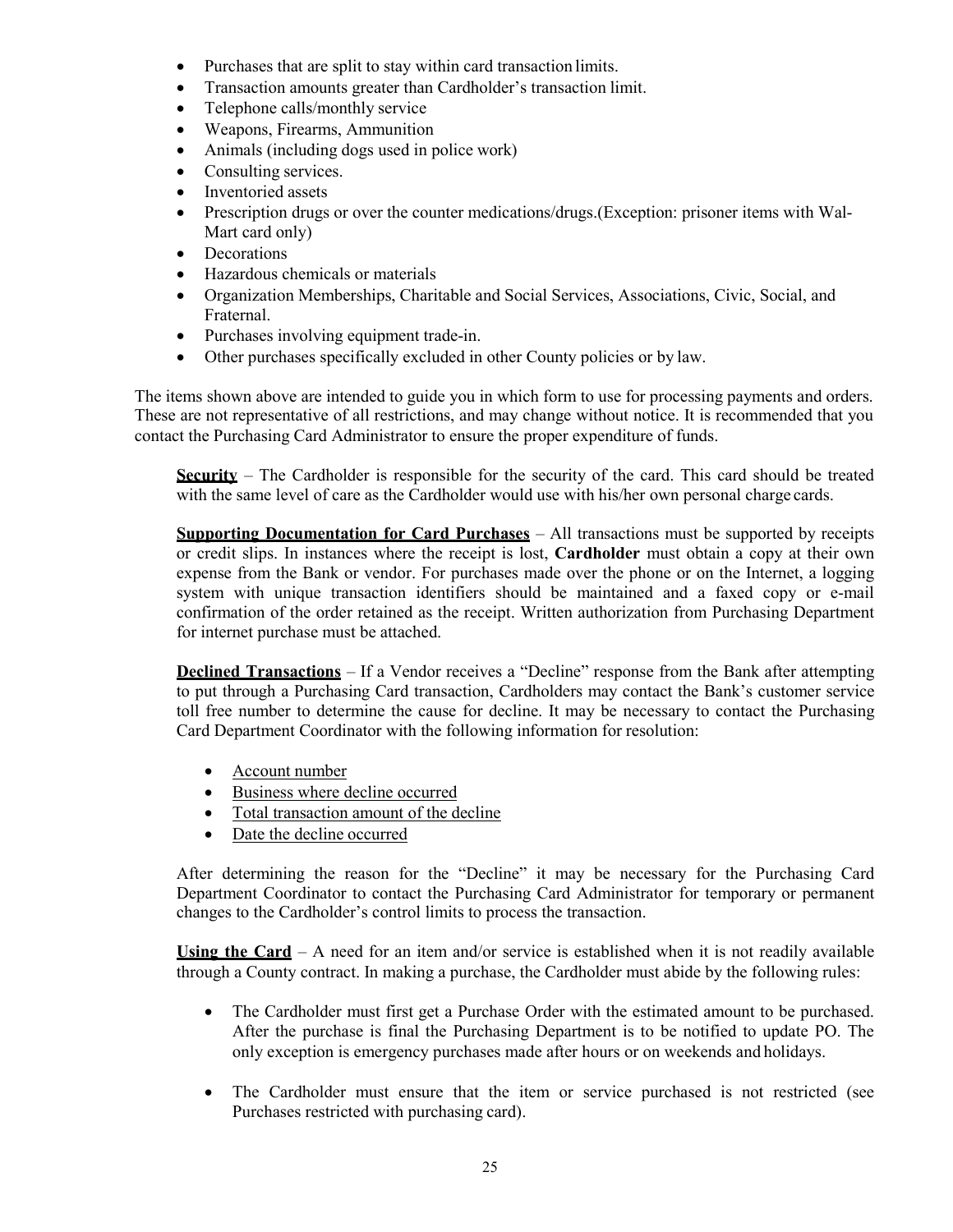- Purchases that are split to stay within card transaction limits.
- Transaction amounts greater than Cardholder's transaction limit.
- Telephone calls/monthly service
- Weapons, Firearms, Ammunition
- Animals (including dogs used in police work)
- Consulting services.
- Inventoried assets
- Prescription drugs or over the counter medications/drugs.(Exception: prisoner items with Wal-Mart card only)
- Decorations
- Hazardous chemicals or materials
- Organization Memberships, Charitable and Social Services, Associations, Civic, Social, and Fraternal.
- Purchases involving equipment trade-in.
- Other purchases specifically excluded in other County policies or by law.

The items shown above are intended to guide you in which form to use for processing payments and orders. These are not representative of all restrictions, and may change without notice. It is recommended that you contact the Purchasing Card Administrator to ensure the proper expenditure of funds.

**Security** – The Cardholder is responsible for the security of the card. This card should be treated with the same level of care as the Cardholder would use with his/her own personal charge cards.

**Supporting Documentation for Card Purchases** – All transactions must be supported by receipts or credit slips. In instances where the receipt is lost, **Cardholder** must obtain a copy at their own expense from the Bank or vendor. For purchases made over the phone or on the Internet, a logging system with unique transaction identifiers should be maintained and a faxed copy or e-mail confirmation of the order retained as the receipt. Written authorization from Purchasing Department for internet purchase must be attached.

**Declined Transactions** – If a Vendor receives a "Decline" response from the Bank after attempting to put through a Purchasing Card transaction, Cardholders may contact the Bank's customer service toll free number to determine the cause for decline. It may be necessary to contact the Purchasing Card Department Coordinator with the following information for resolution:

- Account number
- Business where decline occurred
- Total transaction amount of the decline
- Date the decline occurred

After determining the reason for the "Decline" it may be necessary for the Purchasing Card Department Coordinator to contact the Purchasing Card Administrator for temporary or permanent changes to the Cardholder's control limits to process the transaction.

**Using the Card** – A need for an item and/or service is established when it is not readily available through a County contract. In making a purchase, the Cardholder must abide by the following rules:

- The Cardholder must first get a Purchase Order with the estimated amount to be purchased. After the purchase is final the Purchasing Department is to be notified to update PO. The only exception is emergency purchases made after hours or on weekends and holidays.

- The Cardholder must ensure that the item or service purchased is not restricted (see Purchases restricted with purchasing card).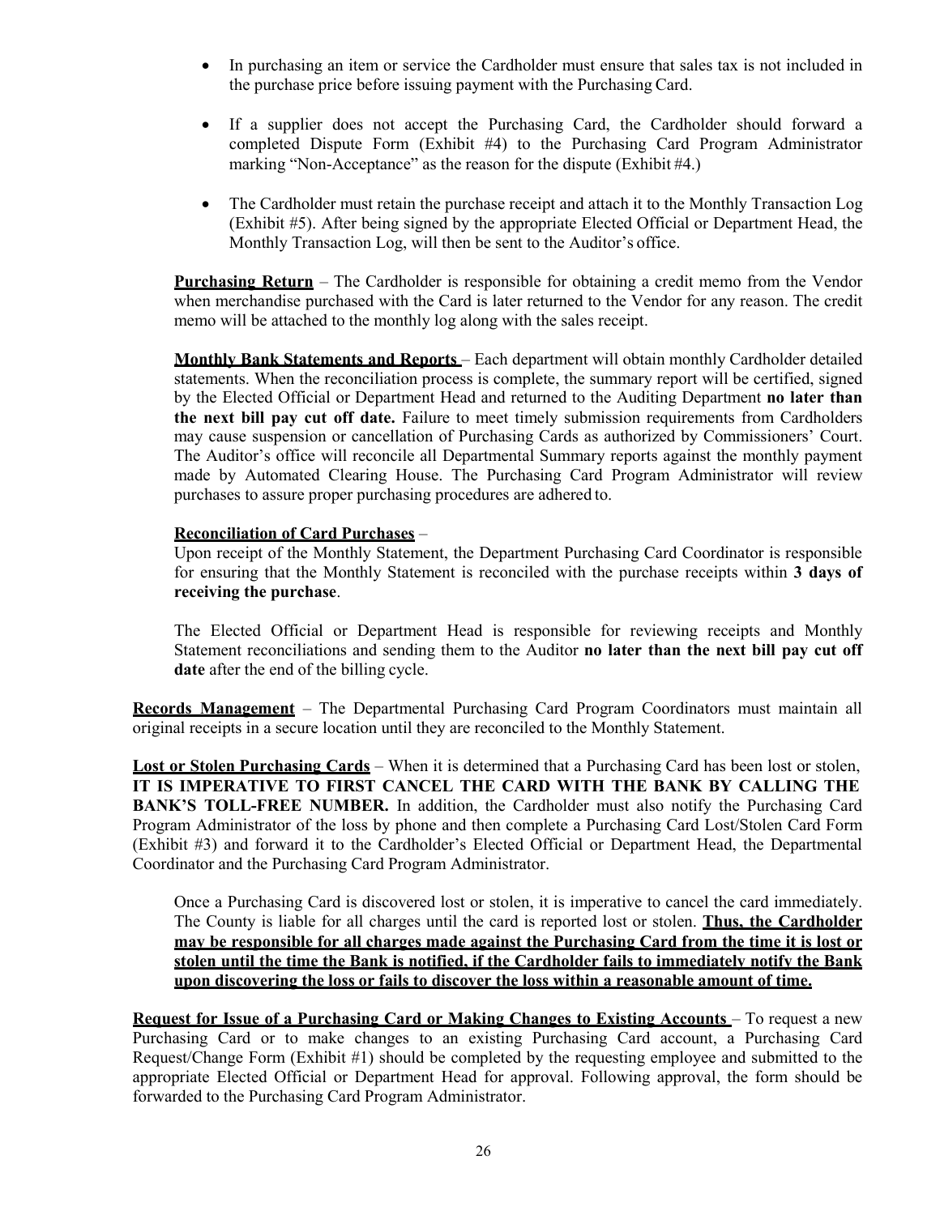- In purchasing an item or service the Cardholder must ensure that sales tax is not included in the purchase price before issuing payment with the Purchasing Card.
- If a supplier does not accept the Purchasing Card, the Cardholder should forward a completed Dispute Form (Exhibit #4) to the Purchasing Card Program Administrator marking "Non-Acceptance" as the reason for the dispute (Exhibit #4.)
- The Cardholder must retain the purchase receipt and attach it to the Monthly Transaction Log (Exhibit #5). After being signed by the appropriate Elected Official or Department Head, the Monthly Transaction Log, will then be sent to the Auditor's office.

**Purchasing Return** – The Cardholder is responsible for obtaining a credit memo from the Vendor when merchandise purchased with the Card is later returned to the Vendor for any reason. The credit memo will be attached to the monthly log along with the sales receipt.

**Monthly Bank Statements and Reports** – Each department will obtain monthly Cardholder detailed statements. When the reconciliation process is complete, the summary report will be certified, signed by the Elected Official or Department Head and returned to the Auditing Department **no later than the next bill pay cut off date.** Failure to meet timely submission requirements from Cardholders may cause suspension or cancellation of Purchasing Cards as authorized by Commissioners' Court. The Auditor's office will reconcile all Departmental Summary reports against the monthly payment made by Automated Clearing House. The Purchasing Card Program Administrator will review purchases to assure proper purchasing procedures are adhered to.

**Reconciliation of Card Purchases** –

Upon receipt of the Monthly Statement, the Department Purchasing Card Coordinator is responsible for ensuring that the Monthly Statement is reconciled with the purchase receipts within **3 days of receiving the purchase**.

The Elected Official or Department Head is responsible for reviewing receipts and Monthly Statement reconciliations and sending them to the Auditor **no later than the next bill pay cut off date** after the end of the billing cycle.

**Records Management** – The Departmental Purchasing Card Program Coordinators must maintain all original receipts in a secure location until they are reconciled to the Monthly Statement.

**Lost or Stolen Purchasing Cards** – When it is determined that a Purchasing Card has been lost or stolen, **IT IS IMPERATIVE TO FIRST CANCEL THE CARD WITH THE BANK BY CALLING THE BANK'S TOLL-FREE NUMBER.** In addition, the Cardholder must also notify the Purchasing Card Program Administrator of the loss by phone and then complete a Purchasing Card Lost/Stolen Card Form (Exhibit #3) and forward it to the Cardholder's Elected Official or Department Head, the Departmental Coordinator and the Purchasing Card Program Administrator.

Once a Purchasing Card is discovered lost or stolen, it is imperative to cancel the card immediately. The County is liable for all charges until the card is reported lost or stolen. **Thus, the Cardholder may be responsible for all charges made against the Purchasing Card from the time it is lost or stolen until the time the Bank is notified, if the Cardholder fails to immediately notify the Bank upon discovering the loss or fails to discover the loss within a reasonable amount of time.**

**Request for Issue of a Purchasing Card or Making Changes to Existing Accounts** – To request a new Purchasing Card or to make changes to an existing Purchasing Card account, a Purchasing Card Request/Change Form (Exhibit #1) should be completed by the requesting employee and submitted to the appropriate Elected Official or Department Head for approval. Following approval, the form should be forwarded to the Purchasing Card Program Administrator.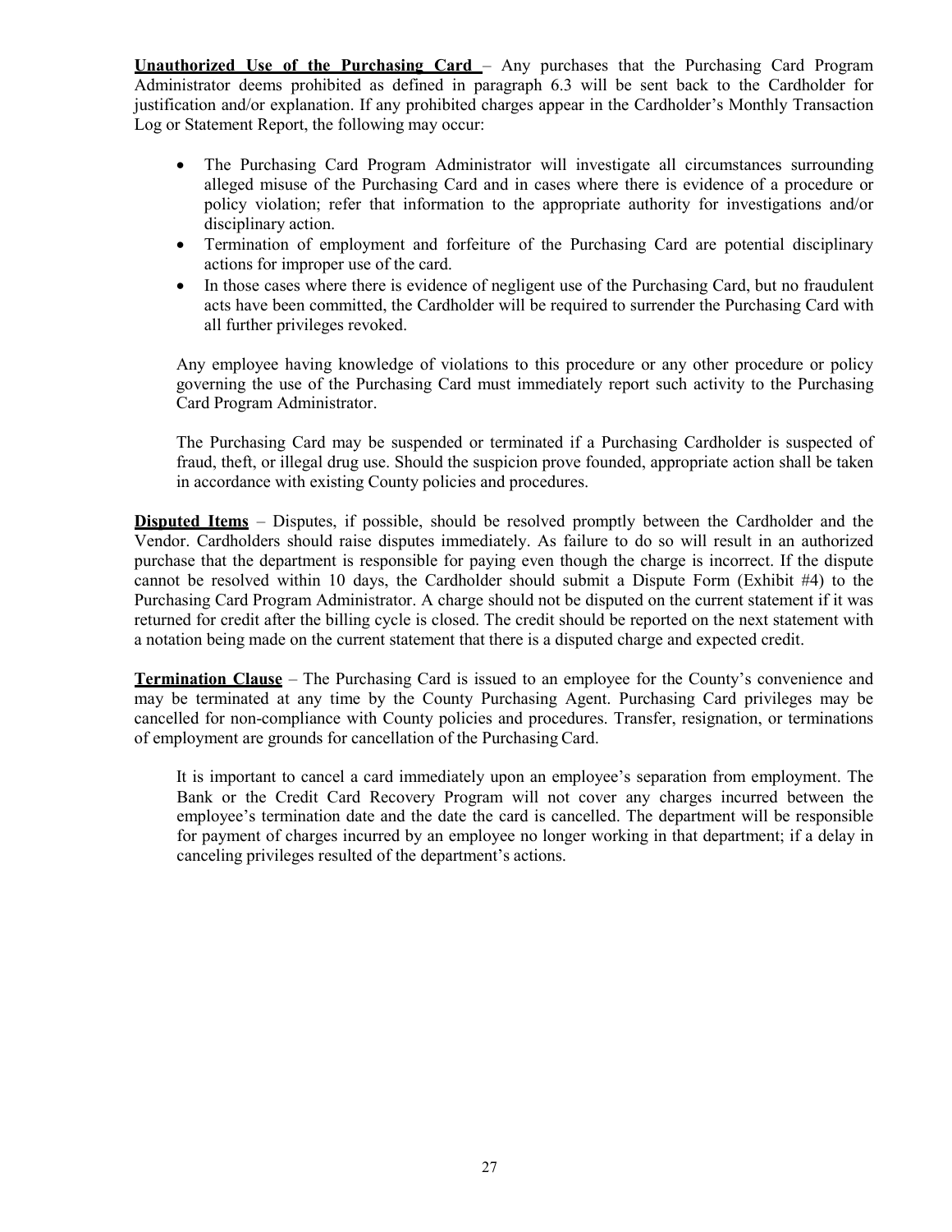**Unauthorized Use of the Purchasing Card** – Any purchases that the Purchasing Card Program Administrator deems prohibited as defined in paragraph 6.3 will be sent back to the Cardholder for justification and/or explanation. If any prohibited charges appear in the Cardholder's Monthly Transaction Log or Statement Report, the following may occur:

- The Purchasing Card Program Administrator will investigate all circumstances surrounding alleged misuse of the Purchasing Card and in cases where there is evidence of a procedure or policy violation; refer that information to the appropriate authority for investigations and/or disciplinary action.
- Termination of employment and forfeiture of the Purchasing Card are potential disciplinary actions for improper use of the card.
- In those cases where there is evidence of negligent use of the Purchasing Card, but no fraudulent acts have been committed, the Cardholder will be required to surrender the Purchasing Card with all further privileges revoked.

Any employee having knowledge of violations to this procedure or any other procedure or policy governing the use of the Purchasing Card must immediately report such activity to the Purchasing Card Program Administrator.

The Purchasing Card may be suspended or terminated if a Purchasing Cardholder is suspected of fraud, theft, or illegal drug use. Should the suspicion prove founded, appropriate action shall be taken in accordance with existing County policies and procedures.

**Disputed Items** – Disputes, if possible, should be resolved promptly between the Cardholder and the Vendor. Cardholders should raise disputes immediately. As failure to do so will result in an authorized purchase that the department is responsible for paying even though the charge is incorrect. If the dispute cannot be resolved within 10 days, the Cardholder should submit a Dispute Form (Exhibit #4) to the Purchasing Card Program Administrator. A charge should not be disputed on the current statement if it was returned for credit after the billing cycle is closed. The credit should be reported on the next statement with a notation being made on the current statement that there is a disputed charge and expected credit.

**Termination Clause** – The Purchasing Card is issued to an employee for the County's convenience and may be terminated at any time by the County Purchasing Agent. Purchasing Card privileges may be cancelled for non-compliance with County policies and procedures. Transfer, resignation, or terminations of employment are grounds for cancellation of the Purchasing Card.

It is important to cancel a card immediately upon an employee's separation from employment. The Bank or the Credit Card Recovery Program will not cover any charges incurred between the employee's termination date and the date the card is cancelled. The department will be responsible for payment of charges incurred by an employee no longer working in that department; if a delay in canceling privileges resulted of the department's actions.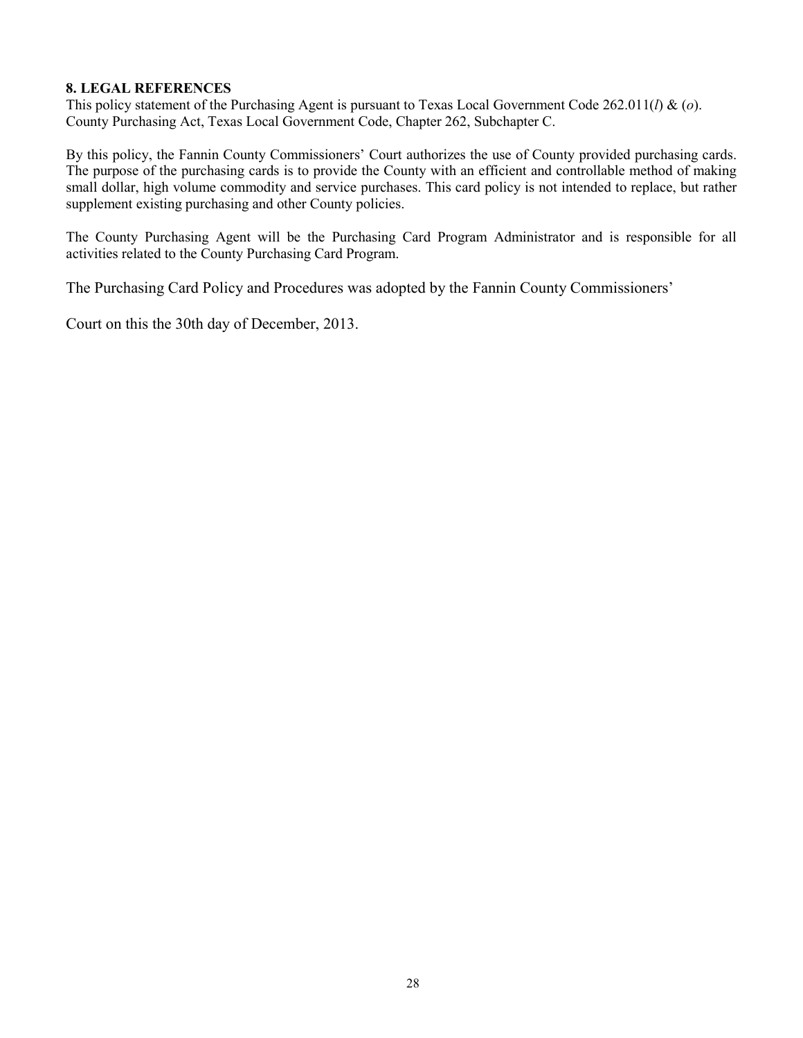## 8. LEGAL REFERENCES

This policy statement of the Purchasing Agent is pursuant to Texas Local Government Code 262.011(*l*) & (*o*). County Purchasing Act, Texas Local Government Code, Chapter 262, Subchapter C.

By this policy, the Fannin County Commissioners' Court authorizes the use of County provided purchasing cards. The purpose of the purchasing cards is to provide the County with an efficient and controllable method of making small dollar, high volume commodity and service purchases. This card policy is not intended to replace, but rather supplement existing purchasing and other County policies.

The County Purchasing Agent will be the Purchasing Card Program Administrator and is responsible for all activities related to the County Purchasing Card Program.

The Purchasing Card Policy and Procedures was adopted by the Fannin County Commissioners'

Court on this the 30th day of December, 2013.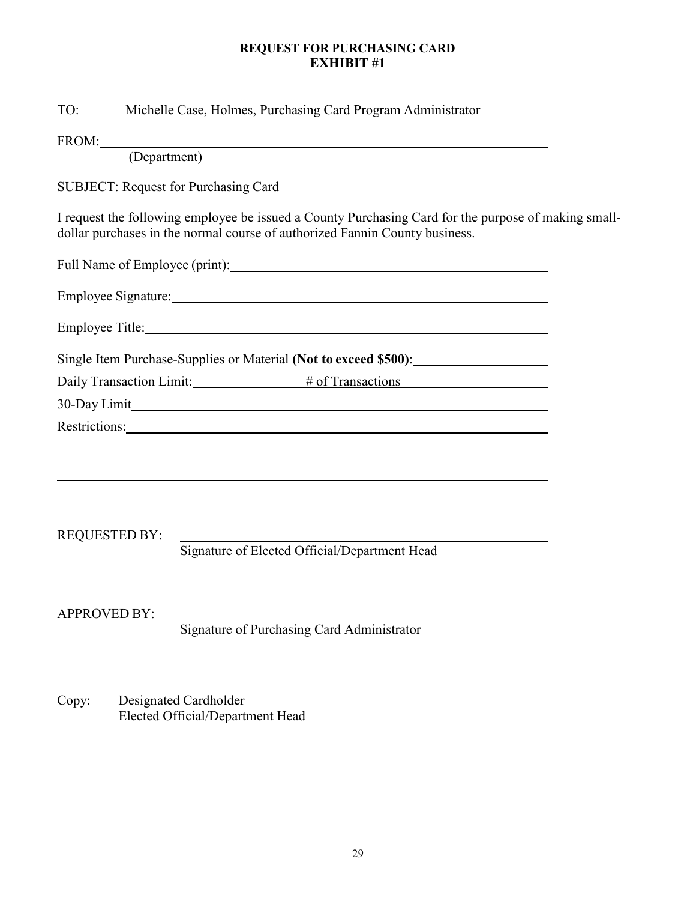**REQUEST FOR PURCHASING CARD**
**EXHIBIT #1**

TO: Michelle Case, Holmes, Purchasing Card Program Administrator

FROM: ____________________________________________________________
(Department)

SUBJECT: Request for Purchasing Card

I request the following employee be issued a County Purchasing Card for the purpose of making small-dollar purchases in the normal course of authorized Fannin County business.

Full Name of Employee (print): ____________________________________________

Employee Signature: ____________________________________________________

Employee Title: _______________________________________________________

Single Item Purchase-Supplies or Material **(Not to exceed $500)**: ____________________

Daily Transaction Limit: ______________ # of Transactions ____________________

30-Day Limit __________________________________________________________

Restrictions: __________________________________________________________

______________________________________________________________________

______________________________________________________________________

REQUESTED BY: ____________________________________________
Signature of Elected Official/Department Head

APPROVED BY: ____________________________________________
Signature of Purchasing Card Administrator

Copy: Designated Cardholder
Elected Official/Department Head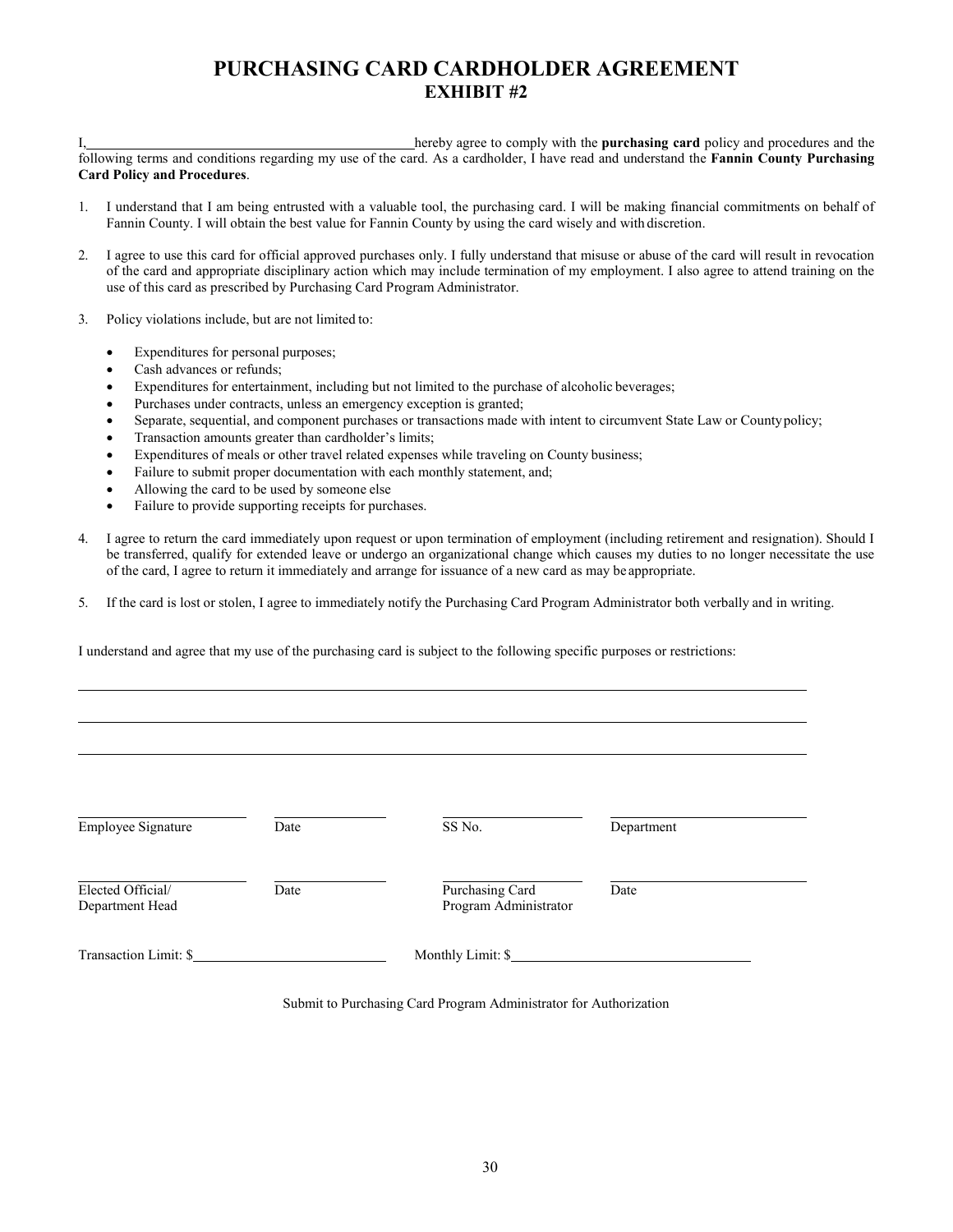# PURCHASING CARD CARDHOLDER AGREEMENT

## EXHIBIT #2

I,_______________________________________ hereby agree to comply with the **purchasing card** policy and procedures and the following terms and conditions regarding my use of the card. As a cardholder, I have read and understand the **Fannin County Purchasing Card Policy and Procedures**.

1. I understand that I am being entrusted with a valuable tool, the purchasing card. I will be making financial commitments on behalf of Fannin County. I will obtain the best value for Fannin County by using the card wisely and with discretion.

2. I agree to use this card for official approved purchases only. I fully understand that misuse or abuse of the card will result in revocation of the card and appropriate disciplinary action which may include termination of my employment. I also agree to attend training on the use of this card as prescribed by Purchasing Card Program Administrator.

3. Policy violations include, but are not limited to:

   - Expenditures for personal purposes;
   - Cash advances or refunds;
   - Expenditures for entertainment, including but not limited to the purchase of alcoholic beverages;
   - Purchases under contracts, unless an emergency exception is granted;
   - Separate, sequential, and component purchases or transactions made with intent to circumvent State Law or County policy;
   - Transaction amounts greater than cardholder's limits;
   - Expenditures of meals or other travel related expenses while traveling on County business;
   - Failure to submit proper documentation with each monthly statement, and;
   - Allowing the card to be used by someone else
   - Failure to provide supporting receipts for purchases.

4. I agree to return the card immediately upon request or upon termination of employment (including retirement and resignation). Should I be transferred, qualify for extended leave or undergo an organizational change which causes my duties to no longer necessitate the use of the card, I agree to return it immediately and arrange for issuance of a new card as may be appropriate.

5. If the card is lost or stolen, I agree to immediately notify the Purchasing Card Program Administrator both verbally and in writing.

I understand and agree that my use of the purchasing card is subject to the following specific purposes or restrictions:

_______________________________________________________________________________

_______________________________________________________________________________

_______________________________________________________________________________

| | | | |
|---|---|---|---|
| Employee Signature | Date | SS No. | Department |
| Elected Official/ Department Head | Date | Purchasing Card Program Administrator | Date |

Transaction Limit: $____________________ Monthly Limit: $____________________

Submit to Purchasing Card Program Administrator for Authorization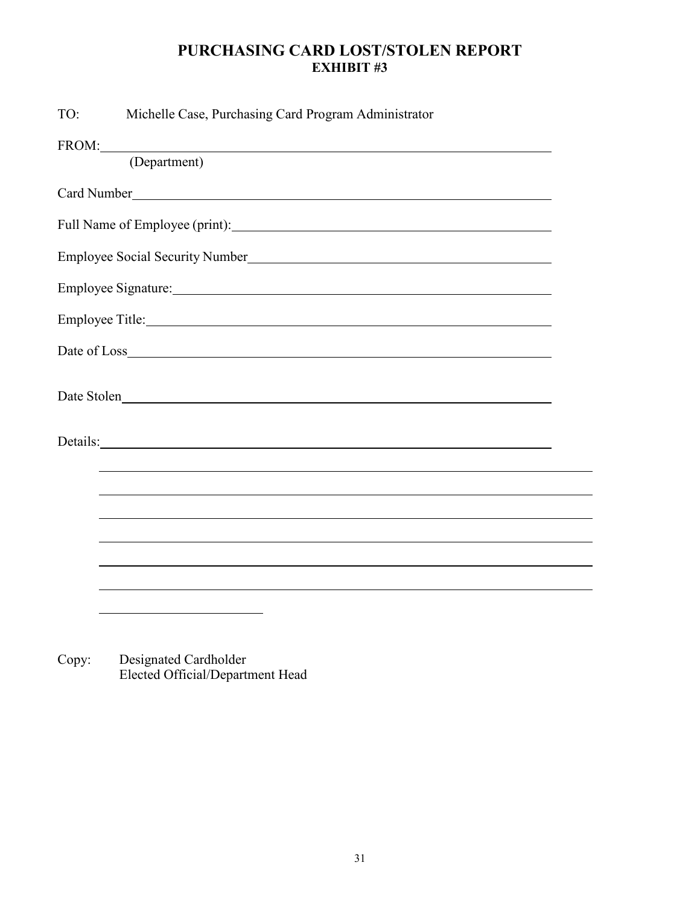# PURCHASING CARD LOST/STOLEN REPORT
## EXHIBIT #3

TO: Michelle Case, Purchasing Card Program Administrator

FROM:\_\_\_\_\_\_\_\_\_\_\_\_\_\_\_\_\_\_\_\_\_\_\_\_\_\_\_\_\_\_\_\_\_\_\_\_\_\_\_\_\_\_\_\_\_\_\_\_\_\_\_\_\_\_\_\_\_\_\_\_
(Department)

Card Number\_\_\_\_\_\_\_\_\_\_\_\_\_\_\_\_\_\_\_\_\_\_\_\_\_\_\_\_\_\_\_\_\_\_\_\_\_\_\_\_\_\_\_\_\_\_\_\_\_\_\_\_\_\_\_\_

Full Name of Employee (print):\_\_\_\_\_\_\_\_\_\_\_\_\_\_\_\_\_\_\_\_\_\_\_\_\_\_\_\_\_\_\_\_\_\_\_\_\_\_\_\_\_

Employee Social Security Number\_\_\_\_\_\_\_\_\_\_\_\_\_\_\_\_\_\_\_\_\_\_\_\_\_\_\_\_\_\_\_\_\_\_\_\_\_\_\_

Employee Signature:\_\_\_\_\_\_\_\_\_\_\_\_\_\_\_\_\_\_\_\_\_\_\_\_\_\_\_\_\_\_\_\_\_\_\_\_\_\_\_\_\_\_\_\_\_\_\_\_\_\_

Employee Title:\_\_\_\_\_\_\_\_\_\_\_\_\_\_\_\_\_\_\_\_\_\_\_\_\_\_\_\_\_\_\_\_\_\_\_\_\_\_\_\_\_\_\_\_\_\_\_\_\_\_\_\_\_\_

Date of Loss\_\_\_\_\_\_\_\_\_\_\_\_\_\_\_\_\_\_\_\_\_\_\_\_\_\_\_\_\_\_\_\_\_\_\_\_\_\_\_\_\_\_\_\_\_\_\_\_\_\_\_\_\_\_\_\_\_

Date Stolen\_\_\_\_\_\_\_\_\_\_\_\_\_\_\_\_\_\_\_\_\_\_\_\_\_\_\_\_\_\_\_\_\_\_\_\_\_\_\_\_\_\_\_\_\_\_\_\_\_\_\_\_\_\_\_\_\_\_

Details:\_\_\_\_\_\_\_\_\_\_\_\_\_\_\_\_\_\_\_\_\_\_\_\_\_\_\_\_\_\_\_\_\_\_\_\_\_\_\_\_\_\_\_\_\_\_\_\_\_\_\_\_\_\_\_\_\_\_\_\_\_

\_\_\_\_\_\_\_\_\_\_\_\_\_\_\_\_\_\_\_\_\_\_\_\_\_\_\_\_\_\_\_\_\_\_\_\_\_\_\_\_\_\_\_\_\_\_\_\_\_\_\_\_\_\_\_\_\_\_\_\_\_\_\_\_\_\_

\_\_\_\_\_\_\_\_\_\_\_\_\_\_\_\_\_\_\_\_\_\_\_\_\_\_\_\_\_\_\_\_\_\_\_\_\_\_\_\_\_\_\_\_\_\_\_\_\_\_\_\_\_\_\_\_\_\_\_\_\_\_\_\_\_\_

\_\_\_\_\_\_\_\_\_\_\_\_\_\_\_\_\_\_\_\_\_\_\_\_\_\_\_\_\_\_\_\_\_\_\_\_\_\_\_\_\_\_\_\_\_\_\_\_\_\_\_\_\_\_\_\_\_\_\_\_\_\_\_\_\_\_

\_\_\_\_\_\_\_\_\_\_\_\_\_\_\_\_\_\_\_\_\_\_\_\_\_\_\_\_\_\_\_\_\_\_\_\_\_\_\_\_\_\_\_\_\_\_\_\_\_\_\_\_\_\_\_\_\_\_\_\_\_\_\_\_\_\_

\_\_\_\_\_\_\_\_\_\_\_\_\_\_\_\_\_\_\_\_\_\_\_\_\_\_\_\_\_\_\_\_\_\_\_\_\_\_\_\_\_\_\_\_\_\_\_\_\_\_\_\_\_\_\_\_\_\_\_\_\_\_\_\_\_\_

\_\_\_\_\_\_\_\_\_\_\_\_\_\_\_\_\_\_\_\_\_\_\_\_\_\_\_\_\_\_\_\_\_\_\_\_\_\_\_\_\_\_\_\_\_\_\_\_\_\_\_\_\_\_\_\_\_\_\_\_\_\_\_\_\_\_

\_\_\_\_\_\_\_\_\_\_\_\_\_\_\_\_\_\_\_\_\_\_

Copy: Designated Cardholder
Elected Official/Department Head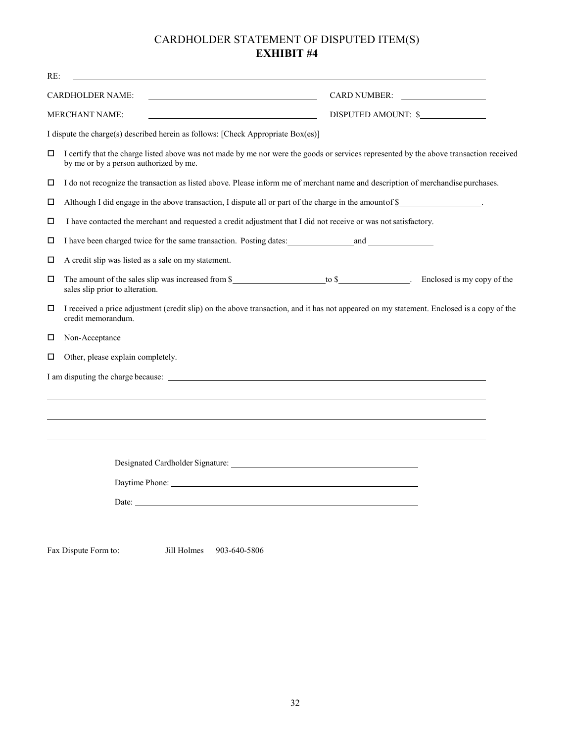# CARDHOLDER STATEMENT OF DISPUTED ITEM(S)
## EXHIBIT #4

RE: ______________________________________________________________________________

CARDHOLDER NAME: ______________________________ CARD NUMBER: ______________

MERCHANT NAME: ______________________________ DISPUTED AMOUNT: $____________

I dispute the charge(s) described herein as follows: [Check Appropriate Box(es)]

- ☐ I certify that the charge listed above was not made by me nor were the goods or services represented by the above transaction received by me or by a person authorized by me.
- ☐ I do not recognize the transaction as listed above. Please inform me of merchant name and description of merchandise purchases.
- ☐ Although I did engage in the above transaction, I dispute all or part of the charge in the amount of $______________.
- ☐ I have contacted the merchant and requested a credit adjustment that I did not receive or was not satisfactory.
- ☐ I have been charged twice for the same transaction. Posting dates: ____________ and ____________
- ☐ A credit slip was listed as a sale on my statement.
- ☐ The amount of the sales slip was increased from $________________ to $______________. Enclosed is my copy of the sales slip prior to alteration.
- ☐ I received a price adjustment (credit slip) on the above transaction, and it has not appeared on my statement. Enclosed is a copy of the credit memorandum.
- ☐ Non-Acceptance
- ☐ Other, please explain completely.

I am disputing the charge because: ____________________________________________________________

______________________________________________________________________________

______________________________________________________________________________

______________________________________________________________________________

Designated Cardholder Signature: ________________________________

Daytime Phone: ________________________________

Date: ________________________________

Fax Dispute Form to: Jill Holmes 903-640-5806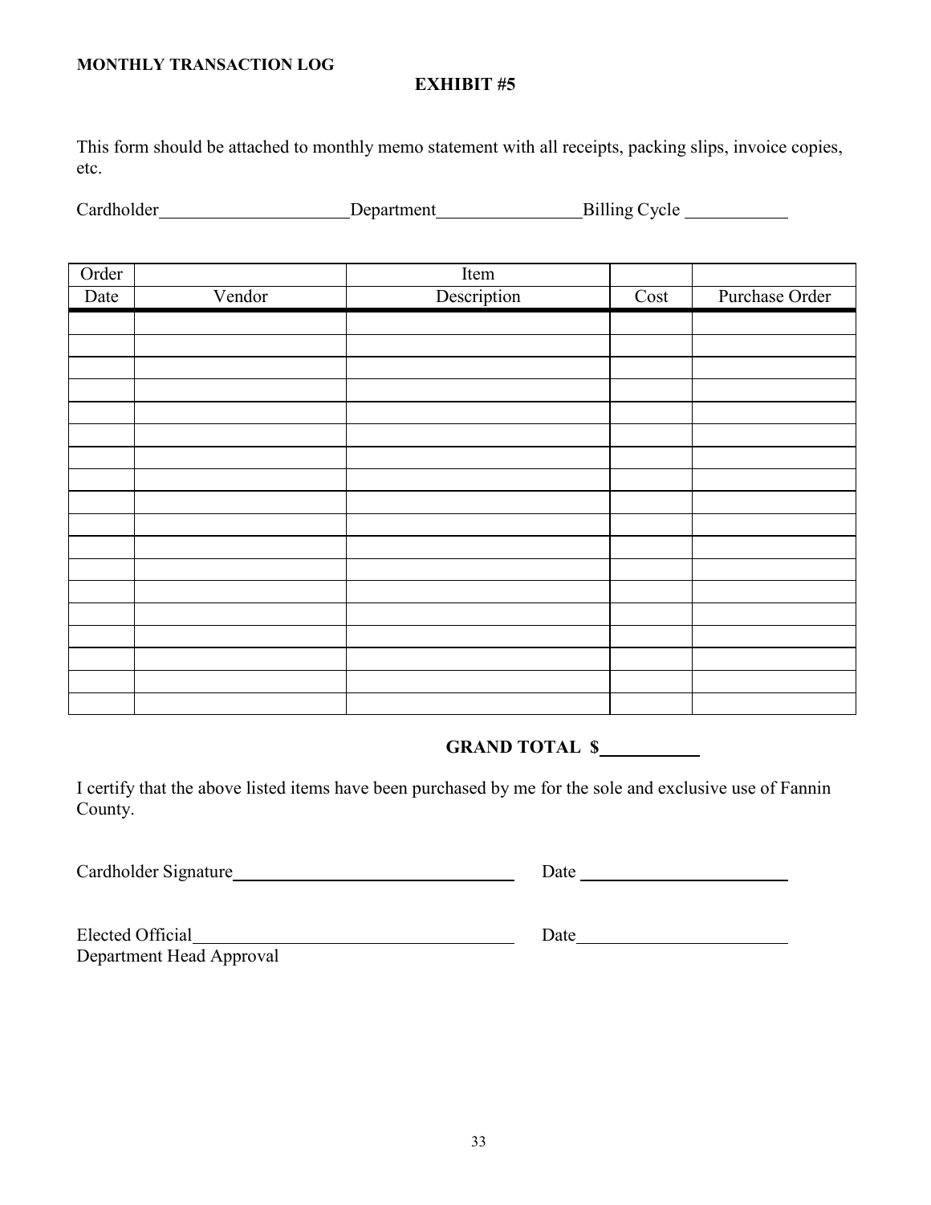**MONTHLY TRANSACTION LOG**

**EXHIBIT #5**

This form should be attached to monthly memo statement with all receipts, packing slips, invoice copies, etc.

Cardholder\_\_\_\_\_\_\_\_\_\_\_\_\_\_\_\_\_\_\_\_Department\_\_\_\_\_\_\_\_\_\_\_\_\_\_\_\_Billing Cycle \_\_\_\_\_\_\_\_\_\_\_

| Order | | Item | | |
|---|---|---|---|---|
| Date | Vendor | Description | Cost | Purchase Order |
| | | | | |
| | | | | |
| | | | | |
| | | | | |
| | | | | |
| | | | | |
| | | | | |
| | | | | |
| | | | | |
| | | | | |
| | | | | |
| | | | | |
| | | | | |
| | | | | |
| | | | | |
| | | | | |
| | | | | |
| | | | | |

**GRAND TOTAL $\_\_\_\_\_\_\_\_\_\_\_**

I certify that the above listed items have been purchased by me for the sole and exclusive use of Fannin County.

Cardholder Signature\_\_\_\_\_\_\_\_\_\_\_\_\_\_\_\_\_\_\_\_\_\_\_\_\_\_\_\_\_\_ Date \_\_\_\_\_\_\_\_\_\_\_\_\_\_\_\_\_\_\_\_\_\_

Elected Official\_\_\_\_\_\_\_\_\_\_\_\_\_\_\_\_\_\_\_\_\_\_\_\_\_\_\_\_\_\_\_\_\_\_ Date\_\_\_\_\_\_\_\_\_\_\_\_\_\_\_\_\_\_\_\_\_\_
Department Head Approval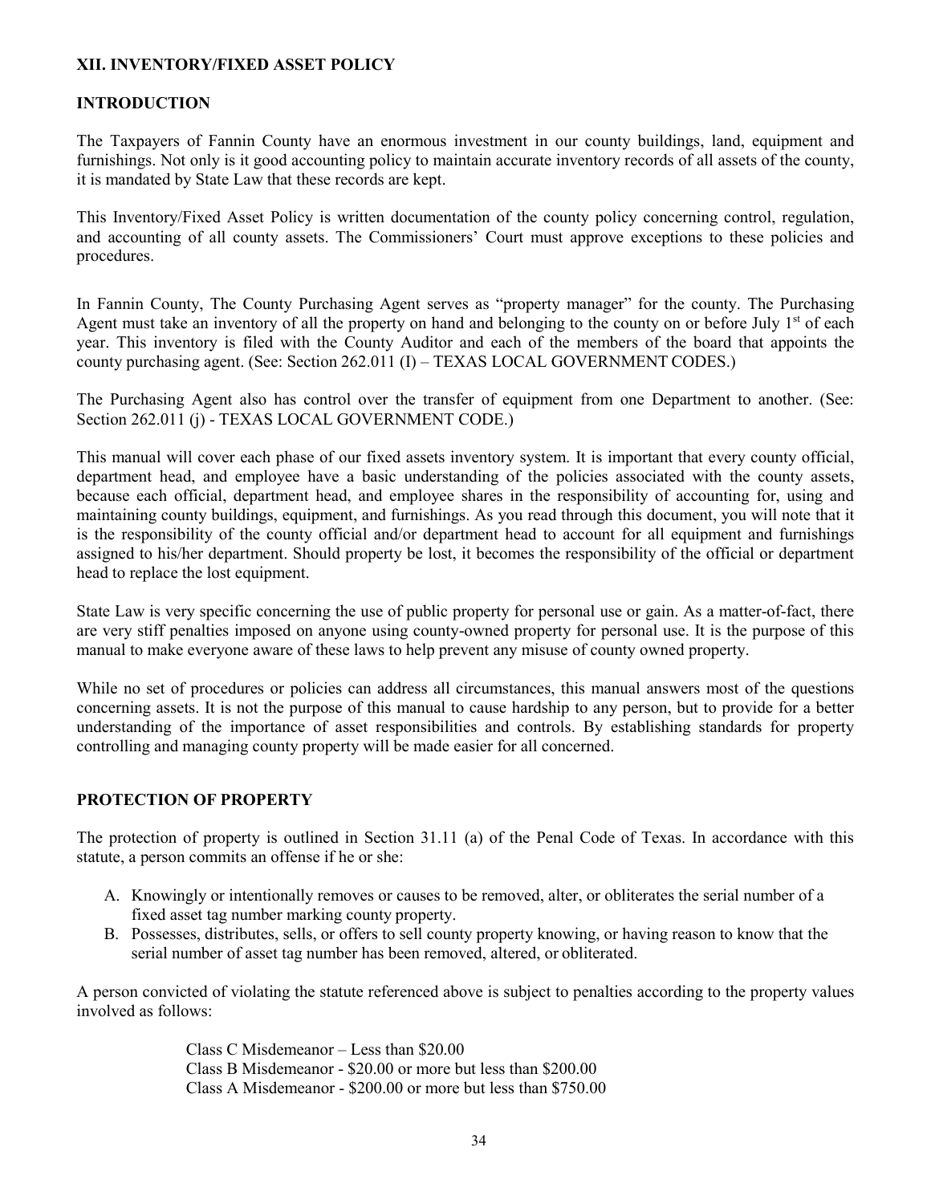## XII. INVENTORY/FIXED ASSET POLICY

### INTRODUCTION

The Taxpayers of Fannin County have an enormous investment in our county buildings, land, equipment and furnishings. Not only is it good accounting policy to maintain accurate inventory records of all assets of the county, it is mandated by State Law that these records are kept.

This Inventory/Fixed Asset Policy is written documentation of the county policy concerning control, regulation, and accounting of all county assets. The Commissioners' Court must approve exceptions to these policies and procedures.

In Fannin County, The County Purchasing Agent serves as "property manager" for the county. The Purchasing Agent must take an inventory of all the property on hand and belonging to the county on or before July 1st of each year. This inventory is filed with the County Auditor and each of the members of the board that appoints the county purchasing agent. (See: Section 262.011 (I) – TEXAS LOCAL GOVERNMENT CODES.)

The Purchasing Agent also has control over the transfer of equipment from one Department to another. (See: Section 262.011 (j) - TEXAS LOCAL GOVERNMENT CODE.)

This manual will cover each phase of our fixed assets inventory system. It is important that every county official, department head, and employee have a basic understanding of the policies associated with the county assets, because each official, department head, and employee shares in the responsibility of accounting for, using and maintaining county buildings, equipment, and furnishings. As you read through this document, you will note that it is the responsibility of the county official and/or department head to account for all equipment and furnishings assigned to his/her department. Should property be lost, it becomes the responsibility of the official or department head to replace the lost equipment.

State Law is very specific concerning the use of public property for personal use or gain. As a matter-of-fact, there are very stiff penalties imposed on anyone using county-owned property for personal use. It is the purpose of this manual to make everyone aware of these laws to help prevent any misuse of county owned property.

While no set of procedures or policies can address all circumstances, this manual answers most of the questions concerning assets. It is not the purpose of this manual to cause hardship to any person, but to provide for a better understanding of the importance of asset responsibilities and controls. By establishing standards for property controlling and managing county property will be made easier for all concerned.

### PROTECTION OF PROPERTY

The protection of property is outlined in Section 31.11 (a) of the Penal Code of Texas. In accordance with this statute, a person commits an offense if he or she:

A. Knowingly or intentionally removes or causes to be removed, alter, or obliterates the serial number of a fixed asset tag number marking county property.
B. Possesses, distributes, sells, or offers to sell county property knowing, or having reason to know that the serial number of asset tag number has been removed, altered, or obliterated.

A person convicted of violating the statute referenced above is subject to penalties according to the property values involved as follows:

Class C Misdemeanor – Less than $20.00
Class B Misdemeanor - $20.00 or more but less than $200.00
Class A Misdemeanor - $200.00 or more but less than $750.00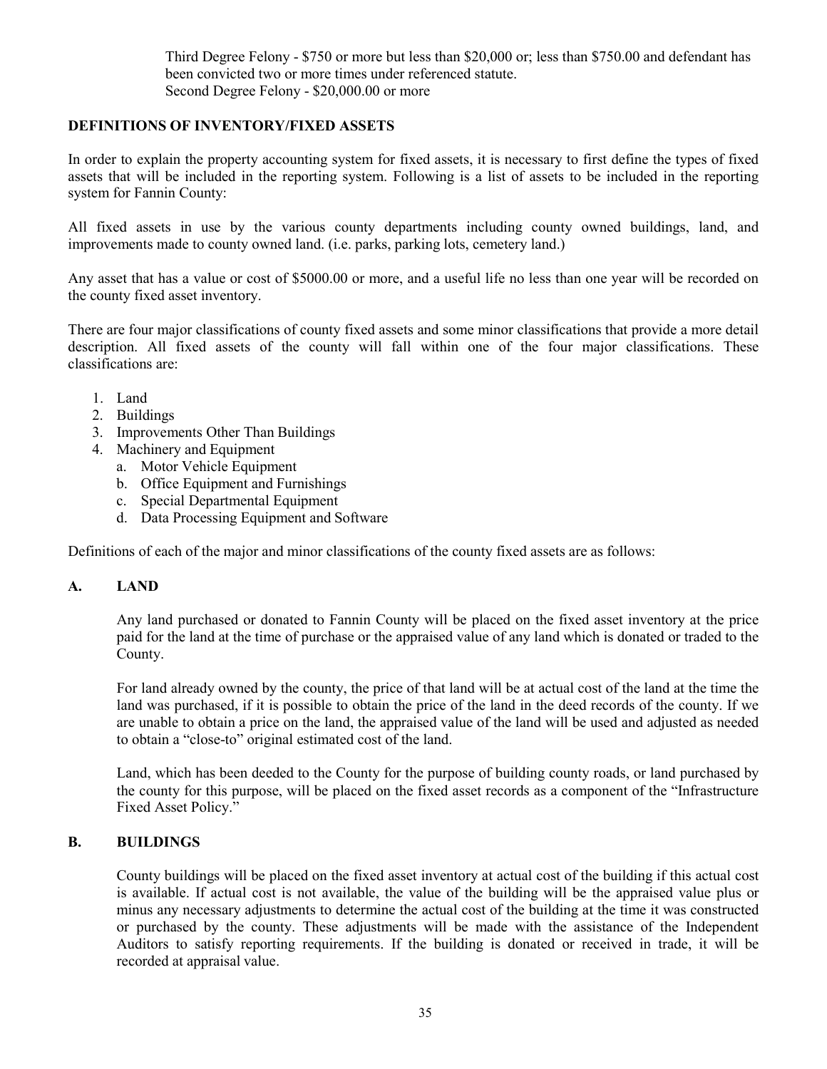Third Degree Felony - $750 or more but less than $20,000 or; less than $750.00 and defendant has been convicted two or more times under referenced statute.
Second Degree Felony - $20,000.00 or more

**DEFINITIONS OF INVENTORY/FIXED ASSETS**

In order to explain the property accounting system for fixed assets, it is necessary to first define the types of fixed assets that will be included in the reporting system. Following is a list of assets to be included in the reporting system for Fannin County:

All fixed assets in use by the various county departments including county owned buildings, land, and improvements made to county owned land. (i.e. parks, parking lots, cemetery land.)

Any asset that has a value or cost of $5000.00 or more, and a useful life no less than one year will be recorded on the county fixed asset inventory.

There are four major classifications of county fixed assets and some minor classifications that provide a more detail description. All fixed assets of the county will fall within one of the four major classifications. These classifications are:

1. Land
2. Buildings
3. Improvements Other Than Buildings
4. Machinery and Equipment
   a. Motor Vehicle Equipment
   b. Office Equipment and Furnishings
   c. Special Departmental Equipment
   d. Data Processing Equipment and Software

Definitions of each of the major and minor classifications of the county fixed assets are as follows:

**A. LAND**

Any land purchased or donated to Fannin County will be placed on the fixed asset inventory at the price paid for the land at the time of purchase or the appraised value of any land which is donated or traded to the County.

For land already owned by the county, the price of that land will be at actual cost of the land at the time the land was purchased, if it is possible to obtain the price of the land in the deed records of the county. If we are unable to obtain a price on the land, the appraised value of the land will be used and adjusted as needed to obtain a "close-to" original estimated cost of the land.

Land, which has been deeded to the County for the purpose of building county roads, or land purchased by the county for this purpose, will be placed on the fixed asset records as a component of the "Infrastructure Fixed Asset Policy."

**B. BUILDINGS**

County buildings will be placed on the fixed asset inventory at actual cost of the building if this actual cost is available. If actual cost is not available, the value of the building will be the appraised value plus or minus any necessary adjustments to determine the actual cost of the building at the time it was constructed or purchased by the county. These adjustments will be made with the assistance of the Independent Auditors to satisfy reporting requirements. If the building is donated or received in trade, it will be recorded at appraisal value.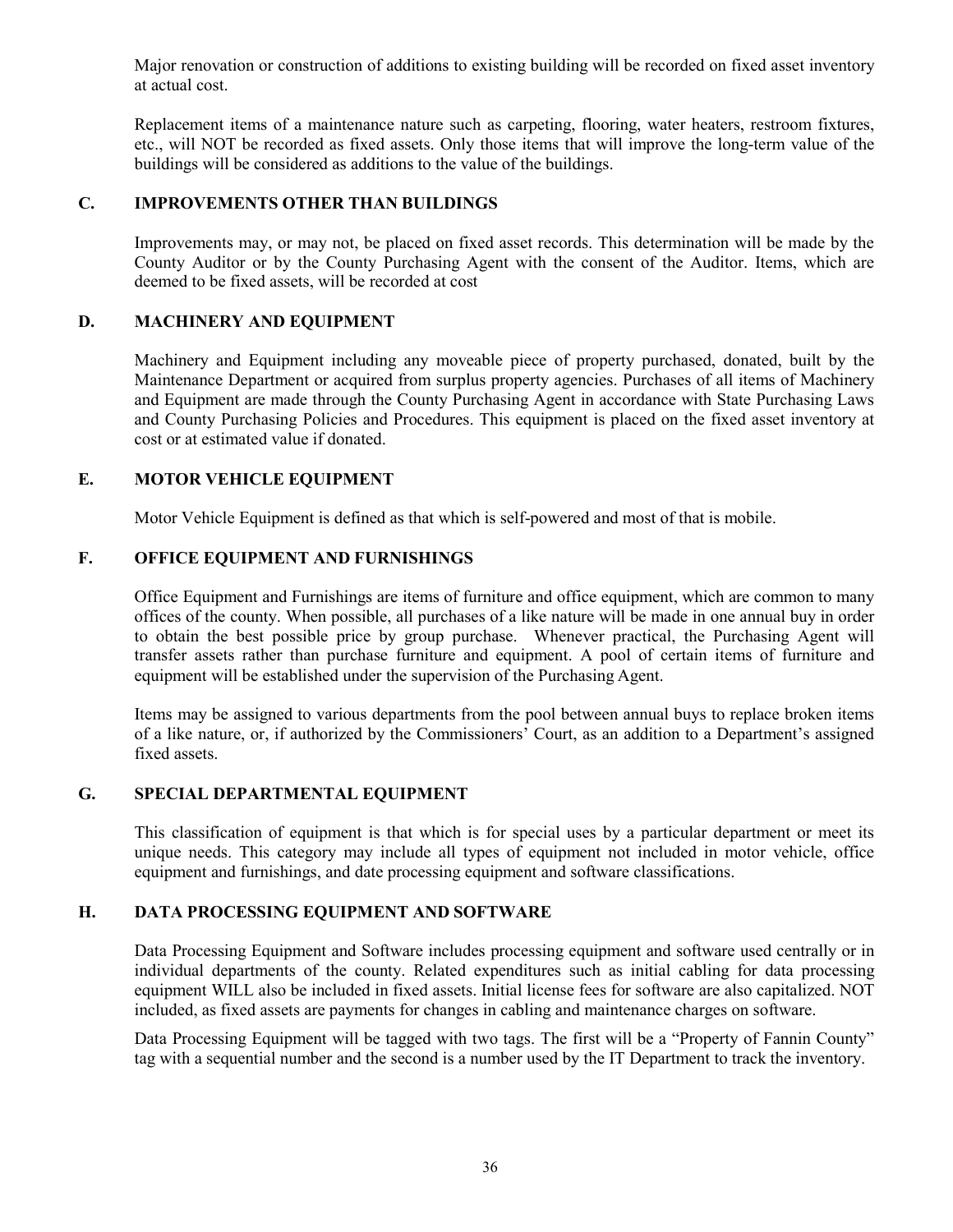Major renovation or construction of additions to existing building will be recorded on fixed asset inventory at actual cost.

Replacement items of a maintenance nature such as carpeting, flooring, water heaters, restroom fixtures, etc., will NOT be recorded as fixed assets. Only those items that will improve the long-term value of the buildings will be considered as additions to the value of the buildings.

### C. IMPROVEMENTS OTHER THAN BUILDINGS

Improvements may, or may not, be placed on fixed asset records. This determination will be made by the County Auditor or by the County Purchasing Agent with the consent of the Auditor. Items, which are deemed to be fixed assets, will be recorded at cost

### D. MACHINERY AND EQUIPMENT

Machinery and Equipment including any moveable piece of property purchased, donated, built by the Maintenance Department or acquired from surplus property agencies. Purchases of all items of Machinery and Equipment are made through the County Purchasing Agent in accordance with State Purchasing Laws and County Purchasing Policies and Procedures. This equipment is placed on the fixed asset inventory at cost or at estimated value if donated.

### E. MOTOR VEHICLE EQUIPMENT

Motor Vehicle Equipment is defined as that which is self-powered and most of that is mobile.

### F. OFFICE EQUIPMENT AND FURNISHINGS

Office Equipment and Furnishings are items of furniture and office equipment, which are common to many offices of the county. When possible, all purchases of a like nature will be made in one annual buy in order to obtain the best possible price by group purchase. Whenever practical, the Purchasing Agent will transfer assets rather than purchase furniture and equipment. A pool of certain items of furniture and equipment will be established under the supervision of the Purchasing Agent.

Items may be assigned to various departments from the pool between annual buys to replace broken items of a like nature, or, if authorized by the Commissioners' Court, as an addition to a Department's assigned fixed assets.

### G. SPECIAL DEPARTMENTAL EQUIPMENT

This classification of equipment is that which is for special uses by a particular department or meet its unique needs. This category may include all types of equipment not included in motor vehicle, office equipment and furnishings, and date processing equipment and software classifications.

### H. DATA PROCESSING EQUIPMENT AND SOFTWARE

Data Processing Equipment and Software includes processing equipment and software used centrally or in individual departments of the county. Related expenditures such as initial cabling for data processing equipment WILL also be included in fixed assets. Initial license fees for software are also capitalized. NOT included, as fixed assets are payments for changes in cabling and maintenance charges on software.

Data Processing Equipment will be tagged with two tags. The first will be a "Property of Fannin County" tag with a sequential number and the second is a number used by the IT Department to track the inventory.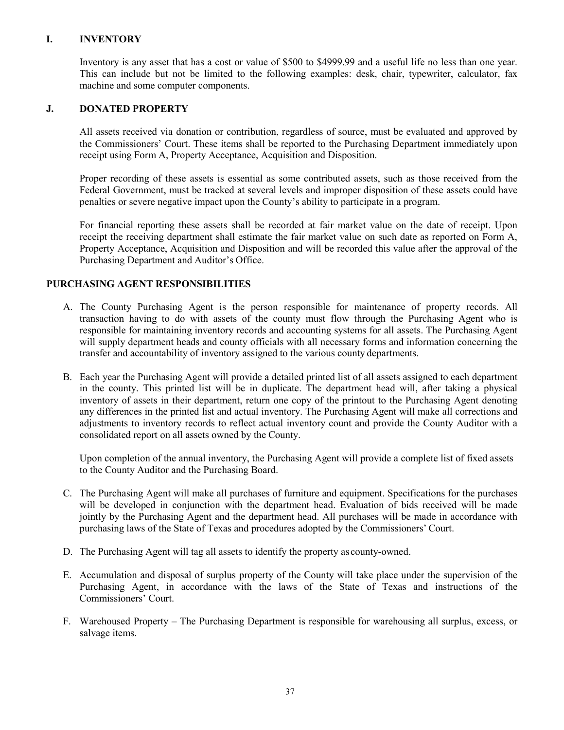## I. INVENTORY

Inventory is any asset that has a cost or value of $500 to $4999.99 and a useful life no less than one year. This can include but not be limited to the following examples: desk, chair, typewriter, calculator, fax machine and some computer components.

## J. DONATED PROPERTY

All assets received via donation or contribution, regardless of source, must be evaluated and approved by the Commissioners' Court. These items shall be reported to the Purchasing Department immediately upon receipt using Form A, Property Acceptance, Acquisition and Disposition.

Proper recording of these assets is essential as some contributed assets, such as those received from the Federal Government, must be tracked at several levels and improper disposition of these assets could have penalties or severe negative impact upon the County's ability to participate in a program.

For financial reporting these assets shall be recorded at fair market value on the date of receipt. Upon receipt the receiving department shall estimate the fair market value on such date as reported on Form A, Property Acceptance, Acquisition and Disposition and will be recorded this value after the approval of the Purchasing Department and Auditor's Office.

## PURCHASING AGENT RESPONSIBILITIES

A. The County Purchasing Agent is the person responsible for maintenance of property records. All transaction having to do with assets of the county must flow through the Purchasing Agent who is responsible for maintaining inventory records and accounting systems for all assets. The Purchasing Agent will supply department heads and county officials with all necessary forms and information concerning the transfer and accountability of inventory assigned to the various county departments.

B. Each year the Purchasing Agent will provide a detailed printed list of all assets assigned to each department in the county. This printed list will be in duplicate. The department head will, after taking a physical inventory of assets in their department, return one copy of the printout to the Purchasing Agent denoting any differences in the printed list and actual inventory. The Purchasing Agent will make all corrections and adjustments to inventory records to reflect actual inventory count and provide the County Auditor with a consolidated report on all assets owned by the County.

   Upon completion of the annual inventory, the Purchasing Agent will provide a complete list of fixed assets to the County Auditor and the Purchasing Board.

C. The Purchasing Agent will make all purchases of furniture and equipment. Specifications for the purchases will be developed in conjunction with the department head. Evaluation of bids received will be made jointly by the Purchasing Agent and the department head. All purchases will be made in accordance with purchasing laws of the State of Texas and procedures adopted by the Commissioners' Court.

D. The Purchasing Agent will tag all assets to identify the property as county-owned.

E. Accumulation and disposal of surplus property of the County will take place under the supervision of the Purchasing Agent, in accordance with the laws of the State of Texas and instructions of the Commissioners' Court.

F. Warehoused Property – The Purchasing Department is responsible for warehousing all surplus, excess, or salvage items.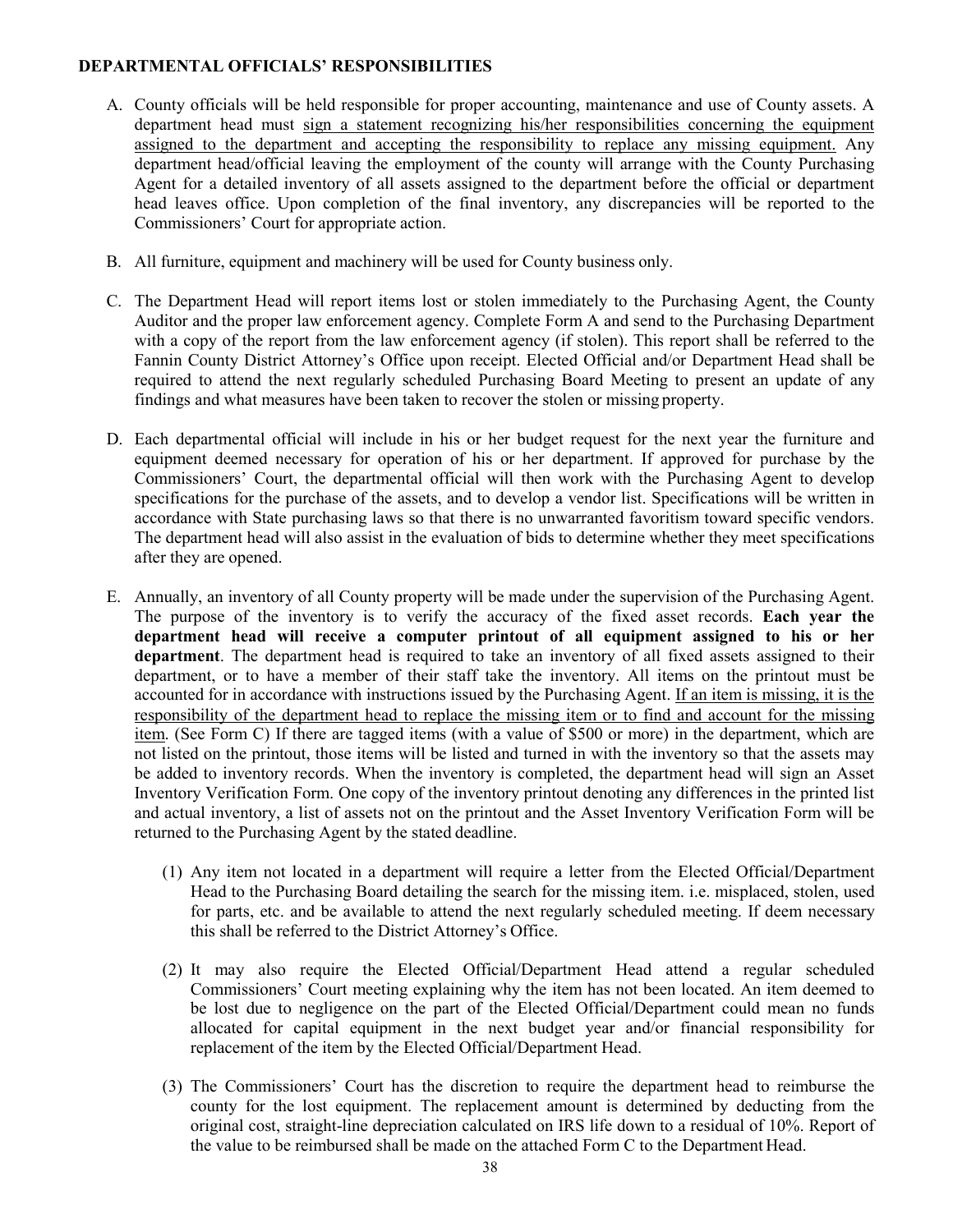## DEPARTMENTAL OFFICIALS' RESPONSIBILITIES

A. County officials will be held responsible for proper accounting, maintenance and use of County assets. A department head must sign a statement recognizing his/her responsibilities concerning the equipment assigned to the department and accepting the responsibility to replace any missing equipment. Any department head/official leaving the employment of the county will arrange with the County Purchasing Agent for a detailed inventory of all assets assigned to the department before the official or department head leaves office. Upon completion of the final inventory, any discrepancies will be reported to the Commissioners' Court for appropriate action.

B. All furniture, equipment and machinery will be used for County business only.

C. The Department Head will report items lost or stolen immediately to the Purchasing Agent, the County Auditor and the proper law enforcement agency. Complete Form A and send to the Purchasing Department with a copy of the report from the law enforcement agency (if stolen). This report shall be referred to the Fannin County District Attorney's Office upon receipt. Elected Official and/or Department Head shall be required to attend the next regularly scheduled Purchasing Board Meeting to present an update of any findings and what measures have been taken to recover the stolen or missing property.

D. Each departmental official will include in his or her budget request for the next year the furniture and equipment deemed necessary for operation of his or her department. If approved for purchase by the Commissioners' Court, the departmental official will then work with the Purchasing Agent to develop specifications for the purchase of the assets, and to develop a vendor list. Specifications will be written in accordance with State purchasing laws so that there is no unwarranted favoritism toward specific vendors. The department head will also assist in the evaluation of bids to determine whether they meet specifications after they are opened.

E. Annually, an inventory of all County property will be made under the supervision of the Purchasing Agent. The purpose of the inventory is to verify the accuracy of the fixed asset records. **Each year the department head will receive a computer printout of all equipment assigned to his or her department**. The department head is required to take an inventory of all fixed assets assigned to their department, or to have a member of their staff take the inventory. All items on the printout must be accounted for in accordance with instructions issued by the Purchasing Agent. If an item is missing, it is the responsibility of the department head to replace the missing item or to find and account for the missing item. (See Form C) If there are tagged items (with a value of $500 or more) in the department, which are not listed on the printout, those items will be listed and turned in with the inventory so that the assets may be added to inventory records. When the inventory is completed, the department head will sign an Asset Inventory Verification Form. One copy of the inventory printout denoting any differences in the printed list and actual inventory, a list of assets not on the printout and the Asset Inventory Verification Form will be returned to the Purchasing Agent by the stated deadline.

   (1) Any item not located in a department will require a letter from the Elected Official/Department Head to the Purchasing Board detailing the search for the missing item. i.e. misplaced, stolen, used for parts, etc. and be available to attend the next regularly scheduled meeting. If deem necessary this shall be referred to the District Attorney's Office.

   (2) It may also require the Elected Official/Department Head attend a regular scheduled Commissioners' Court meeting explaining why the item has not been located. An item deemed to be lost due to negligence on the part of the Elected Official/Department could mean no funds allocated for capital equipment in the next budget year and/or financial responsibility for replacement of the item by the Elected Official/Department Head.

   (3) The Commissioners' Court has the discretion to require the department head to reimburse the county for the lost equipment. The replacement amount is determined by deducting from the original cost, straight-line depreciation calculated on IRS life down to a residual of 10%. Report of the value to be reimbursed shall be made on the attached Form C to the Department Head.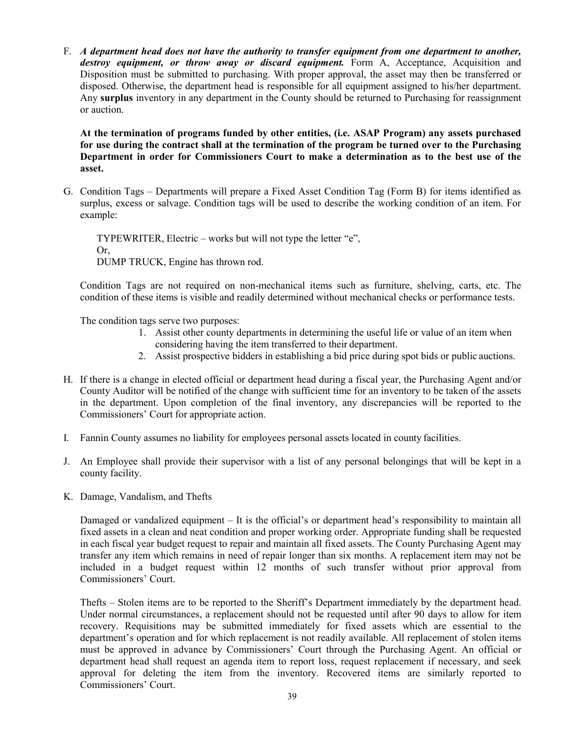F. ***A department head does not have the authority to transfer equipment from one department to another, destroy equipment, or throw away or discard equipment.*** Form A, Acceptance, Acquisition and Disposition must be submitted to purchasing. With proper approval, the asset may then be transferred or disposed. Otherwise, the department head is responsible for all equipment assigned to his/her department. Any **surplus** inventory in any department in the County should be returned to Purchasing for reassignment or auction.

   **At the termination of programs funded by other entities, (i.e. ASAP Program) any assets purchased for use during the contract shall at the termination of the program be turned over to the Purchasing Department in order for Commissioners Court to make a determination as to the best use of the asset.**

G. Condition Tags – Departments will prepare a Fixed Asset Condition Tag (Form B) for items identified as surplus, excess or salvage. Condition tags will be used to describe the working condition of an item. For example:

   TYPEWRITER, Electric – works but will not type the letter "e",
   Or,
   DUMP TRUCK, Engine has thrown rod.

   Condition Tags are not required on non-mechanical items such as furniture, shelving, carts, etc. The condition of these items is visible and readily determined without mechanical checks or performance tests.

   The condition tags serve two purposes:

   1. Assist other county departments in determining the useful life or value of an item when considering having the item transferred to their department.
   2. Assist prospective bidders in establishing a bid price during spot bids or public auctions.

H. If there is a change in elected official or department head during a fiscal year, the Purchasing Agent and/or County Auditor will be notified of the change with sufficient time for an inventory to be taken of the assets in the department. Upon completion of the final inventory, any discrepancies will be reported to the Commissioners' Court for appropriate action.

I. Fannin County assumes no liability for employees personal assets located in county facilities.

J. An Employee shall provide their supervisor with a list of any personal belongings that will be kept in a county facility.

K. Damage, Vandalism, and Thefts

   Damaged or vandalized equipment – It is the official's or department head's responsibility to maintain all fixed assets in a clean and neat condition and proper working order. Appropriate funding shall be requested in each fiscal year budget request to repair and maintain all fixed assets. The County Purchasing Agent may transfer any item which remains in need of repair longer than six months. A replacement item may not be included in a budget request within 12 months of such transfer without prior approval from Commissioners' Court.

   Thefts – Stolen items are to be reported to the Sheriff's Department immediately by the department head. Under normal circumstances, a replacement should not be requested until after 90 days to allow for item recovery. Requisitions may be submitted immediately for fixed assets which are essential to the department's operation and for which replacement is not readily available. All replacement of stolen items must be approved in advance by Commissioners' Court through the Purchasing Agent. An official or department head shall request an agenda item to report loss, request replacement if necessary, and seek approval for deleting the item from the inventory. Recovered items are similarly reported to Commissioners' Court.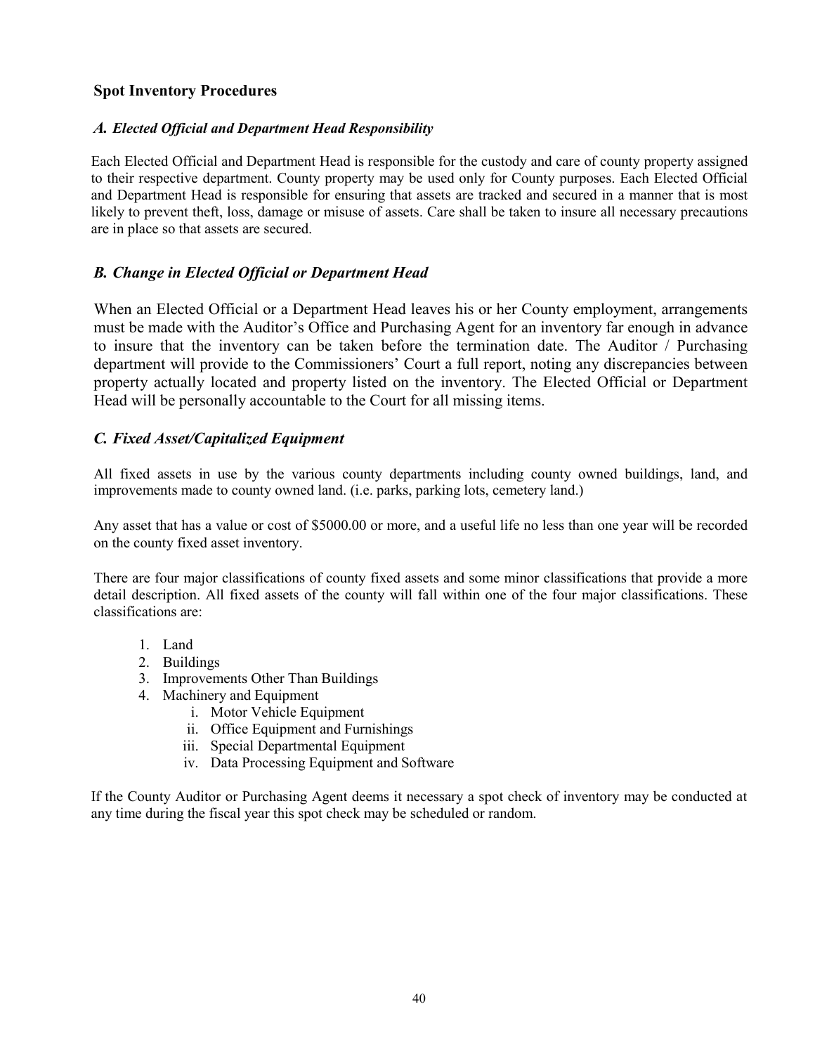## Spot Inventory Procedures

### *A. Elected Official and Department Head Responsibility*

Each Elected Official and Department Head is responsible for the custody and care of county property assigned to their respective department. County property may be used only for County purposes. Each Elected Official and Department Head is responsible for ensuring that assets are tracked and secured in a manner that is most likely to prevent theft, loss, damage or misuse of assets. Care shall be taken to insure all necessary precautions are in place so that assets are secured.

### *B. Change in Elected Official or Department Head*

When an Elected Official or a Department Head leaves his or her County employment, arrangements must be made with the Auditor's Office and Purchasing Agent for an inventory far enough in advance to insure that the inventory can be taken before the termination date. The Auditor / Purchasing department will provide to the Commissioners' Court a full report, noting any discrepancies between property actually located and property listed on the inventory. The Elected Official or Department Head will be personally accountable to the Court for all missing items.

### *C. Fixed Asset/Capitalized Equipment*

All fixed assets in use by the various county departments including county owned buildings, land, and improvements made to county owned land. (i.e. parks, parking lots, cemetery land.)

Any asset that has a value or cost of $5000.00 or more, and a useful life no less than one year will be recorded on the county fixed asset inventory.

There are four major classifications of county fixed assets and some minor classifications that provide a more detail description. All fixed assets of the county will fall within one of the four major classifications. These classifications are:

1. Land
2. Buildings
3. Improvements Other Than Buildings
4. Machinery and Equipment
   i. Motor Vehicle Equipment
   ii. Office Equipment and Furnishings
   iii. Special Departmental Equipment
   iv. Data Processing Equipment and Software

If the County Auditor or Purchasing Agent deems it necessary a spot check of inventory may be conducted at any time during the fiscal year this spot check may be scheduled or random.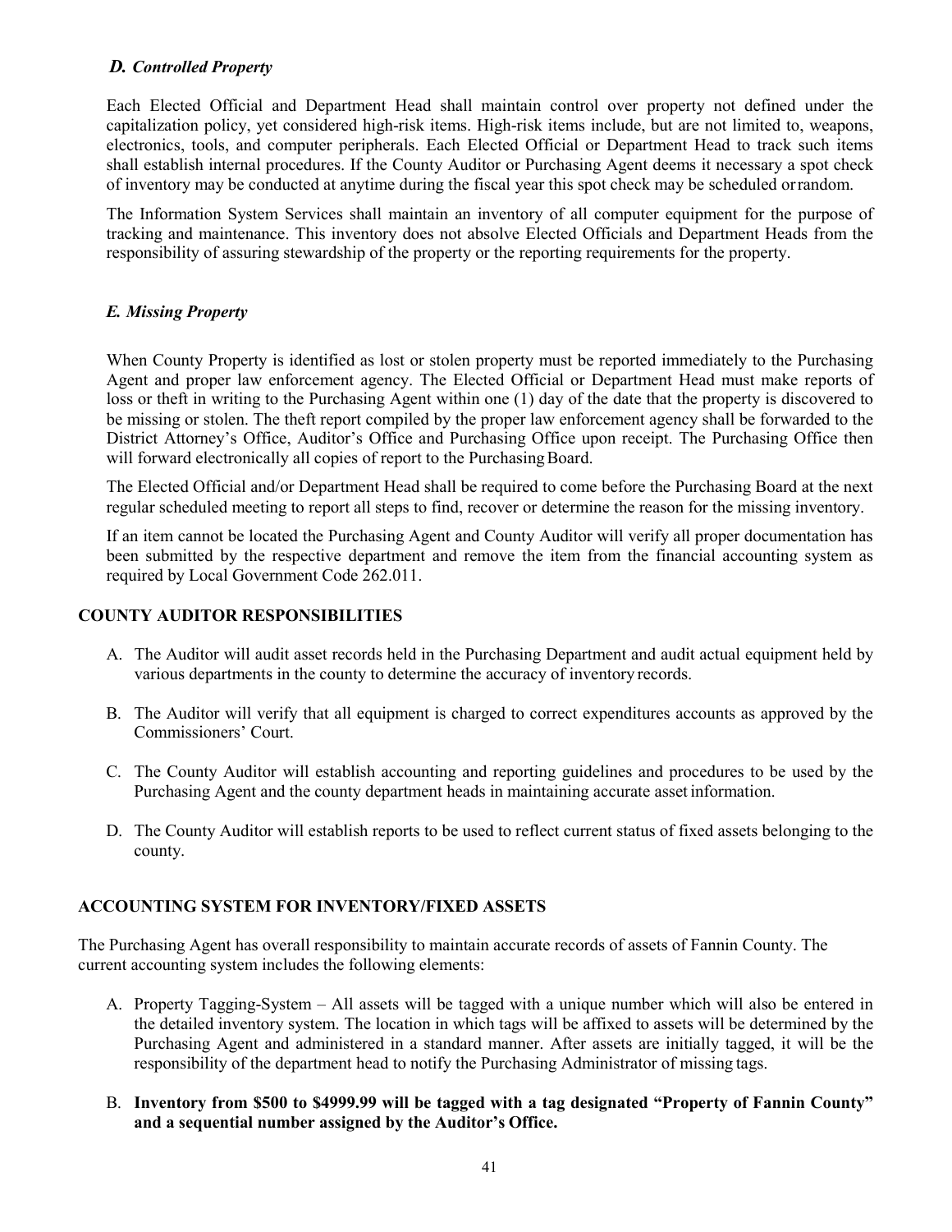### *D. Controlled Property*

Each Elected Official and Department Head shall maintain control over property not defined under the capitalization policy, yet considered high-risk items. High-risk items include, but are not limited to, weapons, electronics, tools, and computer peripherals. Each Elected Official or Department Head to track such items shall establish internal procedures. If the County Auditor or Purchasing Agent deems it necessary a spot check of inventory may be conducted at anytime during the fiscal year this spot check may be scheduled or random.

The Information System Services shall maintain an inventory of all computer equipment for the purpose of tracking and maintenance. This inventory does not absolve Elected Officials and Department Heads from the responsibility of assuring stewardship of the property or the reporting requirements for the property.

### *E. Missing Property*

When County Property is identified as lost or stolen property must be reported immediately to the Purchasing Agent and proper law enforcement agency. The Elected Official or Department Head must make reports of loss or theft in writing to the Purchasing Agent within one (1) day of the date that the property is discovered to be missing or stolen. The theft report compiled by the proper law enforcement agency shall be forwarded to the District Attorney's Office, Auditor's Office and Purchasing Office upon receipt. The Purchasing Office then will forward electronically all copies of report to the Purchasing Board.

The Elected Official and/or Department Head shall be required to come before the Purchasing Board at the next regular scheduled meeting to report all steps to find, recover or determine the reason for the missing inventory.

If an item cannot be located the Purchasing Agent and County Auditor will verify all proper documentation has been submitted by the respective department and remove the item from the financial accounting system as required by Local Government Code 262.011.

## COUNTY AUDITOR RESPONSIBILITIES

A. The Auditor will audit asset records held in the Purchasing Department and audit actual equipment held by various departments in the county to determine the accuracy of inventory records.

B. The Auditor will verify that all equipment is charged to correct expenditures accounts as approved by the Commissioners' Court.

C. The County Auditor will establish accounting and reporting guidelines and procedures to be used by the Purchasing Agent and the county department heads in maintaining accurate asset information.

D. The County Auditor will establish reports to be used to reflect current status of fixed assets belonging to the county.

## ACCOUNTING SYSTEM FOR INVENTORY/FIXED ASSETS

The Purchasing Agent has overall responsibility to maintain accurate records of assets of Fannin County. The current accounting system includes the following elements:

A. Property Tagging-System – All assets will be tagged with a unique number which will also be entered in the detailed inventory system. The location in which tags will be affixed to assets will be determined by the Purchasing Agent and administered in a standard manner. After assets are initially tagged, it will be the responsibility of the department head to notify the Purchasing Administrator of missing tags.

B. **Inventory from $500 to $4999.99 will be tagged with a tag designated "Property of Fannin County" and a sequential number assigned by the Auditor's Office.**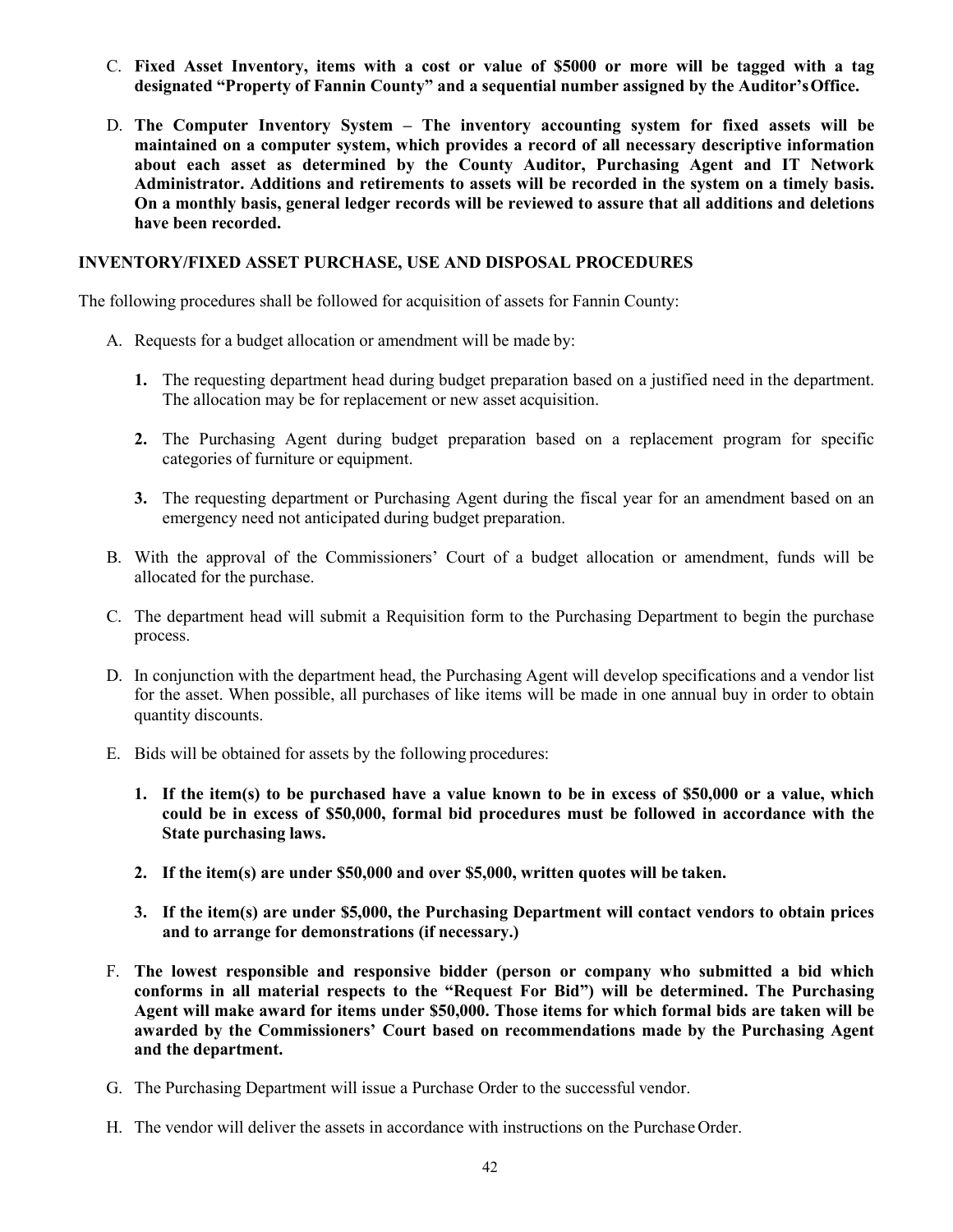C. **Fixed Asset Inventory, items with a cost or value of $5000 or more will be tagged with a tag designated "Property of Fannin County" and a sequential number assigned by the Auditor's Office.**

D. **The Computer Inventory System – The inventory accounting system for fixed assets will be maintained on a computer system, which provides a record of all necessary descriptive information about each asset as determined by the County Auditor, Purchasing Agent and IT Network Administrator. Additions and retirements to assets will be recorded in the system on a timely basis. On a monthly basis, general ledger records will be reviewed to assure that all additions and deletions have been recorded.**

### INVENTORY/FIXED ASSET PURCHASE, USE AND DISPOSAL PROCEDURES

The following procedures shall be followed for acquisition of assets for Fannin County:

A. Requests for a budget allocation or amendment will be made by:

   **1.** The requesting department head during budget preparation based on a justified need in the department. The allocation may be for replacement or new asset acquisition.

   **2.** The Purchasing Agent during budget preparation based on a replacement program for specific categories of furniture or equipment.

   **3.** The requesting department or Purchasing Agent during the fiscal year for an amendment based on an emergency need not anticipated during budget preparation.

B. With the approval of the Commissioners' Court of a budget allocation or amendment, funds will be allocated for the purchase.

C. The department head will submit a Requisition form to the Purchasing Department to begin the purchase process.

D. In conjunction with the department head, the Purchasing Agent will develop specifications and a vendor list for the asset. When possible, all purchases of like items will be made in one annual buy in order to obtain quantity discounts.

E. Bids will be obtained for assets by the following procedures:

   **1. If the item(s) to be purchased have a value known to be in excess of $50,000 or a value, which could be in excess of $50,000, formal bid procedures must be followed in accordance with the State purchasing laws.**

   **2. If the item(s) are under $50,000 and over $5,000, written quotes will be taken.**

   **3. If the item(s) are under $5,000, the Purchasing Department will contact vendors to obtain prices and to arrange for demonstrations (if necessary.)**

F. **The lowest responsible and responsive bidder (person or company who submitted a bid which conforms in all material respects to the "Request For Bid") will be determined. The Purchasing Agent will make award for items under $50,000. Those items for which formal bids are taken will be awarded by the Commissioners' Court based on recommendations made by the Purchasing Agent and the department.**

G. The Purchasing Department will issue a Purchase Order to the successful vendor.

H. The vendor will deliver the assets in accordance with instructions on the Purchase Order.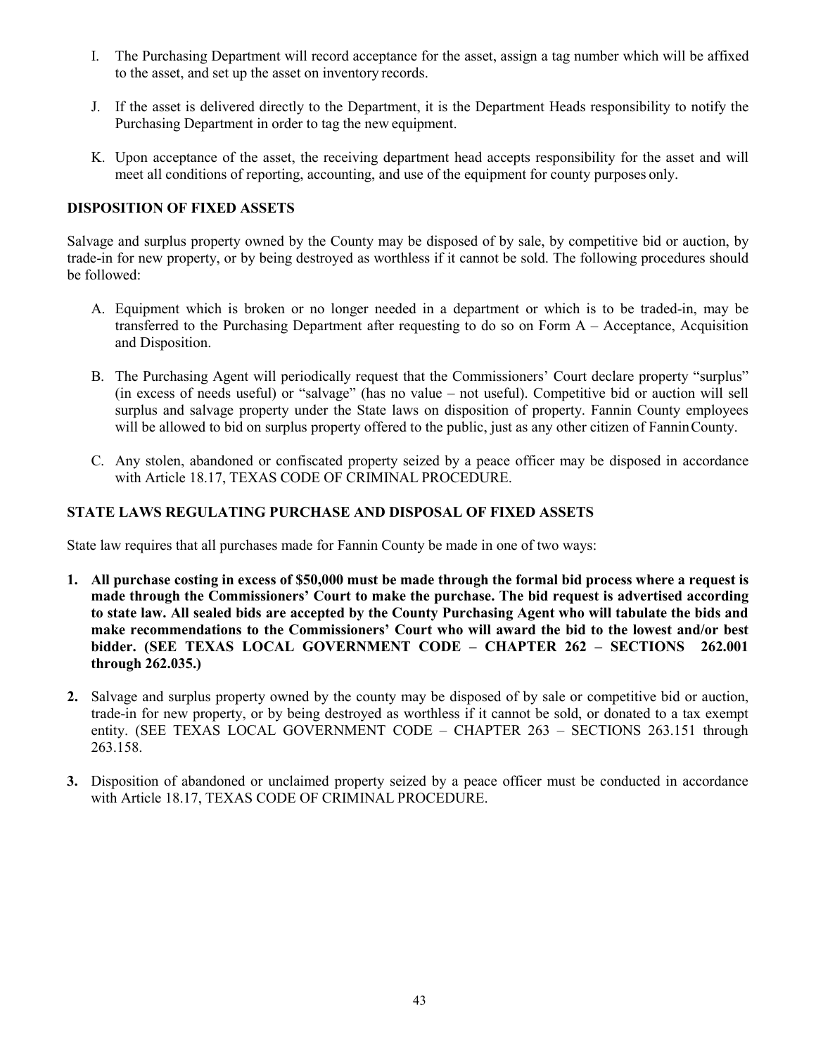I. The Purchasing Department will record acceptance for the asset, assign a tag number which will be affixed to the asset, and set up the asset on inventory records.

J. If the asset is delivered directly to the Department, it is the Department Heads responsibility to notify the Purchasing Department in order to tag the new equipment.

K. Upon acceptance of the asset, the receiving department head accepts responsibility for the asset and will meet all conditions of reporting, accounting, and use of the equipment for county purposes only.

**DISPOSITION OF FIXED ASSETS**

Salvage and surplus property owned by the County may be disposed of by sale, by competitive bid or auction, by trade-in for new property, or by being destroyed as worthless if it cannot be sold. The following procedures should be followed:

A. Equipment which is broken or no longer needed in a department or which is to be traded-in, may be transferred to the Purchasing Department after requesting to do so on Form A – Acceptance, Acquisition and Disposition.

B. The Purchasing Agent will periodically request that the Commissioners' Court declare property "surplus" (in excess of needs useful) or "salvage" (has no value – not useful). Competitive bid or auction will sell surplus and salvage property under the State laws on disposition of property. Fannin County employees will be allowed to bid on surplus property offered to the public, just as any other citizen of Fannin County.

C. Any stolen, abandoned or confiscated property seized by a peace officer may be disposed in accordance with Article 18.17, TEXAS CODE OF CRIMINAL PROCEDURE.

**STATE LAWS REGULATING PURCHASE AND DISPOSAL OF FIXED ASSETS**

State law requires that all purchases made for Fannin County be made in one of two ways:

1. **All purchase costing in excess of $50,000 must be made through the formal bid process where a request is made through the Commissioners' Court to make the purchase. The bid request is advertised according to state law. All sealed bids are accepted by the County Purchasing Agent who will tabulate the bids and make recommendations to the Commissioners' Court who will award the bid to the lowest and/or best bidder. (SEE TEXAS LOCAL GOVERNMENT CODE – CHAPTER 262 – SECTIONS 262.001 through 262.035.)**

2. Salvage and surplus property owned by the county may be disposed of by sale or competitive bid or auction, trade-in for new property, or by being destroyed as worthless if it cannot be sold, or donated to a tax exempt entity. (SEE TEXAS LOCAL GOVERNMENT CODE – CHAPTER 263 – SECTIONS 263.151 through 263.158.

3. Disposition of abandoned or unclaimed property seized by a peace officer must be conducted in accordance with Article 18.17, TEXAS CODE OF CRIMINAL PROCEDURE.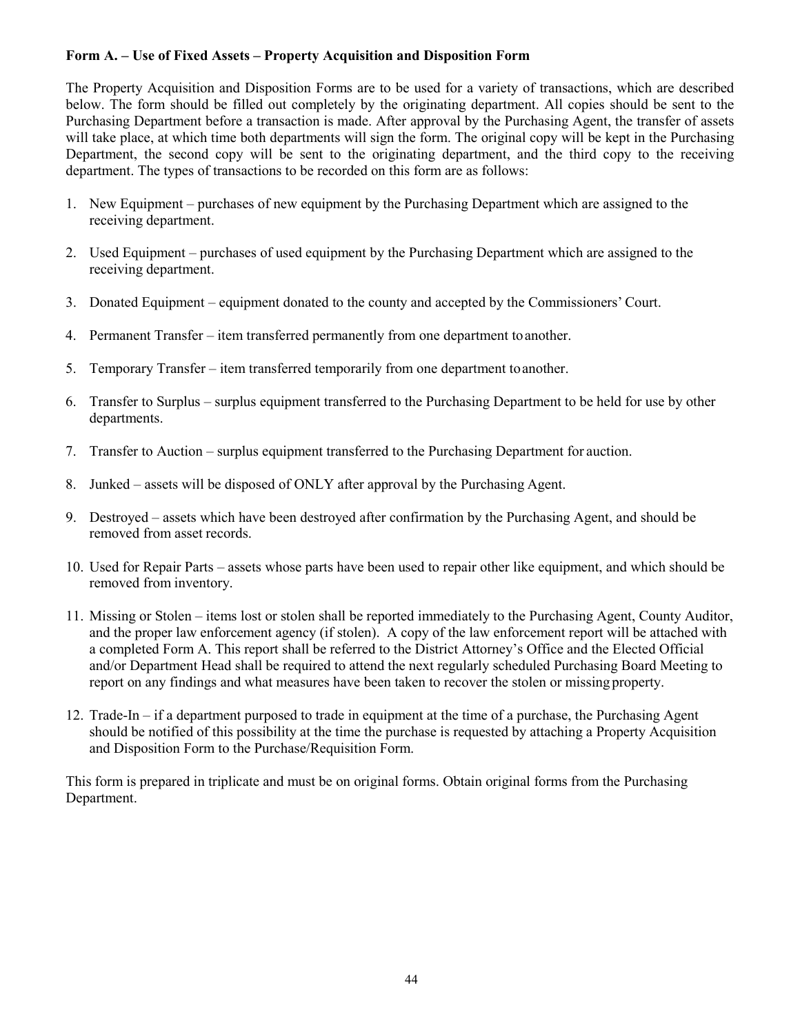**Form A. – Use of Fixed Assets – Property Acquisition and Disposition Form**

The Property Acquisition and Disposition Forms are to be used for a variety of transactions, which are described below. The form should be filled out completely by the originating department. All copies should be sent to the Purchasing Department before a transaction is made. After approval by the Purchasing Agent, the transfer of assets will take place, at which time both departments will sign the form. The original copy will be kept in the Purchasing Department, the second copy will be sent to the originating department, and the third copy to the receiving department. The types of transactions to be recorded on this form are as follows:

1. New Equipment – purchases of new equipment by the Purchasing Department which are assigned to the receiving department.
2. Used Equipment – purchases of used equipment by the Purchasing Department which are assigned to the receiving department.
3. Donated Equipment – equipment donated to the county and accepted by the Commissioners' Court.
4. Permanent Transfer – item transferred permanently from one department to another.
5. Temporary Transfer – item transferred temporarily from one department to another.
6. Transfer to Surplus – surplus equipment transferred to the Purchasing Department to be held for use by other departments.
7. Transfer to Auction – surplus equipment transferred to the Purchasing Department for auction.
8. Junked – assets will be disposed of ONLY after approval by the Purchasing Agent.
9. Destroyed – assets which have been destroyed after confirmation by the Purchasing Agent, and should be removed from asset records.
10. Used for Repair Parts – assets whose parts have been used to repair other like equipment, and which should be removed from inventory.
11. Missing or Stolen – items lost or stolen shall be reported immediately to the Purchasing Agent, County Auditor, and the proper law enforcement agency (if stolen). A copy of the law enforcement report will be attached with a completed Form A. This report shall be referred to the District Attorney's Office and the Elected Official and/or Department Head shall be required to attend the next regularly scheduled Purchasing Board Meeting to report on any findings and what measures have been taken to recover the stolen or missing property.
12. Trade-In – if a department purposed to trade in equipment at the time of a purchase, the Purchasing Agent should be notified of this possibility at the time the purchase is requested by attaching a Property Acquisition and Disposition Form to the Purchase/Requisition Form.

This form is prepared in triplicate and must be on original forms. Obtain original forms from the Purchasing Department.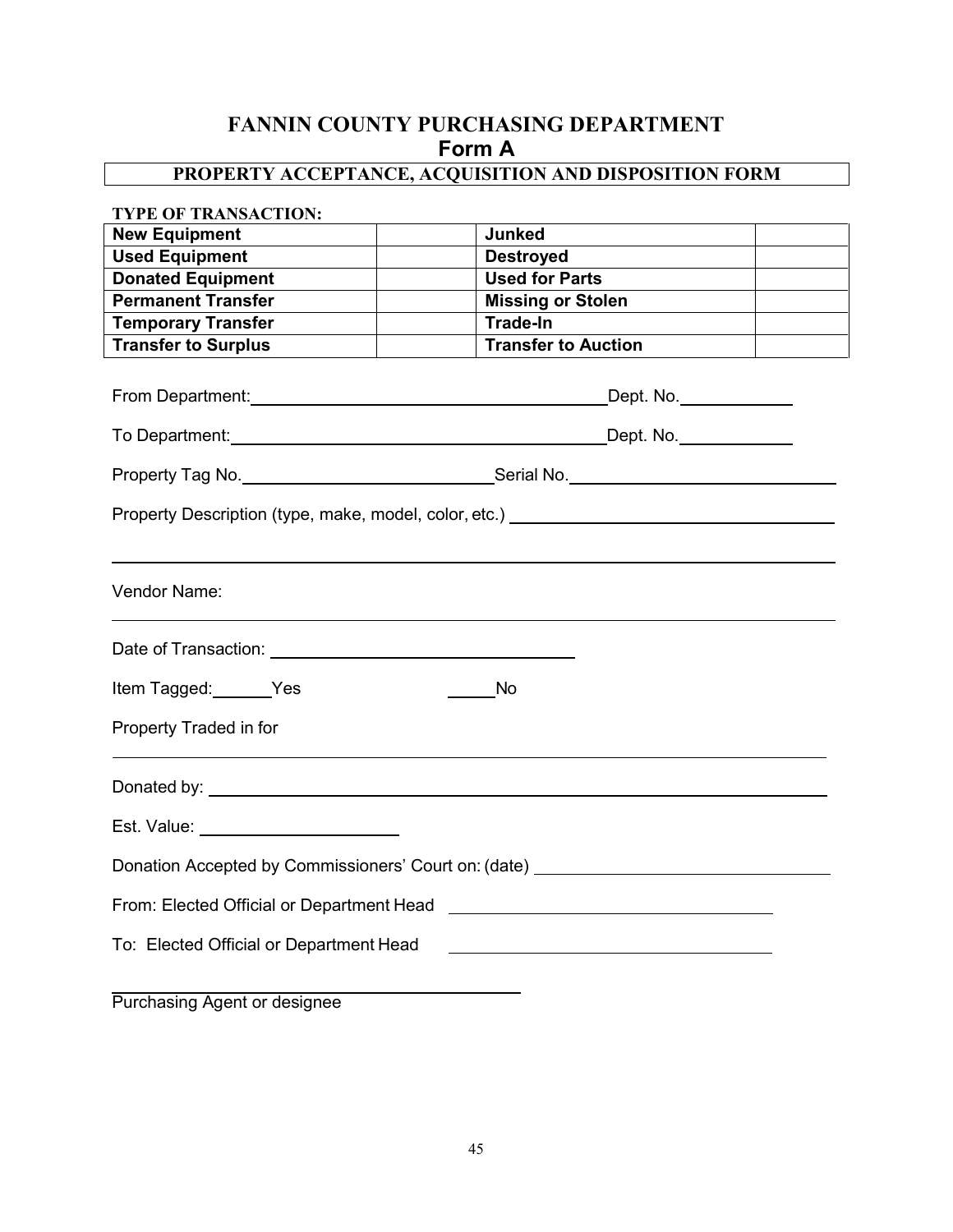# FANNIN COUNTY PURCHASING DEPARTMENT

## Form A

### PROPERTY ACCEPTANCE, ACQUISITION AND DISPOSITION FORM

**TYPE OF TRANSACTION:**

| | | | |
|---|---|---|---|
| **New Equipment** | | **Junked** | |
| **Used Equipment** | | **Destroyed** | |
| **Donated Equipment** | | **Used for Parts** | |
| **Permanent Transfer** | | **Missing or Stolen** | |
| **Temporary Transfer** | | **Trade-In** | |
| **Transfer to Surplus** | | **Transfer to Auction** | |

From Department:______________________________________ Dept. No.___________

To Department:_________________________________________ Dept. No.___________

Property Tag No.__________________________ Serial No.___________________________

Property Description (type, make, model, color, etc.) _______________________________

_____________________________________________________________________________

Vendor Name:

_____________________________________________________________________________

Date of Transaction: ______________________________

Item Tagged:______Yes _____No

Property Traded in for

_____________________________________________________________________________

Donated by: __________________________________________________________________

Est. Value: ______________________

Donation Accepted by Commissioners' Court on: (date) ______________________________

From: Elected Official or Department Head ________________________________

To: Elected Official or Department Head ________________________________

_______________________________________

Purchasing Agent or designee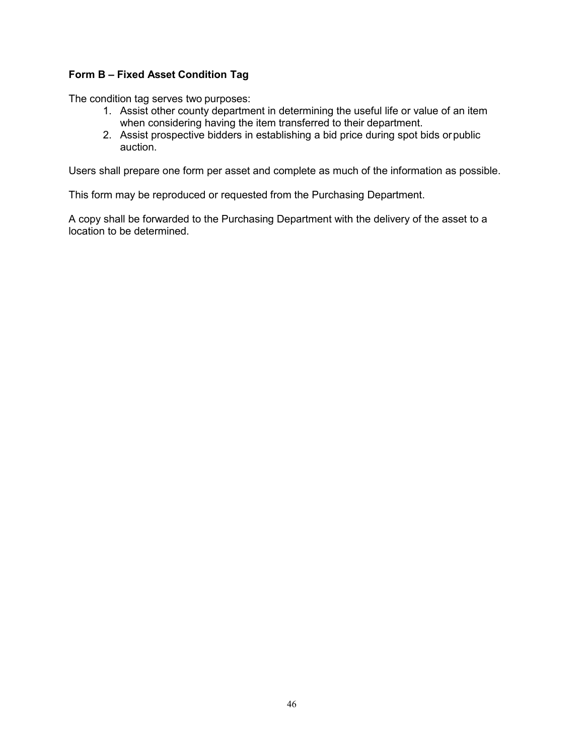**Form B – Fixed Asset Condition Tag**

The condition tag serves two purposes:

1. Assist other county department in determining the useful life or value of an item when considering having the item transferred to their department.
2. Assist prospective bidders in establishing a bid price during spot bids or public auction.

Users shall prepare one form per asset and complete as much of the information as possible.

This form may be reproduced or requested from the Purchasing Department.

A copy shall be forwarded to the Purchasing Department with the delivery of the asset to a location to be determined.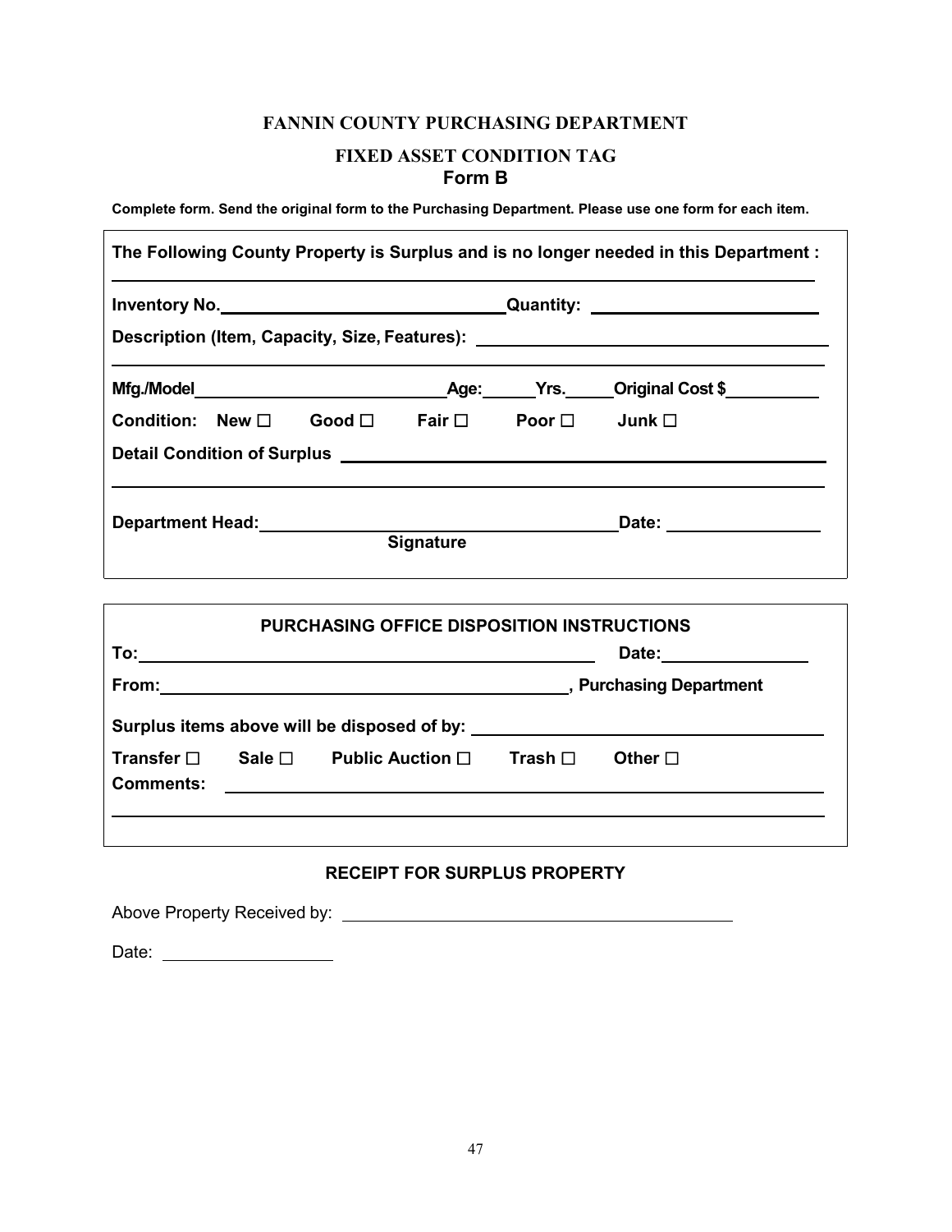# FANNIN COUNTY PURCHASING DEPARTMENT

## FIXED ASSET CONDITION TAG

## Form B

**Complete form. Send the original form to the Purchasing Department. Please use one form for each item.**

**The Following County Property is Surplus and is no longer needed in this Department :**

______________________________________________________________________

**Inventory No.**______________________________ **Quantity:** ______________________

**Description (Item, Capacity, Size, Features):** ______________________________

______________________________________________________________________

**Mfg./Model**__________________________ **Age:**______ **Yrs.**_____ **Original Cost $**__________

**Condition:** **New** ☐ **Good** ☐ **Fair** ☐ **Poor** ☐ **Junk** ☐

**Detail Condition of Surplus** ______________________________________________

______________________________________________________________________

**Department Head:**______________________________________ **Date:** ________________

**Signature**

### PURCHASING OFFICE DISPOSITION INSTRUCTIONS

**To:**______________________________________________ **Date:**________________

**From:**____________________________________________**, Purchasing Department**

**Surplus items above will be disposed of by:** __________________________________

**Transfer** ☐ **Sale** ☐ **Public Auction** ☐ **Trash** ☐ **Other** ☐

**Comments:** ________________________________________________________

______________________________________________________________________

### RECEIPT FOR SURPLUS PROPERTY

Above Property Received by: __________________________________________

Date: __________________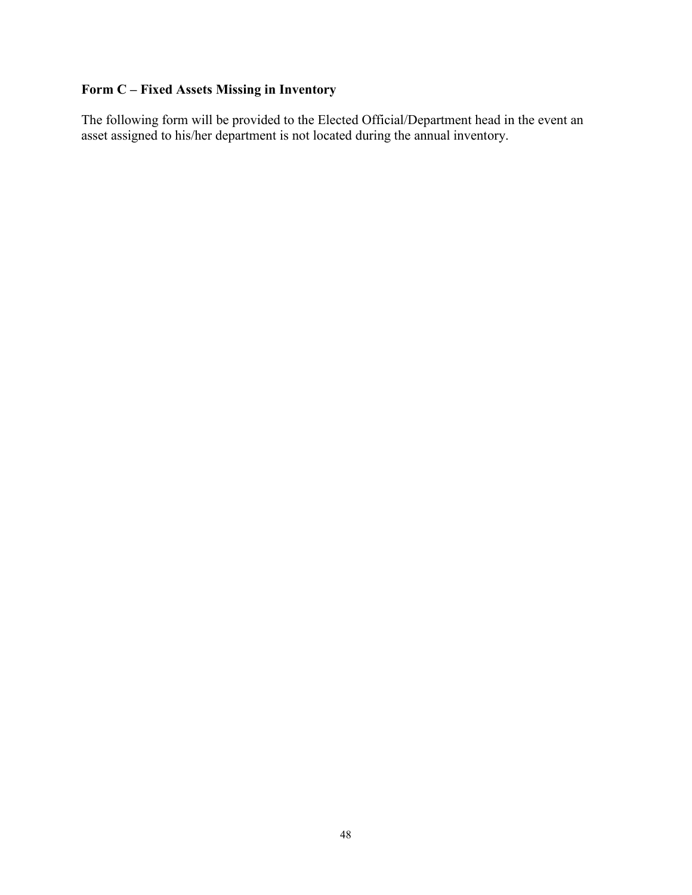**Form C – Fixed Assets Missing in Inventory**

The following form will be provided to the Elected Official/Department head in the event an asset assigned to his/her department is not located during the annual inventory.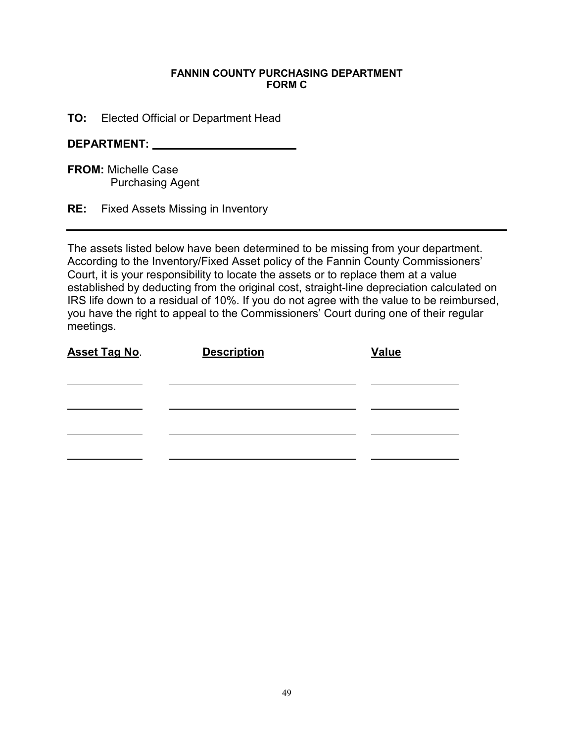**FANNIN COUNTY PURCHASING DEPARTMENT**
**FORM C**

**TO:** Elected Official or Department Head

**DEPARTMENT:** ________________________

**FROM:** Michelle Case
Purchasing Agent

**RE:** Fixed Assets Missing in Inventory

---

The assets listed below have been determined to be missing from your department. According to the Inventory/Fixed Asset policy of the Fannin County Commissioners' Court, it is your responsibility to locate the assets or to replace them at a value established by deducting from the original cost, straight-line depreciation calculated on IRS life down to a residual of 10%. If you do not agree with the value to be reimbursed, you have the right to appeal to the Commissioners' Court during one of their regular meetings.

| Asset Tag No. | Description | Value |
|---|---|---|
| | | |
| | | |
| | | |
| | | |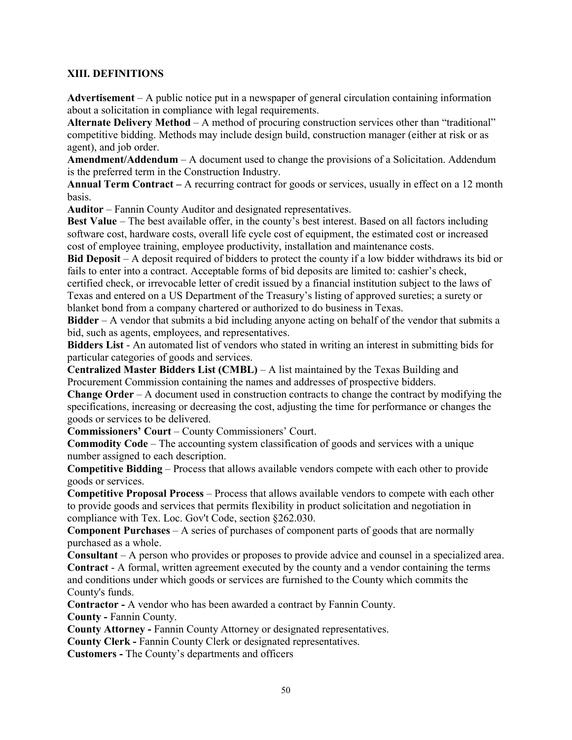## XIII. DEFINITIONS

**Advertisement** – A public notice put in a newspaper of general circulation containing information about a solicitation in compliance with legal requirements.

**Alternate Delivery Method** – A method of procuring construction services other than "traditional" competitive bidding. Methods may include design build, construction manager (either at risk or as agent), and job order.

**Amendment/Addendum** – A document used to change the provisions of a Solicitation. Addendum is the preferred term in the Construction Industry.

**Annual Term Contract –** A recurring contract for goods or services, usually in effect on a 12 month basis.

**Auditor** – Fannin County Auditor and designated representatives.

**Best Value** – The best available offer, in the county's best interest. Based on all factors including software cost, hardware costs, overall life cycle cost of equipment, the estimated cost or increased cost of employee training, employee productivity, installation and maintenance costs.

**Bid Deposit** – A deposit required of bidders to protect the county if a low bidder withdraws its bid or fails to enter into a contract. Acceptable forms of bid deposits are limited to: cashier's check, certified check, or irrevocable letter of credit issued by a financial institution subject to the laws of Texas and entered on a US Department of the Treasury's listing of approved sureties; a surety or blanket bond from a company chartered or authorized to do business in Texas.

**Bidder** – A vendor that submits a bid including anyone acting on behalf of the vendor that submits a bid, such as agents, employees, and representatives.

**Bidders List** - An automated list of vendors who stated in writing an interest in submitting bids for particular categories of goods and services.

**Centralized Master Bidders List (CMBL)** – A list maintained by the Texas Building and Procurement Commission containing the names and addresses of prospective bidders.

**Change Order** – A document used in construction contracts to change the contract by modifying the specifications, increasing or decreasing the cost, adjusting the time for performance or changes the goods or services to be delivered.

**Commissioners' Court** – County Commissioners' Court.

**Commodity Code** – The accounting system classification of goods and services with a unique number assigned to each description.

**Competitive Bidding** – Process that allows available vendors compete with each other to provide goods or services.

**Competitive Proposal Process** – Process that allows available vendors to compete with each other to provide goods and services that permits flexibility in product solicitation and negotiation in compliance with Tex. Loc. Gov't Code, section §262.030.

**Component Purchases** – A series of purchases of component parts of goods that are normally purchased as a whole.

**Consultant** – A person who provides or proposes to provide advice and counsel in a specialized area.

**Contract** - A formal, written agreement executed by the county and a vendor containing the terms and conditions under which goods or services are furnished to the County which commits the County's funds.

**Contractor -** A vendor who has been awarded a contract by Fannin County.

**County -** Fannin County.

**County Attorney -** Fannin County Attorney or designated representatives.

**County Clerk -** Fannin County Clerk or designated representatives.

**Customers -** The County's departments and officers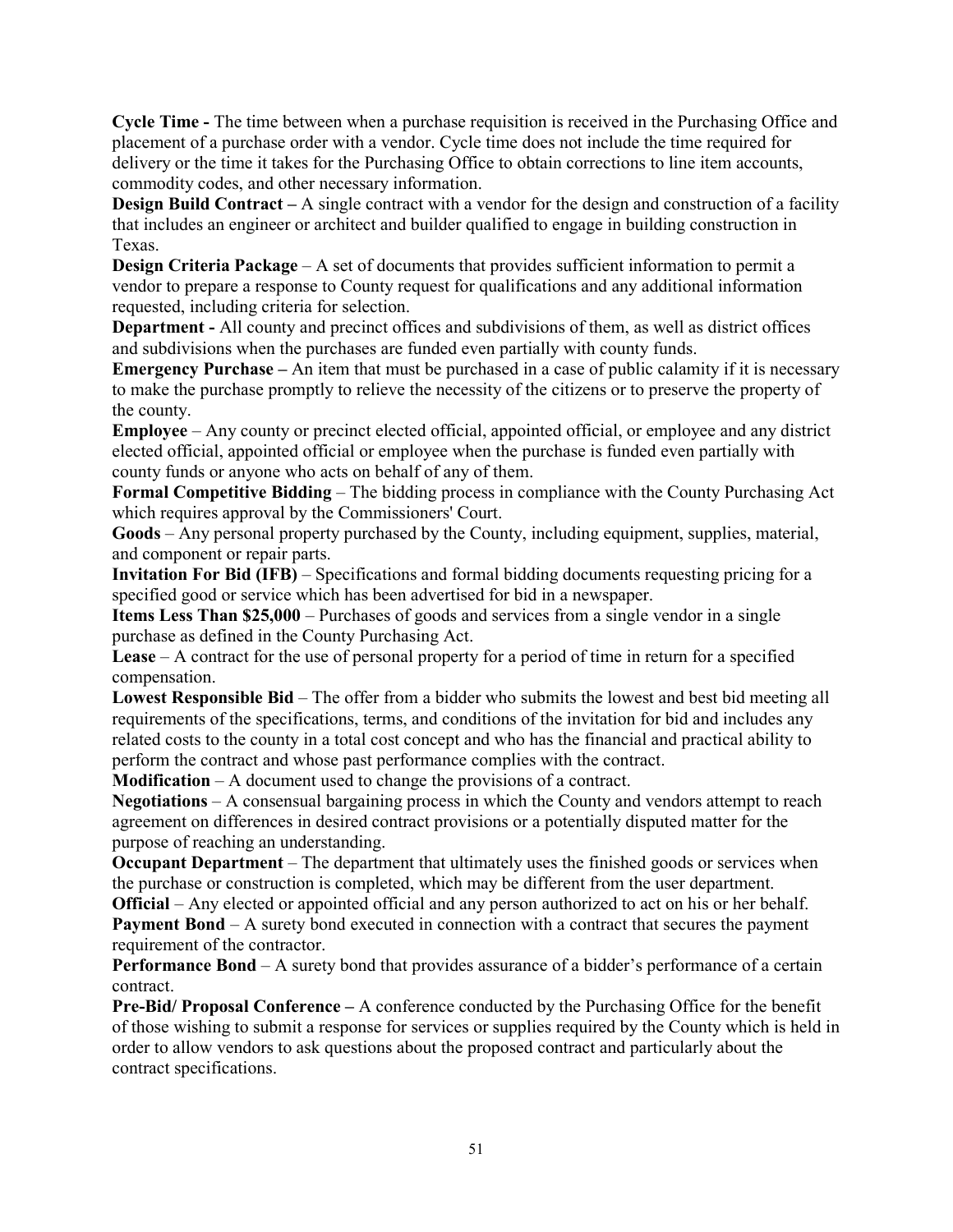**Cycle Time -** The time between when a purchase requisition is received in the Purchasing Office and placement of a purchase order with a vendor. Cycle time does not include the time required for delivery or the time it takes for the Purchasing Office to obtain corrections to line item accounts, commodity codes, and other necessary information.

**Design Build Contract –** A single contract with a vendor for the design and construction of a facility that includes an engineer or architect and builder qualified to engage in building construction in Texas.

**Design Criteria Package** – A set of documents that provides sufficient information to permit a vendor to prepare a response to County request for qualifications and any additional information requested, including criteria for selection.

**Department -** All county and precinct offices and subdivisions of them, as well as district offices and subdivisions when the purchases are funded even partially with county funds.

**Emergency Purchase –** An item that must be purchased in a case of public calamity if it is necessary to make the purchase promptly to relieve the necessity of the citizens or to preserve the property of the county.

**Employee** – Any county or precinct elected official, appointed official, or employee and any district elected official, appointed official or employee when the purchase is funded even partially with county funds or anyone who acts on behalf of any of them.

**Formal Competitive Bidding** – The bidding process in compliance with the County Purchasing Act which requires approval by the Commissioners' Court.

**Goods** – Any personal property purchased by the County, including equipment, supplies, material, and component or repair parts.

**Invitation For Bid (IFB)** – Specifications and formal bidding documents requesting pricing for a specified good or service which has been advertised for bid in a newspaper.

**Items Less Than $25,000** – Purchases of goods and services from a single vendor in a single purchase as defined in the County Purchasing Act.

**Lease** – A contract for the use of personal property for a period of time in return for a specified compensation.

**Lowest Responsible Bid** – The offer from a bidder who submits the lowest and best bid meeting all requirements of the specifications, terms, and conditions of the invitation for bid and includes any related costs to the county in a total cost concept and who has the financial and practical ability to perform the contract and whose past performance complies with the contract.

**Modification** – A document used to change the provisions of a contract.

**Negotiations** – A consensual bargaining process in which the County and vendors attempt to reach agreement on differences in desired contract provisions or a potentially disputed matter for the purpose of reaching an understanding.

**Occupant Department** – The department that ultimately uses the finished goods or services when the purchase or construction is completed, which may be different from the user department.

**Official** – Any elected or appointed official and any person authorized to act on his or her behalf.

**Payment Bond** – A surety bond executed in connection with a contract that secures the payment requirement of the contractor.

**Performance Bond** – A surety bond that provides assurance of a bidder's performance of a certain contract.

**Pre-Bid/ Proposal Conference –** A conference conducted by the Purchasing Office for the benefit of those wishing to submit a response for services or supplies required by the County which is held in order to allow vendors to ask questions about the proposed contract and particularly about the contract specifications.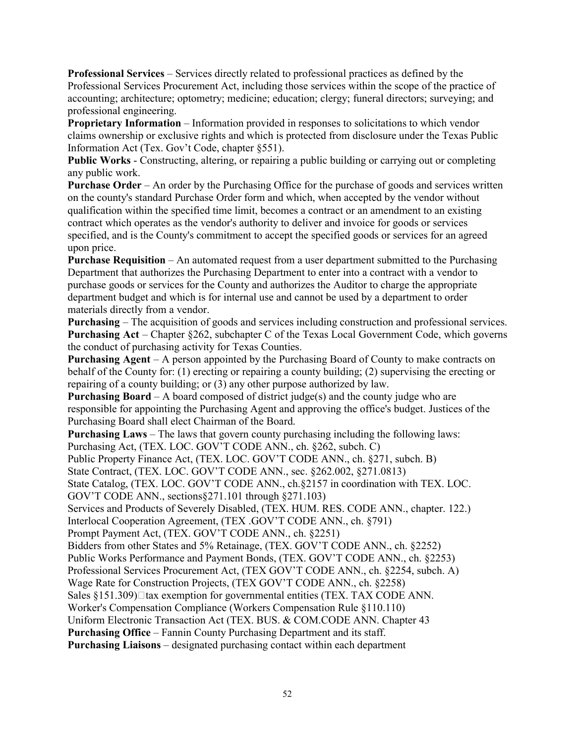**Professional Services** – Services directly related to professional practices as defined by the Professional Services Procurement Act, including those services within the scope of the practice of accounting; architecture; optometry; medicine; education; clergy; funeral directors; surveying; and professional engineering.

**Proprietary Information** – Information provided in responses to solicitations to which vendor claims ownership or exclusive rights and which is protected from disclosure under the Texas Public Information Act (Tex. Gov't Code, chapter §551).

**Public Works** - Constructing, altering, or repairing a public building or carrying out or completing any public work.

**Purchase Order** – An order by the Purchasing Office for the purchase of goods and services written on the county's standard Purchase Order form and which, when accepted by the vendor without qualification within the specified time limit, becomes a contract or an amendment to an existing contract which operates as the vendor's authority to deliver and invoice for goods or services specified, and is the County's commitment to accept the specified goods or services for an agreed upon price.

**Purchase Requisition** – An automated request from a user department submitted to the Purchasing Department that authorizes the Purchasing Department to enter into a contract with a vendor to purchase goods or services for the County and authorizes the Auditor to charge the appropriate department budget and which is for internal use and cannot be used by a department to order materials directly from a vendor.

**Purchasing** – The acquisition of goods and services including construction and professional services.

**Purchasing Act** – Chapter §262, subchapter C of the Texas Local Government Code, which governs the conduct of purchasing activity for Texas Counties.

**Purchasing Agent** – A person appointed by the Purchasing Board of County to make contracts on behalf of the County for: (1) erecting or repairing a county building; (2) supervising the erecting or repairing of a county building; or (3) any other purpose authorized by law.

**Purchasing Board** – A board composed of district judge(s) and the county judge who are responsible for appointing the Purchasing Agent and approving the office's budget. Justices of the Purchasing Board shall elect Chairman of the Board.

**Purchasing Laws** – The laws that govern county purchasing including the following laws:
Purchasing Act, (TEX. LOC. GOV'T CODE ANN., ch. §262, subch. C)
Public Property Finance Act, (TEX. LOC. GOV'T CODE ANN., ch. §271, subch. B)
State Contract, (TEX. LOC. GOV'T CODE ANN., sec. §262.002, §271.0813)
State Catalog, (TEX. LOC. GOV'T CODE ANN., ch.§2157 in coordination with TEX. LOC. GOV'T CODE ANN., sections§271.101 through §271.103)
Services and Products of Severely Disabled, (TEX. HUM. RES. CODE ANN., chapter. 122.)
Interlocal Cooperation Agreement, (TEX .GOV'T CODE ANN., ch. §791)
Prompt Payment Act, (TEX. GOV'T CODE ANN., ch. §2251)
Bidders from other States and 5% Retainage, (TEX. GOV'T CODE ANN., ch. §2252)
Public Works Performance and Payment Bonds, (TEX. GOV'T CODE ANN., ch. §2253)
Professional Services Procurement Act, (TEX GOV'T CODE ANN., ch. §2254, subch. A)
Wage Rate for Construction Projects, (TEX GOV'T CODE ANN., ch. §2258)
Sales §151.309) tax exemption for governmental entities (TEX. TAX CODE ANN.
Worker's Compensation Compliance (Workers Compensation Rule §110.110)
Uniform Electronic Transaction Act (TEX. BUS. & COM.CODE ANN. Chapter 43

**Purchasing Office** – Fannin County Purchasing Department and its staff.

**Purchasing Liaisons** – designated purchasing contact within each department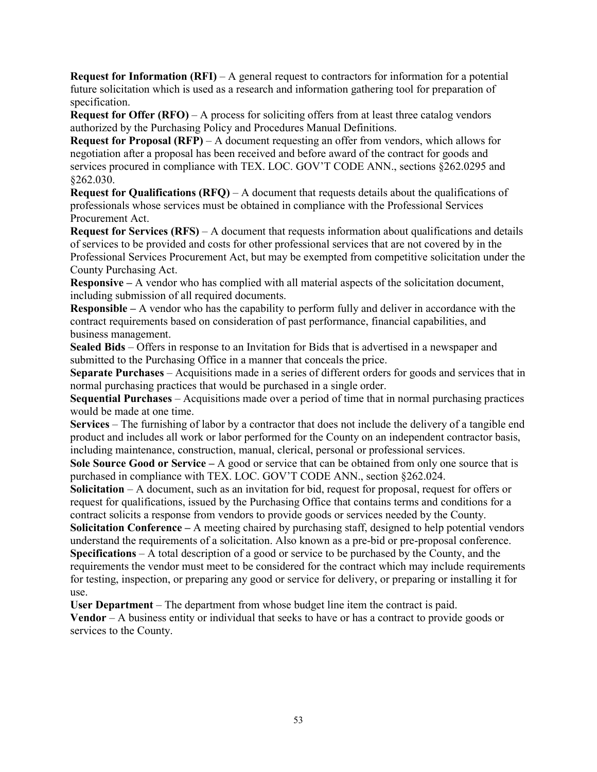**Request for Information (RFI)** – A general request to contractors for information for a potential future solicitation which is used as a research and information gathering tool for preparation of specification.

**Request for Offer (RFO)** – A process for soliciting offers from at least three catalog vendors authorized by the Purchasing Policy and Procedures Manual Definitions.

**Request for Proposal (RFP)** – A document requesting an offer from vendors, which allows for negotiation after a proposal has been received and before award of the contract for goods and services procured in compliance with TEX. LOC. GOV'T CODE ANN., sections §262.0295 and §262.030.

**Request for Qualifications (RFQ)** – A document that requests details about the qualifications of professionals whose services must be obtained in compliance with the Professional Services Procurement Act.

**Request for Services (RFS)** – A document that requests information about qualifications and details of services to be provided and costs for other professional services that are not covered by in the Professional Services Procurement Act, but may be exempted from competitive solicitation under the County Purchasing Act.

**Responsive –** A vendor who has complied with all material aspects of the solicitation document, including submission of all required documents.

**Responsible –** A vendor who has the capability to perform fully and deliver in accordance with the contract requirements based on consideration of past performance, financial capabilities, and business management.

**Sealed Bids** – Offers in response to an Invitation for Bids that is advertised in a newspaper and submitted to the Purchasing Office in a manner that conceals the price.

**Separate Purchases** – Acquisitions made in a series of different orders for goods and services that in normal purchasing practices that would be purchased in a single order.

**Sequential Purchases** – Acquisitions made over a period of time that in normal purchasing practices would be made at one time.

**Services** – The furnishing of labor by a contractor that does not include the delivery of a tangible end product and includes all work or labor performed for the County on an independent contractor basis, including maintenance, construction, manual, clerical, personal or professional services.

**Sole Source Good or Service –** A good or service that can be obtained from only one source that is purchased in compliance with TEX. LOC. GOV'T CODE ANN., section §262.024.

**Solicitation** – A document, such as an invitation for bid, request for proposal, request for offers or request for qualifications, issued by the Purchasing Office that contains terms and conditions for a contract solicits a response from vendors to provide goods or services needed by the County.

**Solicitation Conference –** A meeting chaired by purchasing staff, designed to help potential vendors understand the requirements of a solicitation. Also known as a pre-bid or pre-proposal conference.

**Specifications** – A total description of a good or service to be purchased by the County, and the requirements the vendor must meet to be considered for the contract which may include requirements for testing, inspection, or preparing any good or service for delivery, or preparing or installing it for use.

**User Department** – The department from whose budget line item the contract is paid.

**Vendor** – A business entity or individual that seeks to have or has a contract to provide goods or services to the County.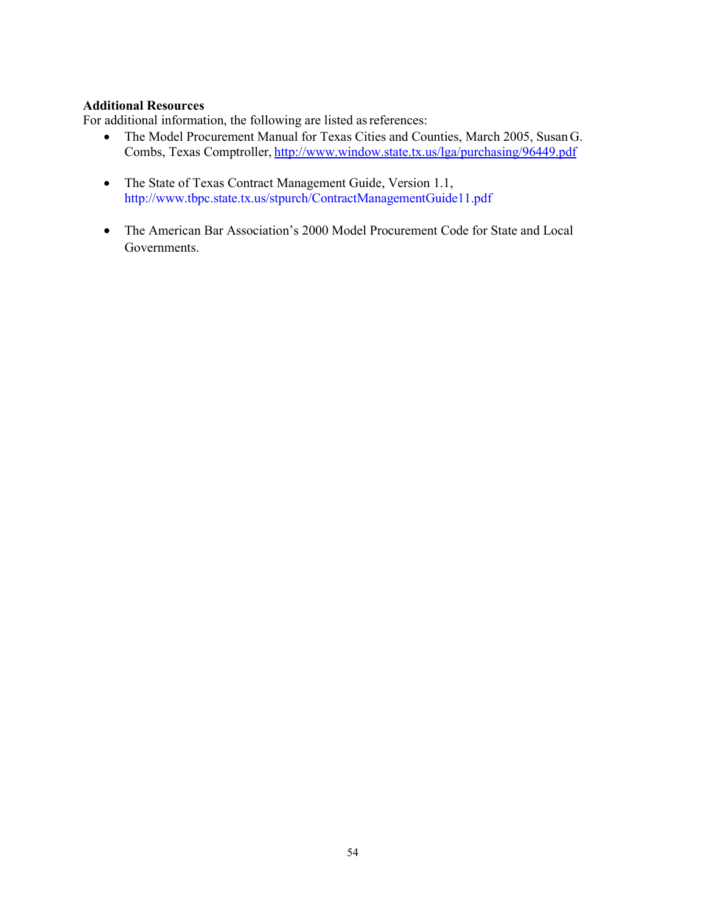**Additional Resources**

For additional information, the following are listed as references:

- The Model Procurement Manual for Texas Cities and Counties, March 2005, Susan G. Combs, Texas Comptroller, http://www.window.state.tx.us/lga/purchasing/96449.pdf

- The State of Texas Contract Management Guide, Version 1.1, http://www.tbpc.state.tx.us/stpurch/ContractManagementGuide11.pdf

- The American Bar Association's 2000 Model Procurement Code for State and Local Governments.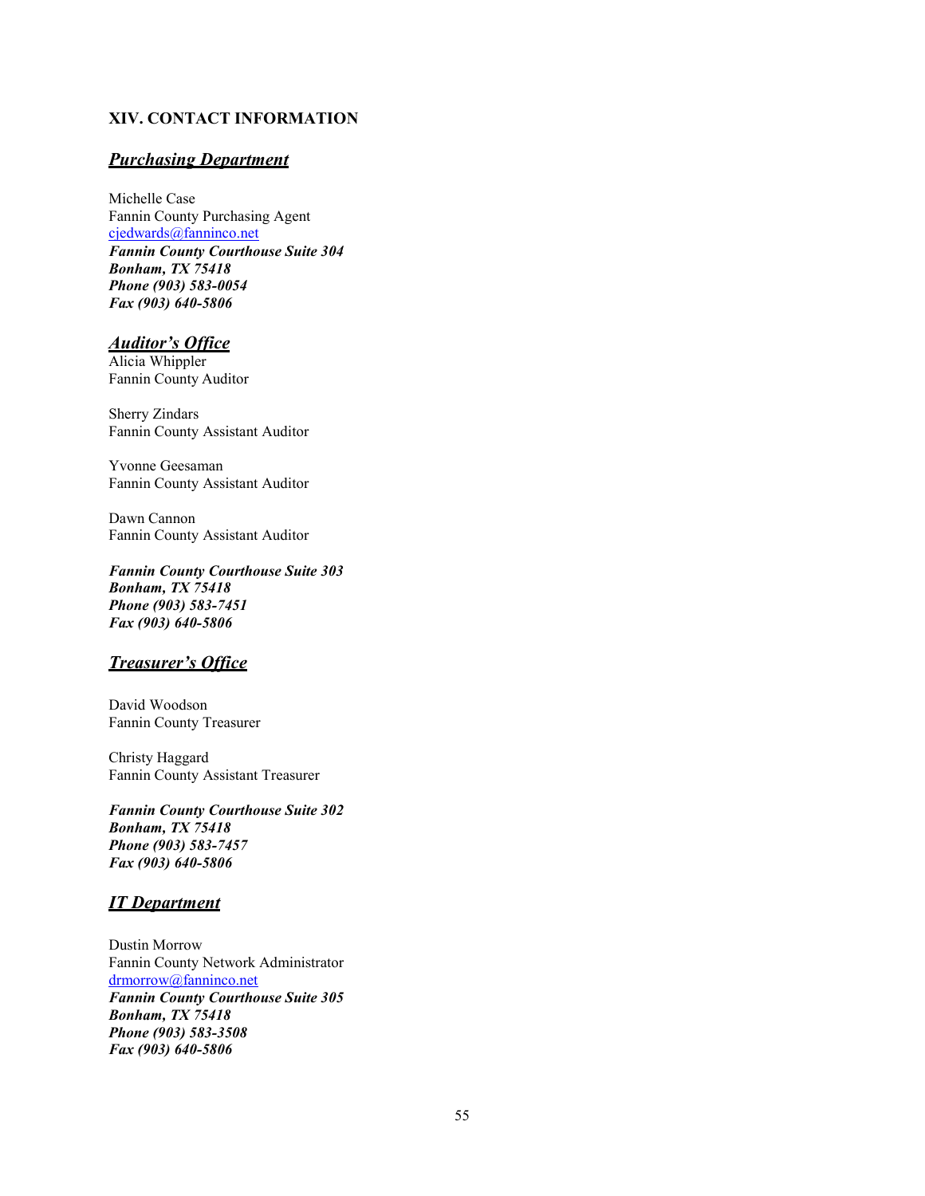## XIV. CONTACT INFORMATION

### ***Purchasing Department***

Michelle Case
Fannin County Purchasing Agent
cjedwards@fanninco.net
***Fannin County Courthouse Suite 304***
***Bonham, TX 75418***
***Phone (903) 583-0054***
***Fax (903) 640-5806***

### ***Auditor's Office***

Alicia Whippler
Fannin County Auditor

Sherry Zindars
Fannin County Assistant Auditor

Yvonne Geesaman
Fannin County Assistant Auditor

Dawn Cannon
Fannin County Assistant Auditor

***Fannin County Courthouse Suite 303***
***Bonham, TX 75418***
***Phone (903) 583-7451***
***Fax (903) 640-5806***

### ***Treasurer's Office***

David Woodson
Fannin County Treasurer

Christy Haggard
Fannin County Assistant Treasurer

***Fannin County Courthouse Suite 302***
***Bonham, TX 75418***
***Phone (903) 583-7457***
***Fax (903) 640-5806***

### ***IT Department***

Dustin Morrow
Fannin County Network Administrator
drmorrow@fanninco.net
***Fannin County Courthouse Suite 305***
***Bonham, TX 75418***
***Phone (903) 583-3508***
***Fax (903) 640-5806***